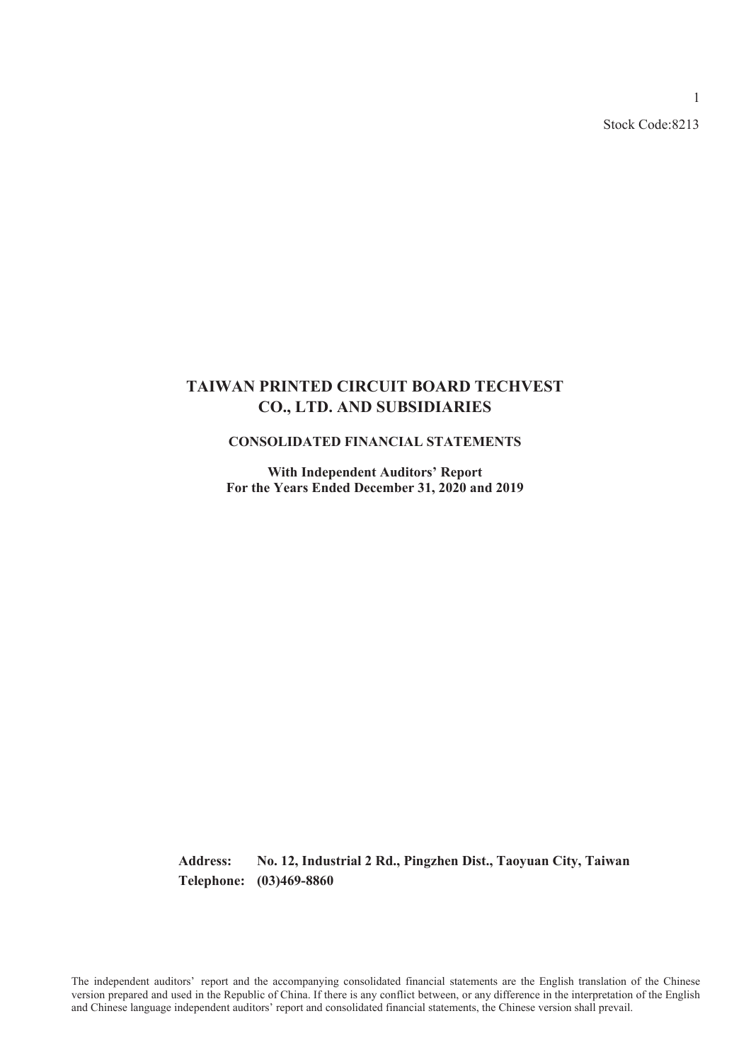Stock Code:8213

# TAIWAN PRINTED CIRCUIT BOARD TECHVEST CO., LTD. AND SUBSIDIARIES

## CONSOLIDATED FINANCIAL STATEMENTS

**With Independent Auditors' Report**
**For the Years Ended December 31, 2020 and 2019**

**Address:** **No. 12, Industrial 2 Rd., Pingzhen Dist., Taoyuan City, Taiwan**
**Telephone:** **(03)469-8860**

The independent auditors' report and the accompanying consolidated financial statements are the English translation of the Chinese version prepared and used in the Republic of China. If there is any conflict between, or any difference in the interpretation of the English and Chinese language independent auditors' report and consolidated financial statements, the Chinese version shall prevail.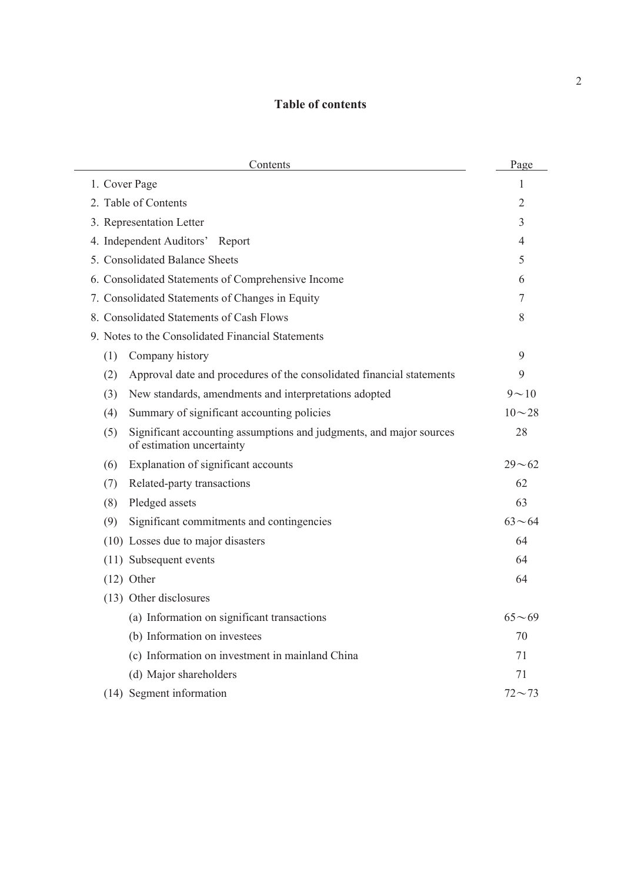# Table of contents

| Contents | Page |
|---|---|
| 1. Cover Page | 1 |
| 2. Table of Contents | 2 |
| 3. Representation Letter | 3 |
| 4. Independent Auditors' Report | 4 |
| 5. Consolidated Balance Sheets | 5 |
| 6. Consolidated Statements of Comprehensive Income | 6 |
| 7. Consolidated Statements of Changes in Equity | 7 |
| 8. Consolidated Statements of Cash Flows | 8 |
| 9. Notes to the Consolidated Financial Statements | |
| (1) Company history | 9 |
| (2) Approval date and procedures of the consolidated financial statements | 9 |
| (3) New standards, amendments and interpretations adopted | 9～10 |
| (4) Summary of significant accounting policies | 10～28 |
| (5) Significant accounting assumptions and judgments, and major sources of estimation uncertainty | 28 |
| (6) Explanation of significant accounts | 29～62 |
| (7) Related-party transactions | 62 |
| (8) Pledged assets | 63 |
| (9) Significant commitments and contingencies | 63～64 |
| (10) Losses due to major disasters | 64 |
| (11) Subsequent events | 64 |
| (12) Other | 64 |
| (13) Other disclosures | |
| (a) Information on significant transactions | 65～69 |
| (b) Information on investees | 70 |
| (c) Information on investment in mainland China | 71 |
| (d) Major shareholders | 71 |
| (14) Segment information | 72～73 |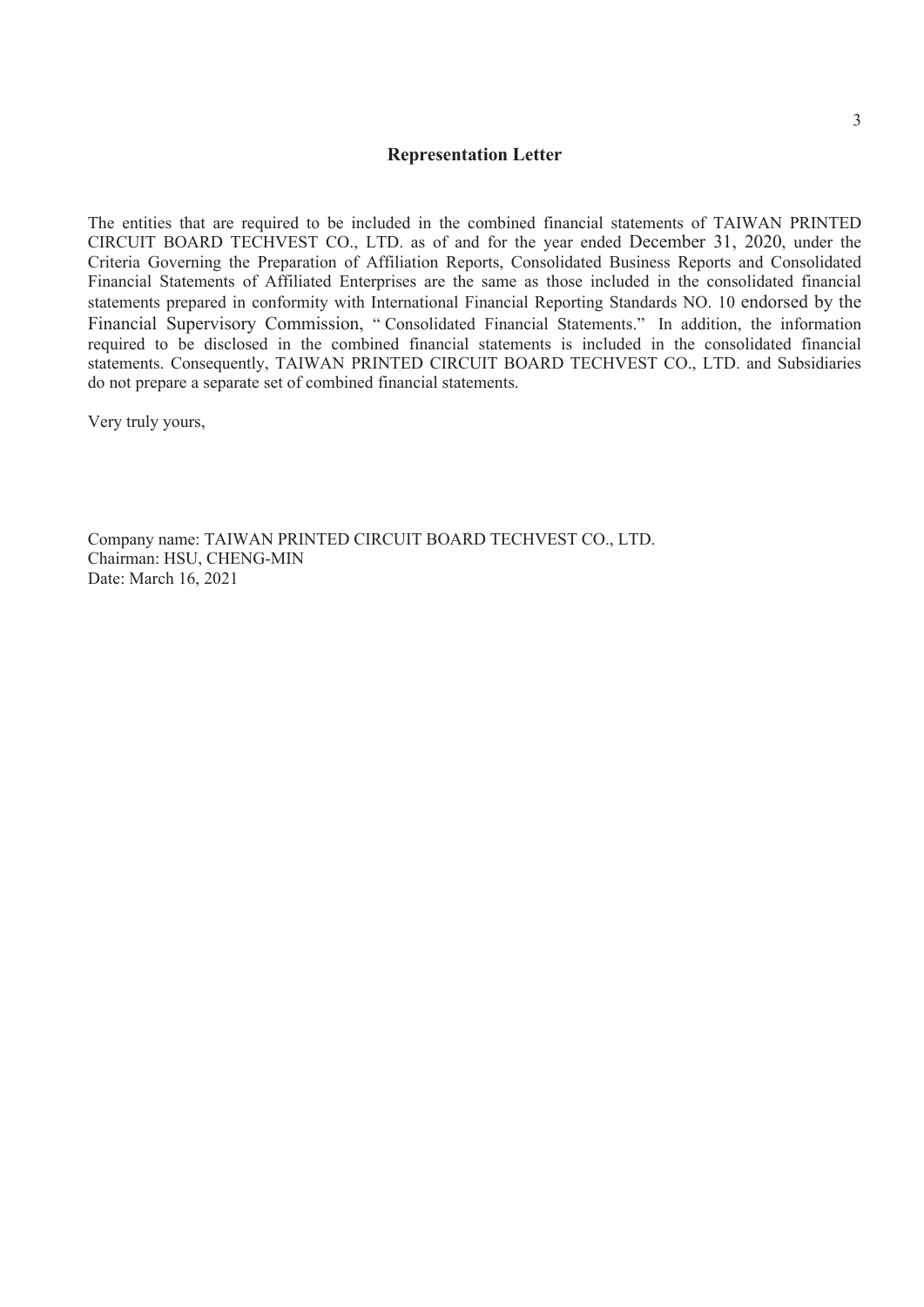## Representation Letter

The entities that are required to be included in the combined financial statements of TAIWAN PRINTED CIRCUIT BOARD TECHVEST CO., LTD. as of and for the year ended December 31, 2020, under the Criteria Governing the Preparation of Affiliation Reports, Consolidated Business Reports and Consolidated Financial Statements of Affiliated Enterprises are the same as those included in the consolidated financial statements prepared in conformity with International Financial Reporting Standards NO. 10 endorsed by the Financial Supervisory Commission, "Consolidated Financial Statements." In addition, the information required to be disclosed in the combined financial statements is included in the consolidated financial statements. Consequently, TAIWAN PRINTED CIRCUIT BOARD TECHVEST CO., LTD. and Subsidiaries do not prepare a separate set of combined financial statements.

Very truly yours,

Company name: TAIWAN PRINTED CIRCUIT BOARD TECHVEST CO., LTD.
Chairman: HSU, CHENG-MIN
Date: March 16, 2021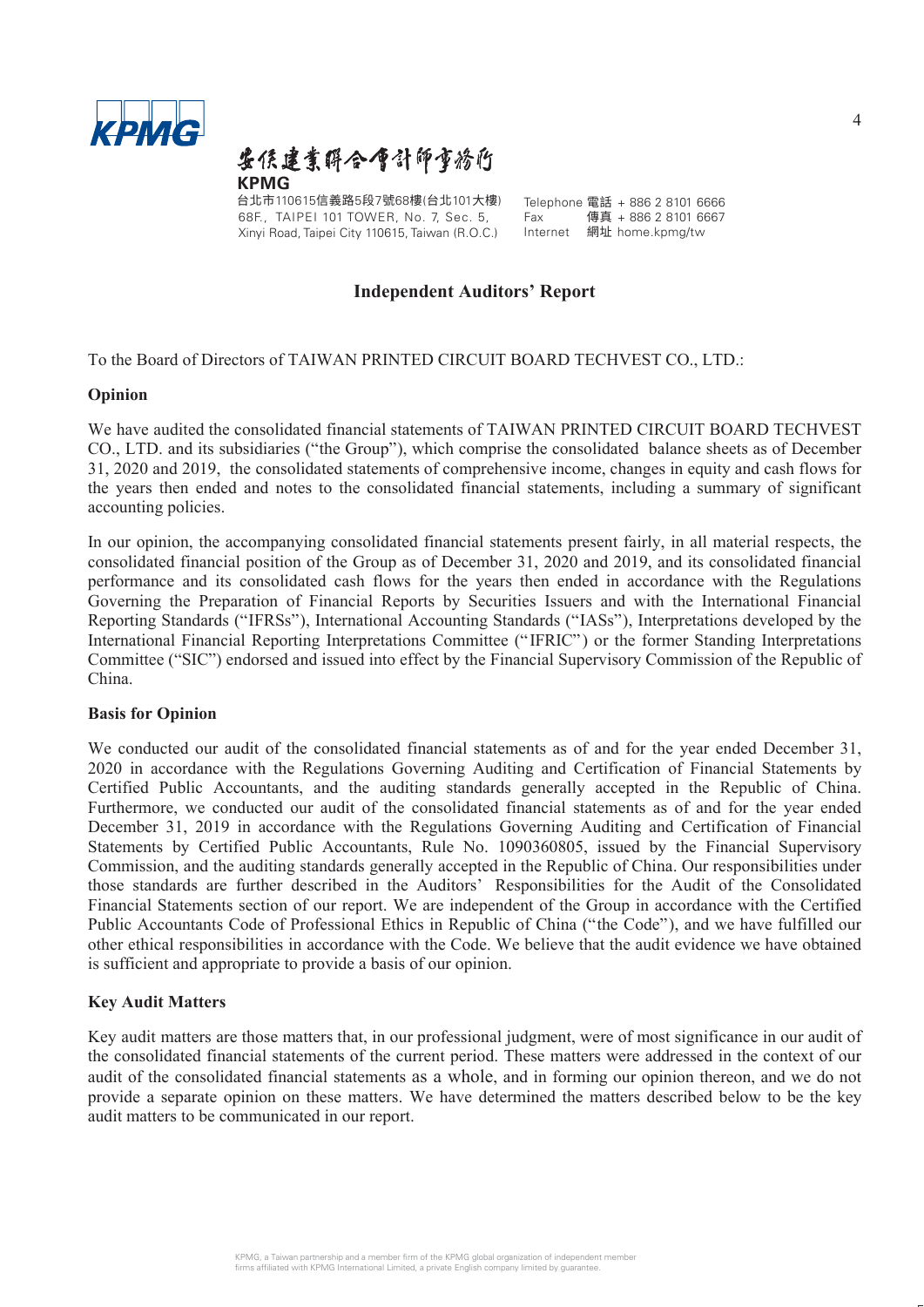安侯建業聯合會計師事務所
**KPMG**
台北市110615信義路5段7號68樓(台北101大樓)
68F., TAIPEI 101 TOWER, No. 7, Sec. 5, Xinyi Road, Taipei City 110615, Taiwan (R.O.C.)

Telephone 電話 + 886 2 8101 6666
Fax 傳真 + 886 2 8101 6667
Internet 網址 home.kpmg/tw

# Independent Auditors' Report

To the Board of Directors of TAIWAN PRINTED CIRCUIT BOARD TECHVEST CO., LTD.:

## Opinion

We have audited the consolidated financial statements of TAIWAN PRINTED CIRCUIT BOARD TECHVEST CO., LTD. and its subsidiaries ("the Group"), which comprise the consolidated balance sheets as of December 31, 2020 and 2019, the consolidated statements of comprehensive income, changes in equity and cash flows for the years then ended and notes to the consolidated financial statements, including a summary of significant accounting policies.

In our opinion, the accompanying consolidated financial statements present fairly, in all material respects, the consolidated financial position of the Group as of December 31, 2020 and 2019, and its consolidated financial performance and its consolidated cash flows for the years then ended in accordance with the Regulations Governing the Preparation of Financial Reports by Securities Issuers and with the International Financial Reporting Standards ("IFRSs"), International Accounting Standards ("IASs"), Interpretations developed by the International Financial Reporting Interpretations Committee ("IFRIC") or the former Standing Interpretations Committee ("SIC") endorsed and issued into effect by the Financial Supervisory Commission of the Republic of China.

## Basis for Opinion

We conducted our audit of the consolidated financial statements as of and for the year ended December 31, 2020 in accordance with the Regulations Governing Auditing and Certification of Financial Statements by Certified Public Accountants, and the auditing standards generally accepted in the Republic of China. Furthermore, we conducted our audit of the consolidated financial statements as of and for the year ended December 31, 2019 in accordance with the Regulations Governing Auditing and Certification of Financial Statements by Certified Public Accountants, Rule No. 1090360805, issued by the Financial Supervisory Commission, and the auditing standards generally accepted in the Republic of China. Our responsibilities under those standards are further described in the Auditors' Responsibilities for the Audit of the Consolidated Financial Statements section of our report. We are independent of the Group in accordance with the Certified Public Accountants Code of Professional Ethics in Republic of China ("the Code"), and we have fulfilled our other ethical responsibilities in accordance with the Code. We believe that the audit evidence we have obtained is sufficient and appropriate to provide a basis of our opinion.

## Key Audit Matters

Key audit matters are those matters that, in our professional judgment, were of most significance in our audit of the consolidated financial statements of the current period. These matters were addressed in the context of our audit of the consolidated financial statements as a whole, and in forming our opinion thereon, and we do not provide a separate opinion on these matters. We have determined the matters described below to be the key audit matters to be communicated in our report.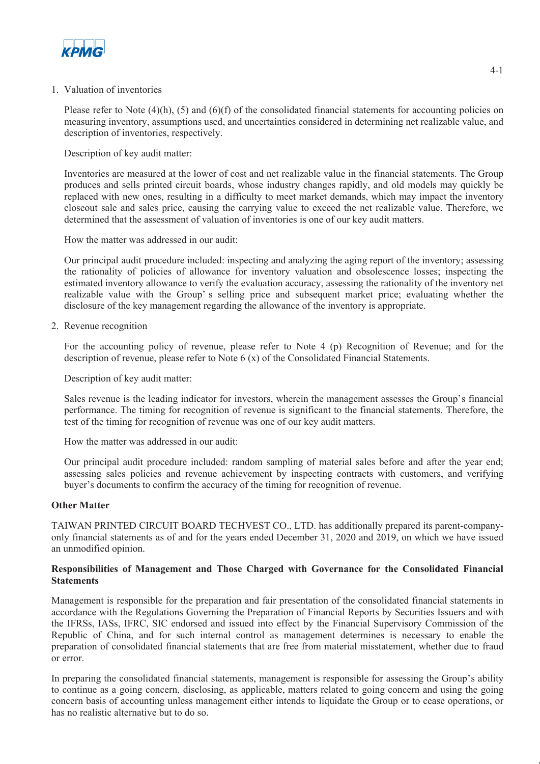1. Valuation of inventories

   Please refer to Note (4)(h), (5) and (6)(f) of the consolidated financial statements for accounting policies on measuring inventory, assumptions used, and uncertainties considered in determining net realizable value, and description of inventories, respectively.

   Description of key audit matter:

   Inventories are measured at the lower of cost and net realizable value in the financial statements. The Group produces and sells printed circuit boards, whose industry changes rapidly, and old models may quickly be replaced with new ones, resulting in a difficulty to meet market demands, which may impact the inventory closeout sale and sales price, causing the carrying value to exceed the net realizable value. Therefore, we determined that the assessment of valuation of inventories is one of our key audit matters.

   How the matter was addressed in our audit:

   Our principal audit procedure included: inspecting and analyzing the aging report of the inventory; assessing the rationality of policies of allowance for inventory valuation and obsolescence losses; inspecting the estimated inventory allowance to verify the evaluation accuracy, assessing the rationality of the inventory net realizable value with the Group's selling price and subsequent market price; evaluating whether the disclosure of the key management regarding the allowance of the inventory is appropriate.

2. Revenue recognition

   For the accounting policy of revenue, please refer to Note 4 (p) Recognition of Revenue; and for the description of revenue, please refer to Note 6 (x) of the Consolidated Financial Statements.

   Description of key audit matter:

   Sales revenue is the leading indicator for investors, wherein the management assesses the Group's financial performance. The timing for recognition of revenue is significant to the financial statements. Therefore, the test of the timing for recognition of revenue was one of our key audit matters.

   How the matter was addressed in our audit:

   Our principal audit procedure included: random sampling of material sales before and after the year end; assessing sales policies and revenue achievement by inspecting contracts with customers, and verifying buyer's documents to confirm the accuracy of the timing for recognition of revenue.

**Other Matter**

TAIWAN PRINTED CIRCUIT BOARD TECHVEST CO., LTD. has additionally prepared its parent-company-only financial statements as of and for the years ended December 31, 2020 and 2019, on which we have issued an unmodified opinion.

**Responsibilities of Management and Those Charged with Governance for the Consolidated Financial Statements**

Management is responsible for the preparation and fair presentation of the consolidated financial statements in accordance with the Regulations Governing the Preparation of Financial Reports by Securities Issuers and with the IFRSs, IASs, IFRC, SIC endorsed and issued into effect by the Financial Supervisory Commission of the Republic of China, and for such internal control as management determines is necessary to enable the preparation of consolidated financial statements that are free from material misstatement, whether due to fraud or error.

In preparing the consolidated financial statements, management is responsible for assessing the Group's ability to continue as a going concern, disclosing, as applicable, matters related to going concern and using the going concern basis of accounting unless management either intends to liquidate the Group or to cease operations, or has no realistic alternative but to do so.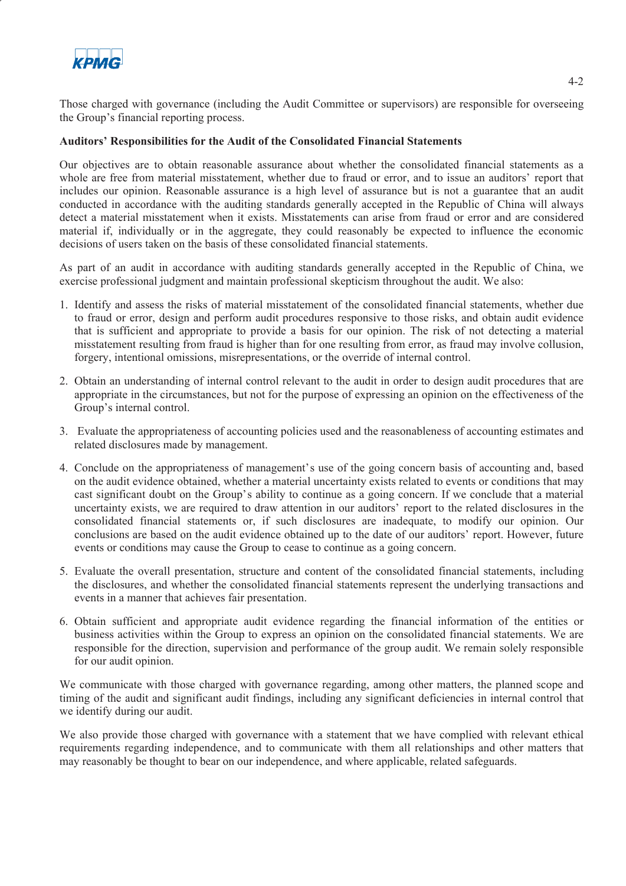Those charged with governance (including the Audit Committee or supervisors) are responsible for overseeing the Group's financial reporting process.

**Auditors' Responsibilities for the Audit of the Consolidated Financial Statements**

Our objectives are to obtain reasonable assurance about whether the consolidated financial statements as a whole are free from material misstatement, whether due to fraud or error, and to issue an auditors' report that includes our opinion. Reasonable assurance is a high level of assurance but is not a guarantee that an audit conducted in accordance with the auditing standards generally accepted in the Republic of China will always detect a material misstatement when it exists. Misstatements can arise from fraud or error and are considered material if, individually or in the aggregate, they could reasonably be expected to influence the economic decisions of users taken on the basis of these consolidated financial statements.

As part of an audit in accordance with auditing standards generally accepted in the Republic of China, we exercise professional judgment and maintain professional skepticism throughout the audit. We also:

1. Identify and assess the risks of material misstatement of the consolidated financial statements, whether due to fraud or error, design and perform audit procedures responsive to those risks, and obtain audit evidence that is sufficient and appropriate to provide a basis for our opinion. The risk of not detecting a material misstatement resulting from fraud is higher than for one resulting from error, as fraud may involve collusion, forgery, intentional omissions, misrepresentations, or the override of internal control.

2. Obtain an understanding of internal control relevant to the audit in order to design audit procedures that are appropriate in the circumstances, but not for the purpose of expressing an opinion on the effectiveness of the Group's internal control.

3. Evaluate the appropriateness of accounting policies used and the reasonableness of accounting estimates and related disclosures made by management.

4. Conclude on the appropriateness of management's use of the going concern basis of accounting and, based on the audit evidence obtained, whether a material uncertainty exists related to events or conditions that may cast significant doubt on the Group's ability to continue as a going concern. If we conclude that a material uncertainty exists, we are required to draw attention in our auditors' report to the related disclosures in the consolidated financial statements or, if such disclosures are inadequate, to modify our opinion. Our conclusions are based on the audit evidence obtained up to the date of our auditors' report. However, future events or conditions may cause the Group to cease to continue as a going concern.

5. Evaluate the overall presentation, structure and content of the consolidated financial statements, including the disclosures, and whether the consolidated financial statements represent the underlying transactions and events in a manner that achieves fair presentation.

6. Obtain sufficient and appropriate audit evidence regarding the financial information of the entities or business activities within the Group to express an opinion on the consolidated financial statements. We are responsible for the direction, supervision and performance of the group audit. We remain solely responsible for our audit opinion.

We communicate with those charged with governance regarding, among other matters, the planned scope and timing of the audit and significant audit findings, including any significant deficiencies in internal control that we identify during our audit.

We also provide those charged with governance with a statement that we have complied with relevant ethical requirements regarding independence, and to communicate with them all relationships and other matters that may reasonably be thought to bear on our independence, and where applicable, related safeguards.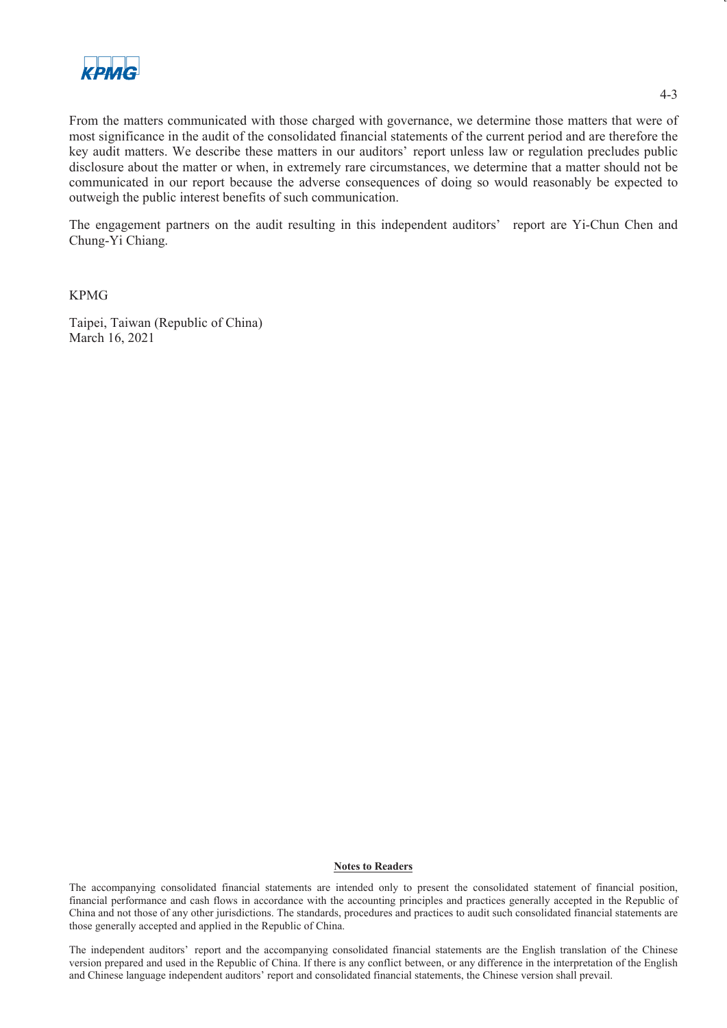From the matters communicated with those charged with governance, we determine those matters that were of most significance in the audit of the consolidated financial statements of the current period and are therefore the key audit matters. We describe these matters in our auditors' report unless law or regulation precludes public disclosure about the matter or when, in extremely rare circumstances, we determine that a matter should not be communicated in our report because the adverse consequences of doing so would reasonably be expected to outweigh the public interest benefits of such communication.

The engagement partners on the audit resulting in this independent auditors' report are Yi-Chun Chen and Chung-Yi Chiang.

KPMG

Taipei, Taiwan (Republic of China)
March 16, 2021

**Notes to Readers**

The accompanying consolidated financial statements are intended only to present the consolidated statement of financial position, financial performance and cash flows in accordance with the accounting principles and practices generally accepted in the Republic of China and not those of any other jurisdictions. The standards, procedures and practices to audit such consolidated financial statements are those generally accepted and applied in the Republic of China.

The independent auditors' report and the accompanying consolidated financial statements are the English translation of the Chinese version prepared and used in the Republic of China. If there is any conflict between, or any difference in the interpretation of the English and Chinese language independent auditors' report and consolidated financial statements, the Chinese version shall prevail.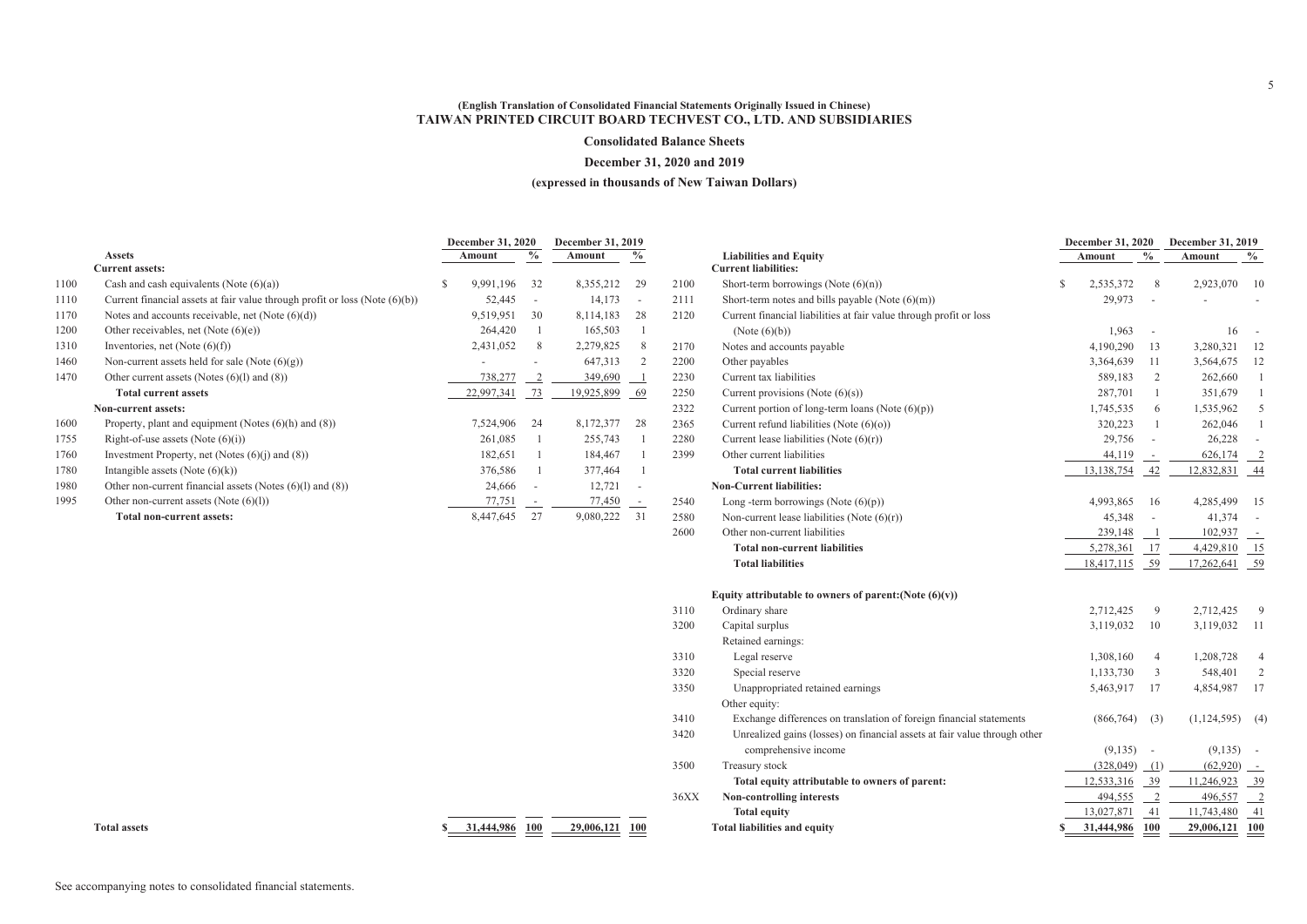(English Translation of Consolidated Financial Statements Originally Issued in Chinese)

# TAIWAN PRINTED CIRCUIT BOARD TECHVEST CO., LTD. AND SUBSIDIARIES

## Consolidated Balance Sheets

### December 31, 2020 and 2019

### (expressed in thousands of New Taiwan Dollars)

| | Assets | December 31, 2020 Amount | % | December 31, 2019 Amount | % |
|---|---|---|---|---|---|
| | **Current assets:** | | | | |
| 1100 | Cash and cash equivalents (Note (6)(a)) | $ 9,991,196 | 32 | 8,355,212 | 29 |
| 1110 | Current financial assets at fair value through profit or loss (Note (6)(b)) | 52,445 | - | 14,173 | - |
| 1170 | Notes and accounts receivable, net (Note (6)(d)) | 9,519,951 | 30 | 8,114,183 | 28 |
| 1200 | Other receivables, net (Note (6)(e)) | 264,420 | 1 | 165,503 | 1 |
| 1310 | Inventories, net (Note (6)(f)) | 2,431,052 | 8 | 2,279,825 | 8 |
| 1460 | Non-current assets held for sale (Note (6)(g)) | - | - | 647,313 | 2 |
| 1470 | Other current assets (Notes (6)(l) and (8)) | 738,277 | 2 | 349,690 | 1 |
| | **Total current assets** | 22,997,341 | 73 | 19,925,899 | 69 |
| | **Non-current assets:** | | | | |
| 1600 | Property, plant and equipment (Notes (6)(h) and (8)) | 7,524,906 | 24 | 8,172,377 | 28 |
| 1755 | Right-of-use assets (Note (6)(i)) | 261,085 | 1 | 255,743 | 1 |
| 1760 | Investment Property, net (Notes (6)(j) and (8)) | 182,651 | 1 | 184,467 | 1 |
| 1780 | Intangible assets (Note (6)(k)) | 376,586 | 1 | 377,464 | 1 |
| 1980 | Other non-current financial assets (Notes (6)(l) and (8)) | 24,666 | - | 12,721 | - |
| 1995 | Other non-current assets (Note (6)(l)) | 77,751 | - | 77,450 | - |
| | **Total non-current assets:** | 8,447,645 | 27 | 9,080,222 | 31 |
| | **Total assets** | $ 31,444,986 | 100 | 29,006,121 | 100 |

| | Liabilities and Equity | December 31, 2020 Amount | % | December 31, 2019 Amount | % |
|---|---|---|---|---|---|
| | **Current liabilities:** | | | | |
| 2100 | Short-term borrowings (Note (6)(n)) | $ 2,535,372 | 8 | 2,923,070 | 10 |
| 2111 | Short-term notes and bills payable (Note (6)(m)) | 29,973 | - | - | - |
| 2120 | Current financial liabilities at fair value through profit or loss (Note (6)(b)) | 1,963 | - | 16 | - |
| 2170 | Notes and accounts payable | 4,190,290 | 13 | 3,280,321 | 12 |
| 2200 | Other payables | 3,364,639 | 11 | 3,564,675 | 12 |
| 2230 | Current tax liabilities | 589,183 | 2 | 262,660 | 1 |
| 2250 | Current provisions (Note (6)(s)) | 287,701 | 1 | 351,679 | 1 |
| 2322 | Current portion of long-term loans (Note (6)(p)) | 1,745,535 | 6 | 1,535,962 | 5 |
| 2365 | Current refund liabilities (Note (6)(o)) | 320,223 | 1 | 262,046 | 1 |
| 2280 | Current lease liabilities (Note (6)(r)) | 29,756 | - | 26,228 | - |
| 2399 | Other current liabilities | 44,119 | - | 626,174 | 2 |
| | **Total current liabilities** | 13,138,754 | 42 | 12,832,831 | 44 |
| | **Non-Current liabilities:** | | | | |
| 2540 | Long -term borrowings (Note (6)(p)) | 4,993,865 | 16 | 4,285,499 | 15 |
| 2580 | Non-current lease liabilities (Note (6)(r)) | 45,348 | - | 41,374 | - |
| 2600 | Other non-current liabilities | 239,148 | 1 | 102,937 | - |
| | **Total non-current liabilities** | 5,278,361 | 17 | 4,429,810 | 15 |
| | **Total liabilities** | 18,417,115 | 59 | 17,262,641 | 59 |
| | **Equity attributable to owners of parent:(Note (6)(v))** | | | | |
| 3110 | Ordinary share | 2,712,425 | 9 | 2,712,425 | 9 |
| 3200 | Capital surplus | 3,119,032 | 10 | 3,119,032 | 11 |
| | Retained earnings: | | | | |
| 3310 | Legal reserve | 1,308,160 | 4 | 1,208,728 | 4 |
| 3320 | Special reserve | 1,133,730 | 3 | 548,401 | 2 |
| 3350 | Unappropriated retained earnings | 5,463,917 | 17 | 4,854,987 | 17 |
| | Other equity: | | | | |
| 3410 | Exchange differences on translation of foreign financial statements | (866,764) | (3) | (1,124,595) | (4) |
| 3420 | Unrealized gains (losses) on financial assets at fair value through other comprehensive income | (9,135) | - | (9,135) | - |
| 3500 | Treasury stock | (328,049) | (1) | (62,920) | - |
| | **Total equity attributable to owners of parent:** | 12,533,316 | 39 | 11,246,923 | 39 |
| 36XX | **Non-controlling interests** | 494,555 | 2 | 496,557 | 2 |
| | **Total equity** | 13,027,871 | 41 | 11,743,480 | 41 |
| | **Total liabilities and equity** | $ 31,444,986 | 100 | 29,006,121 | 100 |

See accompanying notes to consolidated financial statements.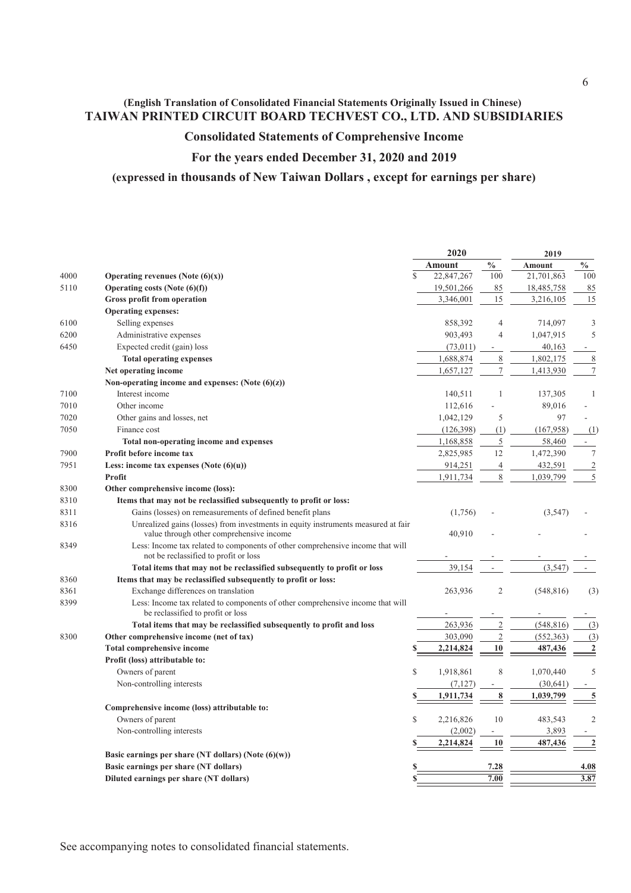(English Translation of Consolidated Financial Statements Originally Issued in Chinese)

# TAIWAN PRINTED CIRCUIT BOARD TECHVEST CO., LTD. AND SUBSIDIARIES

## Consolidated Statements of Comprehensive Income

## For the years ended December 31, 2020 and 2019

## (expressed in thousands of New Taiwan Dollars , except for earnings per share)

| | | 2020 | | 2019 | |
|---|---|---|---|---|---|
| | | Amount | % | Amount | % |
| 4000 | **Operating revenues (Note (6)(x))** | $ 22,847,267 | 100 | 21,701,863 | 100 |
| 5110 | **Operating costs (Note (6)(f))** | 19,501,266 | 85 | 18,485,758 | 85 |
| | **Gross profit from operation** | 3,346,001 | 15 | 3,216,105 | 15 |
| | **Operating expenses:** | | | | |
| 6100 | Selling expenses | 858,392 | 4 | 714,097 | 3 |
| 6200 | Administrative expenses | 903,493 | 4 | 1,047,915 | 5 |
| 6450 | Expected credit (gain) loss | (73,011) | - | 40,163 | - |
| | **Total operating expenses** | 1,688,874 | 8 | 1,802,175 | 8 |
| | **Net operating income** | 1,657,127 | 7 | 1,413,930 | 7 |
| | **Non-operating income and expenses: (Note (6)(z))** | | | | |
| 7100 | Interest income | 140,511 | 1 | 137,305 | 1 |
| 7010 | Other income | 112,616 | - | 89,016 | - |
| 7020 | Other gains and losses, net | 1,042,129 | 5 | 97 | - |
| 7050 | Finance cost | (126,398) | (1) | (167,958) | (1) |
| | **Total non-operating income and expenses** | 1,168,858 | 5 | 58,460 | - |
| 7900 | **Profit before income tax** | 2,825,985 | 12 | 1,472,390 | 7 |
| 7951 | **Less: income tax expenses (Note (6)(u))** | 914,251 | 4 | 432,591 | 2 |
| | **Profit** | 1,911,734 | 8 | 1,039,799 | 5 |
| 8300 | **Other comprehensive income (loss):** | | | | |
| 8310 | **Items that may not be reclassified subsequently to profit or loss:** | | | | |
| 8311 | Gains (losses) on remeasurements of defined benefit plans | (1,756) | - | (3,547) | - |
| 8316 | Unrealized gains (losses) from investments in equity instruments measured at fair value through other comprehensive income | 40,910 | - | - | - |
| 8349 | Less: Income tax related to components of other comprehensive income that will not be reclassified to profit or loss | - | - | - | - |
| | **Total items that may not be reclassified subsequently to profit or loss** | 39,154 | - | (3,547) | - |
| 8360 | **Items that may be reclassified subsequently to profit or loss:** | | | | |
| 8361 | Exchange differences on translation | 263,936 | 2 | (548,816) | (3) |
| 8399 | Less: Income tax related to components of other comprehensive income that will be reclassified to profit or loss | - | - | - | - |
| | **Total items that may be reclassified subsequently to profit and loss** | 263,936 | 2 | (548,816) | (3) |
| 8300 | **Other comprehensive income (net of tax)** | 303,090 | 2 | (552,363) | (3) |
| | **Total comprehensive income** | **$ 2,214,824** | **10** | **487,436** | **2** |
| | **Profit (loss) attributable to:** | | | | |
| | Owners of parent | $ 1,918,861 | 8 | 1,070,440 | 5 |
| | Non-controlling interests | (7,127) | - | (30,641) | - |
| | | **$ 1,911,734** | **8** | **1,039,799** | **5** |
| | **Comprehensive income (loss) attributable to:** | | | | |
| | Owners of parent | $ 2,216,826 | 10 | 483,543 | 2 |
| | Non-controlling interests | (2,002) | - | 3,893 | - |
| | | **$ 2,214,824** | **10** | **487,436** | **2** |
| | **Basic earnings per share (NT dollars) (Note (6)(w))** | | | | |
| | **Basic earnings per share (NT dollars)** | **$** | **7.28** | | **4.08** |
| | **Diluted earnings per share (NT dollars)** | **$** | **7.00** | | **3.87** |

See accompanying notes to consolidated financial statements.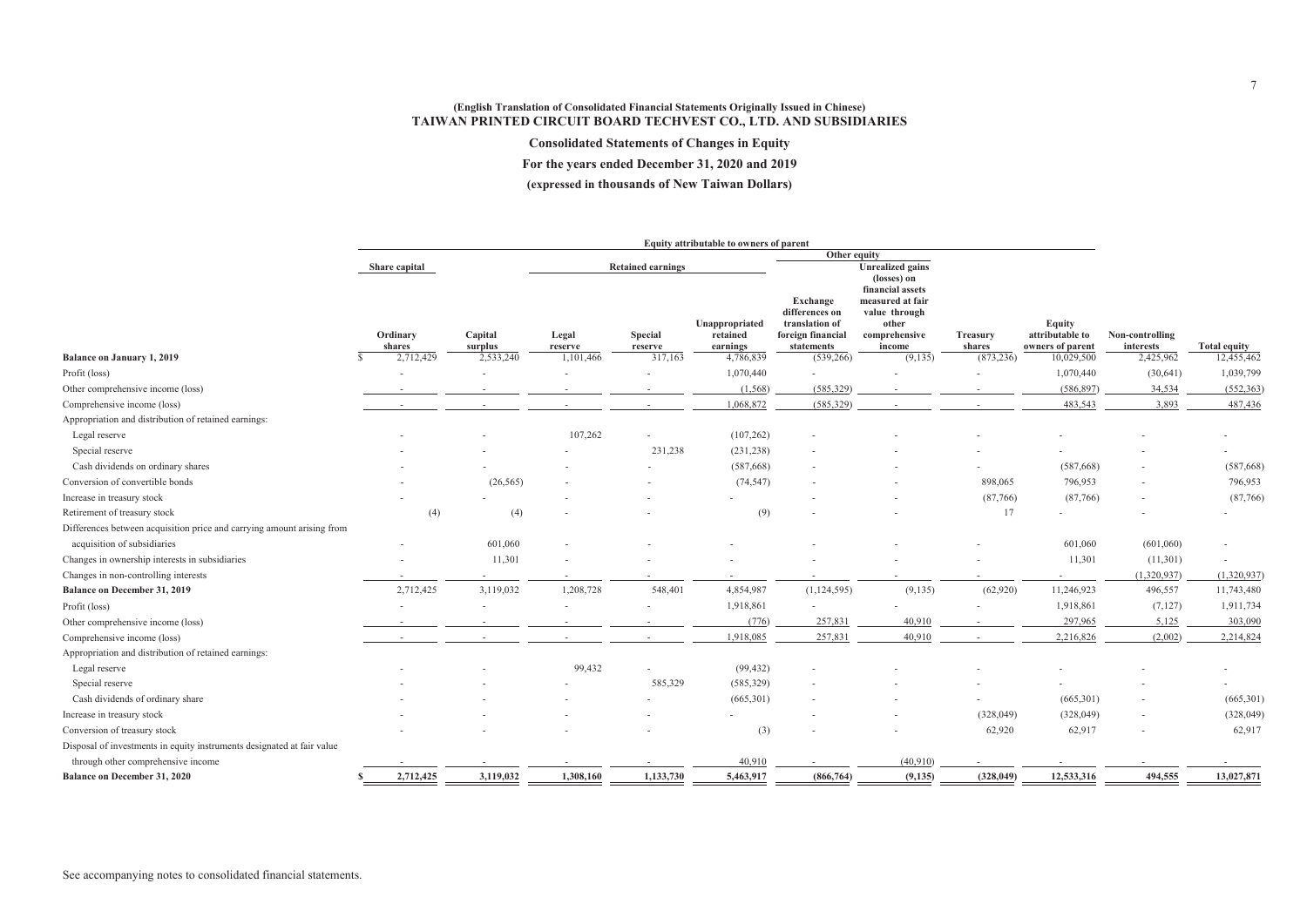(English Translation of Consolidated Financial Statements Originally Issued in Chinese)

**TAIWAN PRINTED CIRCUIT BOARD TECHVEST CO., LTD. AND SUBSIDIARIES**

**Consolidated Statements of Changes in Equity**

**For the years ended December 31, 2020 and 2019**

**(expressed in thousands of New Taiwan Dollars)**

| | Equity attributable to owners of parent | | | | | | | | | | |
|---|---|---|---|---|---|---|---|---|---|---|---|
| | Share capital | | Retained earnings | | | Other equity | | | | | |
| | Ordinary shares | Capital surplus | Legal reserve | Special reserve | Unappropriated retained earnings | Exchange differences on translation of foreign financial statements | Unrealized gains (losses) on financial assets measured at fair value through other comprehensive income | Treasury shares | Equity attributable to owners of parent | Non-controlling interests | Total equity |
| **Balance on January 1, 2019** | $ 2,712,429 | 2,533,240 | 1,101,466 | 317,163 | 4,786,839 | (539,266) | (9,135) | (873,236) | 10,029,500 | 2,425,962 | 12,455,462 |
| Profit (loss) | - | - | - | - | 1,070,440 | - | - | - | 1,070,440 | (30,641) | 1,039,799 |
| Other comprehensive income (loss) | - | - | - | - | (1,568) | (585,329) | - | - | (586,897) | 34,534 | (552,363) |
| Comprehensive income (loss) | - | - | - | - | 1,068,872 | (585,329) | - | - | 483,543 | 3,893 | 487,436 |
| Appropriation and distribution of retained earnings: | | | | | | | | | | | |
| Legal reserve | - | - | 107,262 | - | (107,262) | - | - | - | - | - | - |
| Special reserve | - | - | - | 231,238 | (231,238) | - | - | - | - | - | - |
| Cash dividends on ordinary shares | - | - | - | - | (587,668) | - | - | - | (587,668) | - | (587,668) |
| Conversion of convertible bonds | - | (26,565) | - | - | (74,547) | - | - | 898,065 | 796,953 | - | 796,953 |
| Increase in treasury stock | - | - | - | - | - | - | - | (87,766) | (87,766) | - | (87,766) |
| Retirement of treasury stock | (4) | (4) | - | - | (9) | - | - | 17 | - | - | - |
| Differences between acquisition price and carrying amount arising from acquisition of subsidiaries | - | 601,060 | - | - | - | - | - | - | 601,060 | (601,060) | - |
| Changes in ownership interests in subsidiaries | - | 11,301 | - | - | - | - | - | - | 11,301 | (11,301) | - |
| Changes in non-controlling interests | - | - | - | - | - | - | - | - | - | (1,320,937) | (1,320,937) |
| **Balance on December 31, 2019** | 2,712,425 | 3,119,032 | 1,208,728 | 548,401 | 4,854,987 | (1,124,595) | (9,135) | (62,920) | 11,246,923 | 496,557 | 11,743,480 |
| Profit (loss) | - | - | - | - | 1,918,861 | - | - | - | 1,918,861 | (7,127) | 1,911,734 |
| Other comprehensive income (loss) | - | - | - | - | (776) | 257,831 | 40,910 | - | 297,965 | 5,125 | 303,090 |
| Comprehensive income (loss) | - | - | - | - | 1,918,085 | 257,831 | 40,910 | - | 2,216,826 | (2,002) | 2,214,824 |
| Appropriation and distribution of retained earnings: | | | | | | | | | | | |
| Legal reserve | - | - | 99,432 | - | (99,432) | - | - | - | - | - | - |
| Special reserve | - | - | - | 585,329 | (585,329) | - | - | - | - | - | - |
| Cash dividends of ordinary share | - | - | - | - | (665,301) | - | - | - | (665,301) | - | (665,301) |
| Increase in treasury stock | - | - | - | - | - | - | - | (328,049) | (328,049) | - | (328,049) |
| Conversion of treasury stock | - | - | - | - | (3) | - | - | 62,920 | 62,917 | - | 62,917 |
| Disposal of investments in equity instruments designated at fair value through other comprehensive income | - | - | - | - | 40,910 | - | (40,910) | - | - | - | - |
| **Balance on December 31, 2020** | **$ 2,712,425** | **3,119,032** | **1,308,160** | **1,133,730** | **5,463,917** | **(866,764)** | **(9,135)** | **(328,049)** | **12,533,316** | **494,555** | **13,027,871** |

See accompanying notes to consolidated financial statements.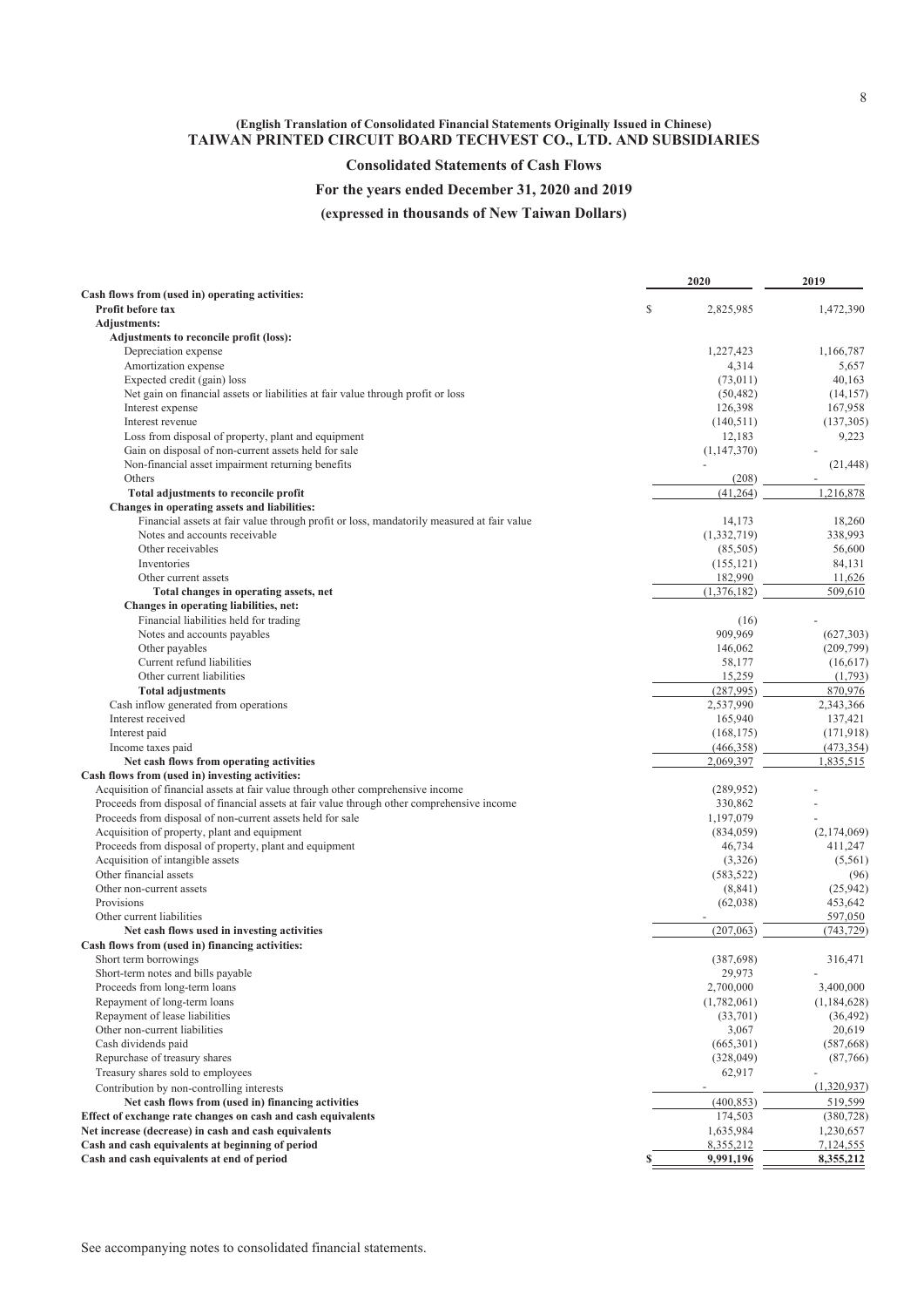**(English Translation of Consolidated Financial Statements Originally Issued in Chinese)**

# TAIWAN PRINTED CIRCUIT BOARD TECHVEST CO., LTD. AND SUBSIDIARIES

## Consolidated Statements of Cash Flows

## For the years ended December 31, 2020 and 2019

## (expressed in thousands of New Taiwan Dollars)

| | 2020 | 2019 |
|---|---|---|
| **Cash flows from (used in) operating activities:** | | |
| **Profit before tax** | $ 2,825,985 | 1,472,390 |
| **Adjustments:** | | |
| **Adjustments to reconcile profit (loss):** | | |
| Depreciation expense | 1,227,423 | 1,166,787 |
| Amortization expense | 4,314 | 5,657 |
| Expected credit (gain) loss | (73,011) | 40,163 |
| Net gain on financial assets or liabilities at fair value through profit or loss | (50,482) | (14,157) |
| Interest expense | 126,398 | 167,958 |
| Interest revenue | (140,511) | (137,305) |
| Loss from disposal of property, plant and equipment | 12,183 | 9,223 |
| Gain on disposal of non-current assets held for sale | (1,147,370) | - |
| Non-financial asset impairment returning benefits | - | (21,448) |
| Others | (208) | - |
| **Total adjustments to reconcile profit** | (41,264) | 1,216,878 |
| **Changes in operating assets and liabilities:** | | |
| Financial assets at fair value through profit or loss, mandatorily measured at fair value | 14,173 | 18,260 |
| Notes and accounts receivable | (1,332,719) | 338,993 |
| Other receivables | (85,505) | 56,600 |
| Inventories | (155,121) | 84,131 |
| Other current assets | 182,990 | 11,626 |
| **Total changes in operating assets, net** | (1,376,182) | 509,610 |
| **Changes in operating liabilities, net:** | | |
| Financial liabilities held for trading | (16) | - |
| Notes and accounts payables | 909,969 | (627,303) |
| Other payables | 146,062 | (209,799) |
| Current refund liabilities | 58,177 | (16,617) |
| Other current liabilities | 15,259 | (1,793) |
| **Total adjustments** | (287,995) | 870,976 |
| Cash inflow generated from operations | 2,537,990 | 2,343,366 |
| Interest received | 165,940 | 137,421 |
| Interest paid | (168,175) | (171,918) |
| Income taxes paid | (466,358) | (473,354) |
| **Net cash flows from operating activities** | 2,069,397 | 1,835,515 |
| **Cash flows from (used in) investing activities:** | | |
| Acquisition of financial assets at fair value through other comprehensive income | (289,952) | - |
| Proceeds from disposal of financial assets at fair value through other comprehensive income | 330,862 | - |
| Proceeds from disposal of non-current assets held for sale | 1,197,079 | - |
| Acquisition of property, plant and equipment | (834,059) | (2,174,069) |
| Proceeds from disposal of property, plant and equipment | 46,734 | 411,247 |
| Acquisition of intangible assets | (3,326) | (5,561) |
| Other financial assets | (583,522) | (96) |
| Other non-current assets | (8,841) | (25,942) |
| Provisions | (62,038) | 453,642 |
| Other current liabilities | - | 597,050 |
| **Net cash flows used in investing activities** | (207,063) | (743,729) |
| **Cash flows from (used in) financing activities:** | | |
| Short term borrowings | (387,698) | 316,471 |
| Short-term notes and bills payable | 29,973 | - |
| Proceeds from long-term loans | 2,700,000 | 3,400,000 |
| Repayment of long-term loans | (1,782,061) | (1,184,628) |
| Repayment of lease liabilities | (33,701) | (36,492) |
| Other non-current liabilities | 3,067 | 20,619 |
| Cash dividends paid | (665,301) | (587,668) |
| Repurchase of treasury shares | (328,049) | (87,766) |
| Treasury shares sold to employees | 62,917 | - |
| Contribution by non-controlling interests | - | (1,320,937) |
| **Net cash flows from (used in) financing activities** | (400,853) | 519,599 |
| **Effect of exchange rate changes on cash and cash equivalents** | 174,503 | (380,728) |
| **Net increase (decrease) in cash and cash equivalents** | 1,635,984 | 1,230,657 |
| **Cash and cash equivalents at beginning of period** | 8,355,212 | 7,124,555 |
| **Cash and cash equivalents at end of period** | **$ 9,991,196** | **8,355,212** |

See accompanying notes to consolidated financial statements.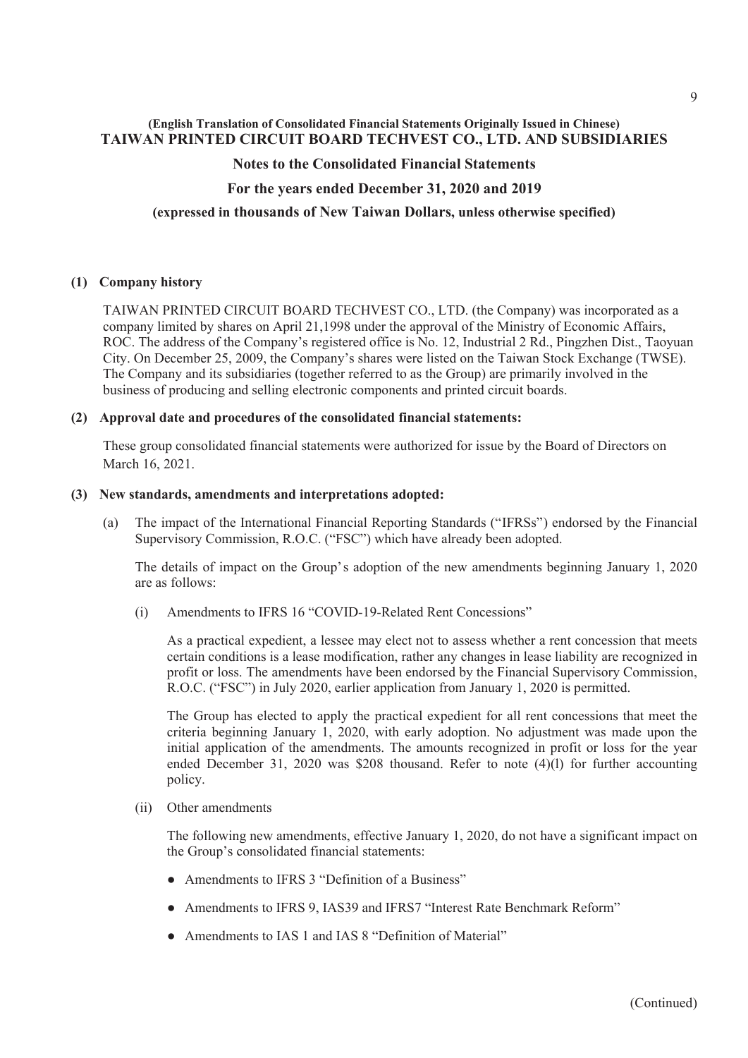**(English Translation of Consolidated Financial Statements Originally Issued in Chinese)**
**TAIWAN PRINTED CIRCUIT BOARD TECHVEST CO., LTD. AND SUBSIDIARIES**

**Notes to the Consolidated Financial Statements**

**For the years ended December 31, 2020 and 2019**

**(expressed in thousands of New Taiwan Dollars, unless otherwise specified)**

### (1) Company history

TAIWAN PRINTED CIRCUIT BOARD TECHVEST CO., LTD. (the Company) was incorporated as a company limited by shares on April 21,1998 under the approval of the Ministry of Economic Affairs, ROC. The address of the Company's registered office is No. 12, Industrial 2 Rd., Pingzhen Dist., Taoyuan City. On December 25, 2009, the Company's shares were listed on the Taiwan Stock Exchange (TWSE). The Company and its subsidiaries (together referred to as the Group) are primarily involved in the business of producing and selling electronic components and printed circuit boards.

### (2) Approval date and procedures of the consolidated financial statements:

These group consolidated financial statements were authorized for issue by the Board of Directors on March 16, 2021.

### (3) New standards, amendments and interpretations adopted:

(a) The impact of the International Financial Reporting Standards ("IFRSs") endorsed by the Financial Supervisory Commission, R.O.C. ("FSC") which have already been adopted.

The details of impact on the Group's adoption of the new amendments beginning January 1, 2020 are as follows:

(i) Amendments to IFRS 16 "COVID-19-Related Rent Concessions"

As a practical expedient, a lessee may elect not to assess whether a rent concession that meets certain conditions is a lease modification, rather any changes in lease liability are recognized in profit or loss. The amendments have been endorsed by the Financial Supervisory Commission, R.O.C. ("FSC") in July 2020, earlier application from January 1, 2020 is permitted.

The Group has elected to apply the practical expedient for all rent concessions that meet the criteria beginning January 1, 2020, with early adoption. No adjustment was made upon the initial application of the amendments. The amounts recognized in profit or loss for the year ended December 31, 2020 was $208 thousand. Refer to note (4)(l) for further accounting policy.

(ii) Other amendments

The following new amendments, effective January 1, 2020, do not have a significant impact on the Group's consolidated financial statements:

- Amendments to IFRS 3 "Definition of a Business"
- Amendments to IFRS 9, IAS39 and IFRS7 "Interest Rate Benchmark Reform"
- Amendments to IAS 1 and IAS 8 "Definition of Material"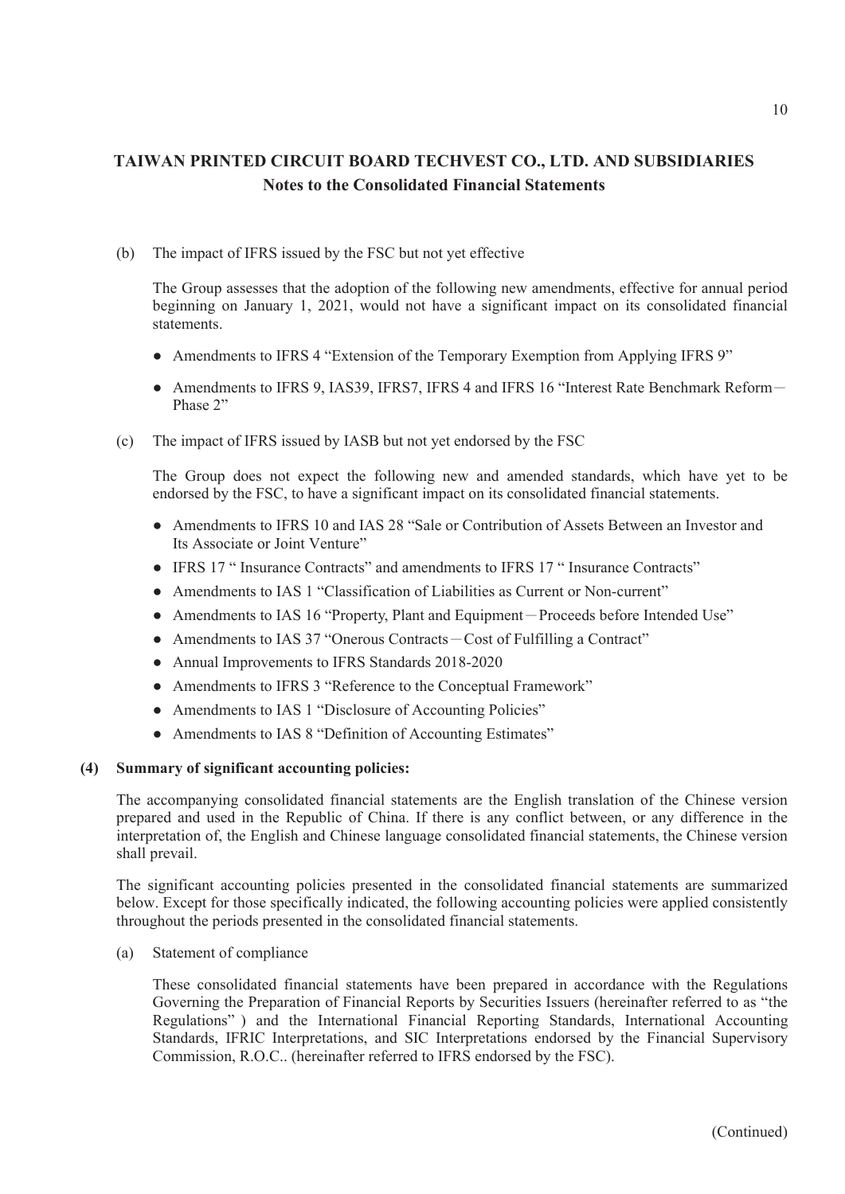**TAIWAN PRINTED CIRCUIT BOARD TECHVEST CO., LTD. AND SUBSIDIARIES**
**Notes to the Consolidated Financial Statements**

(b) The impact of IFRS issued by the FSC but not yet effective

The Group assesses that the adoption of the following new amendments, effective for annual period beginning on January 1, 2021, would not have a significant impact on its consolidated financial statements.

- Amendments to IFRS 4 "Extension of the Temporary Exemption from Applying IFRS 9"
- Amendments to IFRS 9, IAS39, IFRS7, IFRS 4 and IFRS 16 "Interest Rate Benchmark Reform－Phase 2"

(c) The impact of IFRS issued by IASB but not yet endorsed by the FSC

The Group does not expect the following new and amended standards, which have yet to be endorsed by the FSC, to have a significant impact on its consolidated financial statements.

- Amendments to IFRS 10 and IAS 28 "Sale or Contribution of Assets Between an Investor and Its Associate or Joint Venture"
- IFRS 17 " Insurance Contracts" and amendments to IFRS 17 " Insurance Contracts"
- Amendments to IAS 1 "Classification of Liabilities as Current or Non-current"
- Amendments to IAS 16 "Property, Plant and Equipment－Proceeds before Intended Use"
- Amendments to IAS 37 "Onerous Contracts－Cost of Fulfilling a Contract"
- Annual Improvements to IFRS Standards 2018-2020
- Amendments to IFRS 3 "Reference to the Conceptual Framework"
- Amendments to IAS 1 "Disclosure of Accounting Policies"
- Amendments to IAS 8 "Definition of Accounting Estimates"

**(4) Summary of significant accounting policies:**

The accompanying consolidated financial statements are the English translation of the Chinese version prepared and used in the Republic of China. If there is any conflict between, or any difference in the interpretation of, the English and Chinese language consolidated financial statements, the Chinese version shall prevail.

The significant accounting policies presented in the consolidated financial statements are summarized below. Except for those specifically indicated, the following accounting policies were applied consistently throughout the periods presented in the consolidated financial statements.

(a) Statement of compliance

These consolidated financial statements have been prepared in accordance with the Regulations Governing the Preparation of Financial Reports by Securities Issuers (hereinafter referred to as "the Regulations" ) and the International Financial Reporting Standards, International Accounting Standards, IFRIC Interpretations, and SIC Interpretations endorsed by the Financial Supervisory Commission, R.O.C.. (hereinafter referred to IFRS endorsed by the FSC).

(Continued)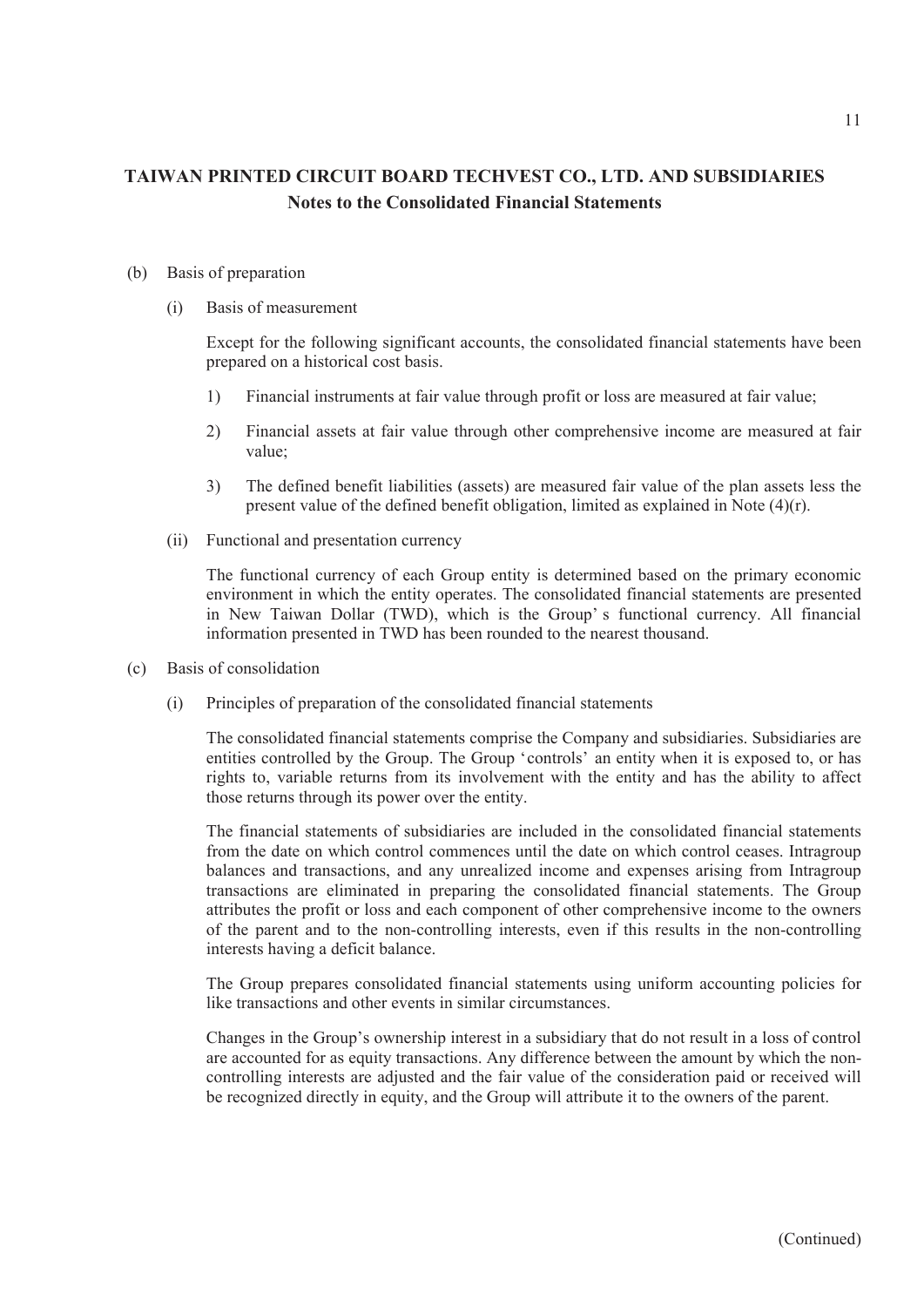## TAIWAN PRINTED CIRCUIT BOARD TECHVEST CO., LTD. AND SUBSIDIARIES

### Notes to the Consolidated Financial Statements

(b) Basis of preparation

(i) Basis of measurement

Except for the following significant accounts, the consolidated financial statements have been prepared on a historical cost basis.

1) Financial instruments at fair value through profit or loss are measured at fair value;

2) Financial assets at fair value through other comprehensive income are measured at fair value;

3) The defined benefit liabilities (assets) are measured fair value of the plan assets less the present value of the defined benefit obligation, limited as explained in Note (4)(r).

(ii) Functional and presentation currency

The functional currency of each Group entity is determined based on the primary economic environment in which the entity operates. The consolidated financial statements are presented in New Taiwan Dollar (TWD), which is the Group's functional currency. All financial information presented in TWD has been rounded to the nearest thousand.

(c) Basis of consolidation

(i) Principles of preparation of the consolidated financial statements

The consolidated financial statements comprise the Company and subsidiaries. Subsidiaries are entities controlled by the Group. The Group 'controls' an entity when it is exposed to, or has rights to, variable returns from its involvement with the entity and has the ability to affect those returns through its power over the entity.

The financial statements of subsidiaries are included in the consolidated financial statements from the date on which control commences until the date on which control ceases. Intragroup balances and transactions, and any unrealized income and expenses arising from Intragroup transactions are eliminated in preparing the consolidated financial statements. The Group attributes the profit or loss and each component of other comprehensive income to the owners of the parent and to the non-controlling interests, even if this results in the non-controlling interests having a deficit balance.

The Group prepares consolidated financial statements using uniform accounting policies for like transactions and other events in similar circumstances.

Changes in the Group's ownership interest in a subsidiary that do not result in a loss of control are accounted for as equity transactions. Any difference between the amount by which the non-controlling interests are adjusted and the fair value of the consideration paid or received will be recognized directly in equity, and the Group will attribute it to the owners of the parent.

(Continued)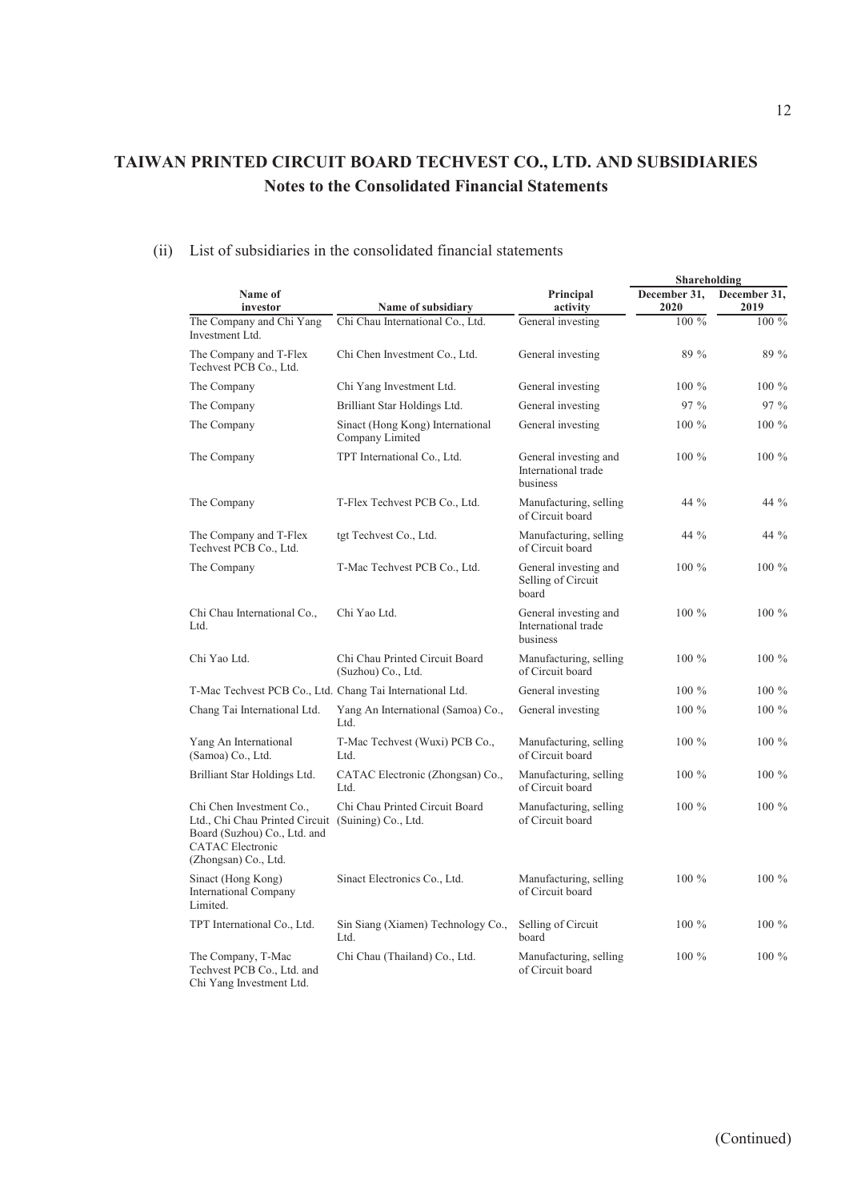# TAIWAN PRINTED CIRCUIT BOARD TECHVEST CO., LTD. AND SUBSIDIARIES
## Notes to the Consolidated Financial Statements

(ii) List of subsidiaries in the consolidated financial statements

| Name of investor | Name of subsidiary | Principal activity | Shareholding | |
|---|---|---|---|---|
| | | | December 31, 2020 | December 31, 2019 |
| The Company and Chi Yang Investment Ltd. | Chi Chau International Co., Ltd. | General investing | 100 % | 100 % |
| The Company and T-Flex Techvest PCB Co., Ltd. | Chi Chen Investment Co., Ltd. | General investing | 89 % | 89 % |
| The Company | Chi Yang Investment Ltd. | General investing | 100 % | 100 % |
| The Company | Brilliant Star Holdings Ltd. | General investing | 97 % | 97 % |
| The Company | Sinact (Hong Kong) International Company Limited | General investing | 100 % | 100 % |
| The Company | TPT International Co., Ltd. | General investing and International trade business | 100 % | 100 % |
| The Company | T-Flex Techvest PCB Co., Ltd. | Manufacturing, selling of Circuit board | 44 % | 44 % |
| The Company and T-Flex Techvest PCB Co., Ltd. | tgt Techvest Co., Ltd. | Manufacturing, selling of Circuit board | 44 % | 44 % |
| The Company | T-Mac Techvest PCB Co., Ltd. | General investing and Selling of Circuit board | 100 % | 100 % |
| Chi Chau International Co., Ltd. | Chi Yao Ltd. | General investing and International trade business | 100 % | 100 % |
| Chi Yao Ltd. | Chi Chau Printed Circuit Board (Suzhou) Co., Ltd. | Manufacturing, selling of Circuit board | 100 % | 100 % |
| T-Mac Techvest PCB Co., Ltd. | Chang Tai International Ltd. | General investing | 100 % | 100 % |
| Chang Tai International Ltd. | Yang An International (Samoa) Co., Ltd. | General investing | 100 % | 100 % |
| Yang An International (Samoa) Co., Ltd. | T-Mac Techvest (Wuxi) PCB Co., Ltd. | Manufacturing, selling of Circuit board | 100 % | 100 % |
| Brilliant Star Holdings Ltd. | CATAC Electronic (Zhongsan) Co., Ltd. | Manufacturing, selling of Circuit board | 100 % | 100 % |
| Chi Chen Investment Co., Ltd., Chi Chau Printed Circuit Board (Suzhou) Co., Ltd. and CATAC Electronic (Zhongsan) Co., Ltd. | Chi Chau Printed Circuit Board (Suining) Co., Ltd. | Manufacturing, selling of Circuit board | 100 % | 100 % |
| Sinact (Hong Kong) International Company Limited. | Sinact Electronics Co., Ltd. | Manufacturing, selling of Circuit board | 100 % | 100 % |
| TPT International Co., Ltd. | Sin Siang (Xiamen) Technology Co., Ltd. | Selling of Circuit board | 100 % | 100 % |
| The Company, T-Mac Techvest PCB Co., Ltd. and Chi Yang Investment Ltd. | Chi Chau (Thailand) Co., Ltd. | Manufacturing, selling of Circuit board | 100 % | 100 % |

(Continued)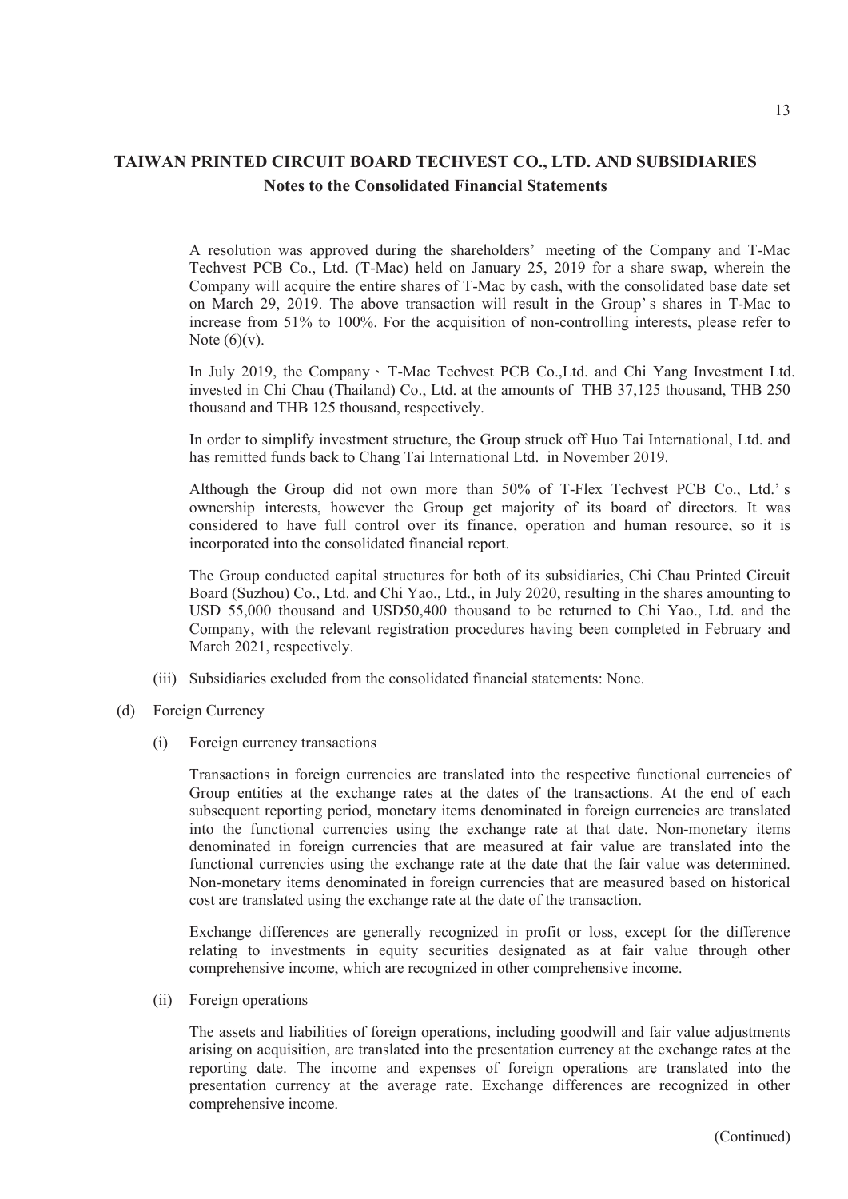A resolution was approved during the shareholders' meeting of the Company and T-Mac Techvest PCB Co., Ltd. (T-Mac) held on January 25, 2019 for a share swap, wherein the Company will acquire the entire shares of T-Mac by cash, with the consolidated base date set on March 29, 2019. The above transaction will result in the Group's shares in T-Mac to increase from 51% to 100%. For the acquisition of non-controlling interests, please refer to Note (6)(v).

In July 2019, the Company、T-Mac Techvest PCB Co.,Ltd. and Chi Yang Investment Ltd. invested in Chi Chau (Thailand) Co., Ltd. at the amounts of THB 37,125 thousand, THB 250 thousand and THB 125 thousand, respectively.

In order to simplify investment structure, the Group struck off Huo Tai International, Ltd. and has remitted funds back to Chang Tai International Ltd. in November 2019.

Although the Group did not own more than 50% of T-Flex Techvest PCB Co., Ltd.'s ownership interests, however the Group get majority of its board of directors. It was considered to have full control over its finance, operation and human resource, so it is incorporated into the consolidated financial report.

The Group conducted capital structures for both of its subsidiaries, Chi Chau Printed Circuit Board (Suzhou) Co., Ltd. and Chi Yao., Ltd., in July 2020, resulting in the shares amounting to USD 55,000 thousand and USD50,400 thousand to be returned to Chi Yao., Ltd. and the Company, with the relevant registration procedures having been completed in February and March 2021, respectively.

(iii) Subsidiaries excluded from the consolidated financial statements: None.

(d) Foreign Currency

(i) Foreign currency transactions

Transactions in foreign currencies are translated into the respective functional currencies of Group entities at the exchange rates at the dates of the transactions. At the end of each subsequent reporting period, monetary items denominated in foreign currencies are translated into the functional currencies using the exchange rate at that date. Non-monetary items denominated in foreign currencies that are measured at fair value are translated into the functional currencies using the exchange rate at the date that the fair value was determined. Non-monetary items denominated in foreign currencies that are measured based on historical cost are translated using the exchange rate at the date of the transaction.

Exchange differences are generally recognized in profit or loss, except for the difference relating to investments in equity securities designated as at fair value through other comprehensive income, which are recognized in other comprehensive income.

(ii) Foreign operations

The assets and liabilities of foreign operations, including goodwill and fair value adjustments arising on acquisition, are translated into the presentation currency at the exchange rates at the reporting date. The income and expenses of foreign operations are translated into the presentation currency at the average rate. Exchange differences are recognized in other comprehensive income.

(Continued)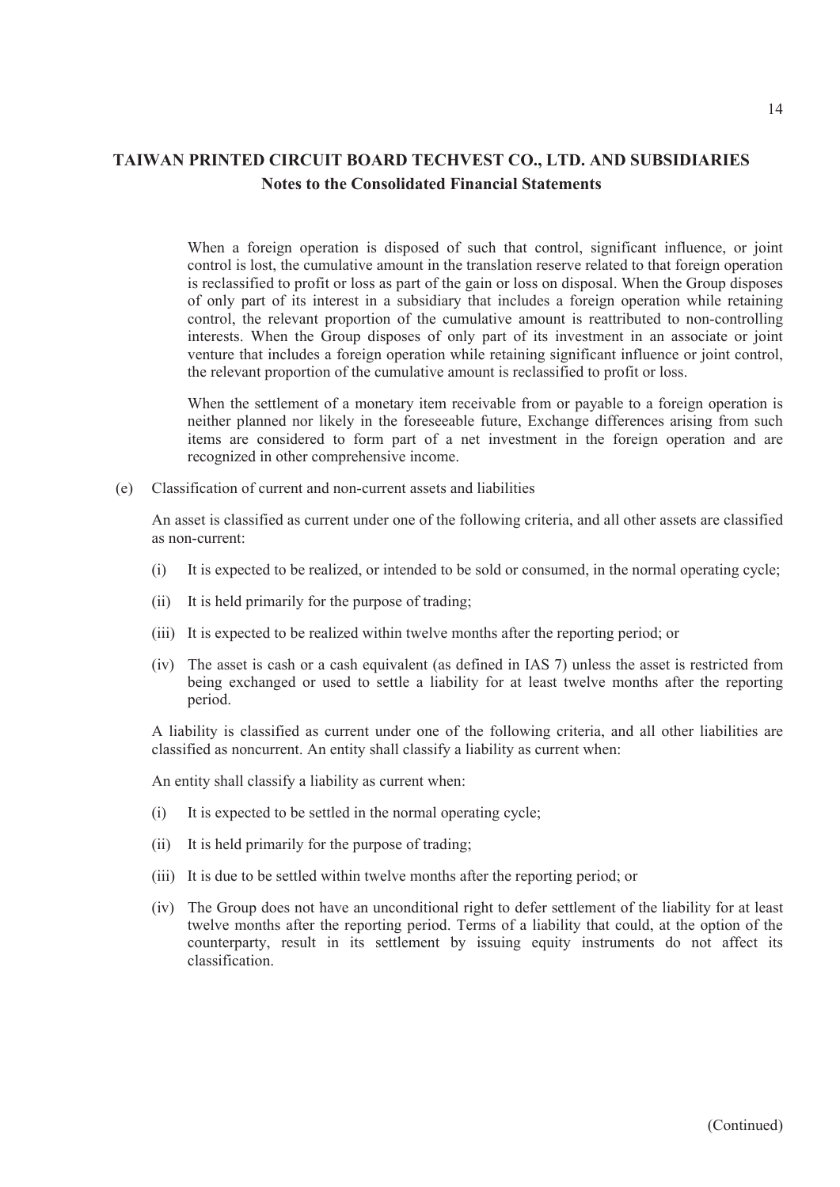When a foreign operation is disposed of such that control, significant influence, or joint control is lost, the cumulative amount in the translation reserve related to that foreign operation is reclassified to profit or loss as part of the gain or loss on disposal. When the Group disposes of only part of its interest in a subsidiary that includes a foreign operation while retaining control, the relevant proportion of the cumulative amount is reattributed to non-controlling interests. When the Group disposes of only part of its investment in an associate or joint venture that includes a foreign operation while retaining significant influence or joint control, the relevant proportion of the cumulative amount is reclassified to profit or loss.

When the settlement of a monetary item receivable from or payable to a foreign operation is neither planned nor likely in the foreseeable future, Exchange differences arising from such items are considered to form part of a net investment in the foreign operation and are recognized in other comprehensive income.

(e) Classification of current and non-current assets and liabilities

An asset is classified as current under one of the following criteria, and all other assets are classified as non-current:

(i) It is expected to be realized, or intended to be sold or consumed, in the normal operating cycle;

(ii) It is held primarily for the purpose of trading;

(iii) It is expected to be realized within twelve months after the reporting period; or

(iv) The asset is cash or a cash equivalent (as defined in IAS 7) unless the asset is restricted from being exchanged or used to settle a liability for at least twelve months after the reporting period.

A liability is classified as current under one of the following criteria, and all other liabilities are classified as noncurrent. An entity shall classify a liability as current when:

An entity shall classify a liability as current when:

(i) It is expected to be settled in the normal operating cycle;

(ii) It is held primarily for the purpose of trading;

(iii) It is due to be settled within twelve months after the reporting period; or

(iv) The Group does not have an unconditional right to defer settlement of the liability for at least twelve months after the reporting period. Terms of a liability that could, at the option of the counterparty, result in its settlement by issuing equity instruments do not affect its classification.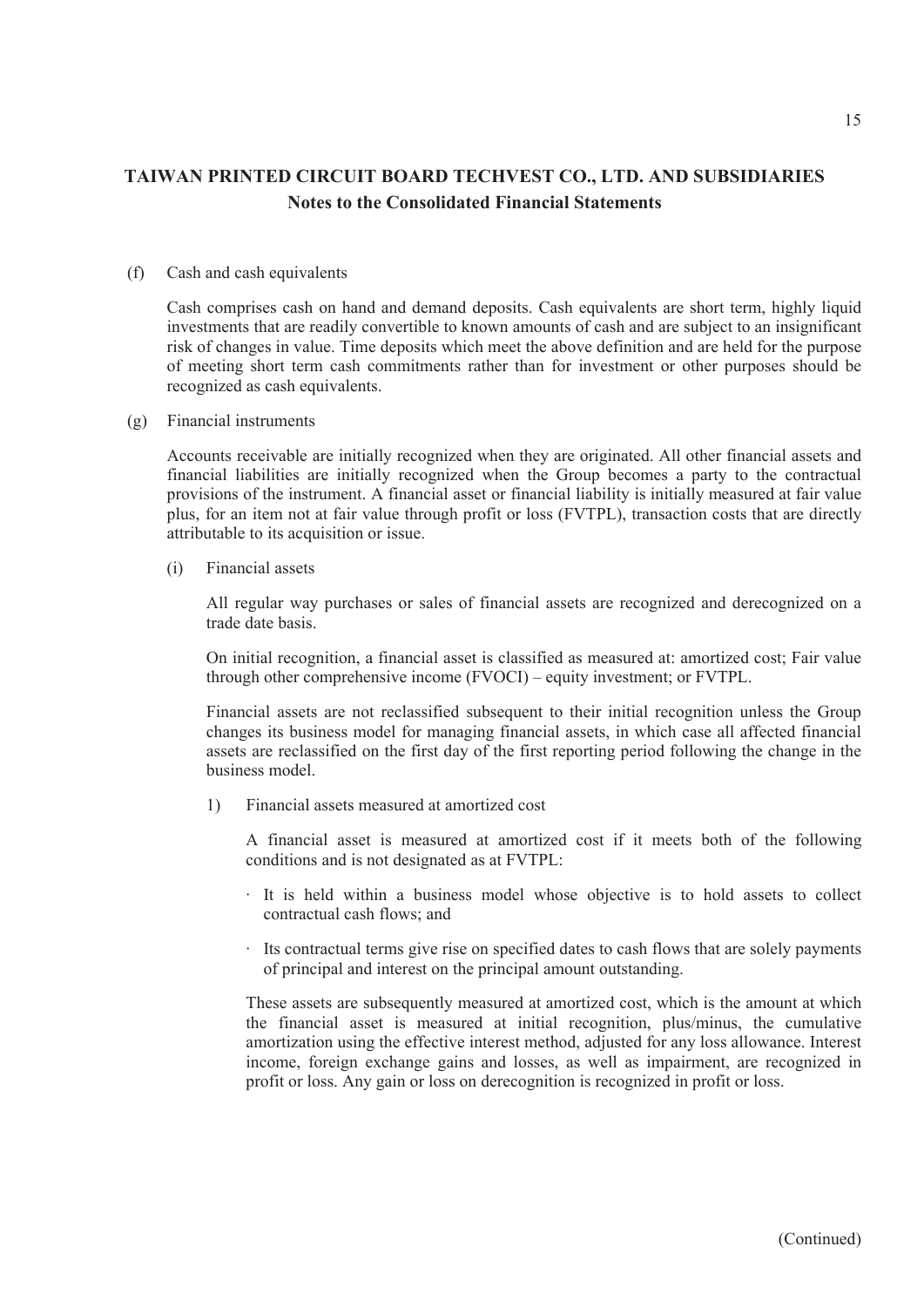(f) Cash and cash equivalents

Cash comprises cash on hand and demand deposits. Cash equivalents are short term, highly liquid investments that are readily convertible to known amounts of cash and are subject to an insignificant risk of changes in value. Time deposits which meet the above definition and are held for the purpose of meeting short term cash commitments rather than for investment or other purposes should be recognized as cash equivalents.

(g) Financial instruments

Accounts receivable are initially recognized when they are originated. All other financial assets and financial liabilities are initially recognized when the Group becomes a party to the contractual provisions of the instrument. A financial asset or financial liability is initially measured at fair value plus, for an item not at fair value through profit or loss (FVTPL), transaction costs that are directly attributable to its acquisition or issue.

(i) Financial assets

All regular way purchases or sales of financial assets are recognized and derecognized on a trade date basis.

On initial recognition, a financial asset is classified as measured at: amortized cost; Fair value through other comprehensive income (FVOCI) – equity investment; or FVTPL.

Financial assets are not reclassified subsequent to their initial recognition unless the Group changes its business model for managing financial assets, in which case all affected financial assets are reclassified on the first day of the first reporting period following the change in the business model.

1) Financial assets measured at amortized cost

A financial asset is measured at amortized cost if it meets both of the following conditions and is not designated as at FVTPL:

- It is held within a business model whose objective is to hold assets to collect contractual cash flows; and
- Its contractual terms give rise on specified dates to cash flows that are solely payments of principal and interest on the principal amount outstanding.

These assets are subsequently measured at amortized cost, which is the amount at which the financial asset is measured at initial recognition, plus/minus, the cumulative amortization using the effective interest method, adjusted for any loss allowance. Interest income, foreign exchange gains and losses, as well as impairment, are recognized in profit or loss. Any gain or loss on derecognition is recognized in profit or loss.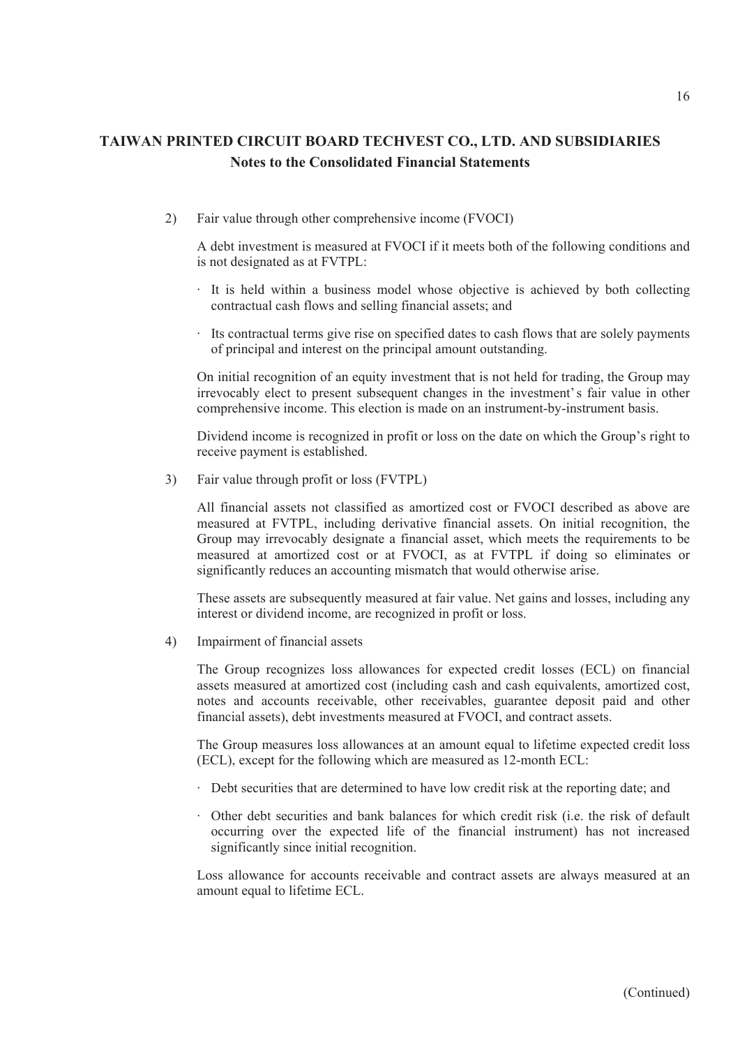2) Fair value through other comprehensive income (FVOCI)

A debt investment is measured at FVOCI if it meets both of the following conditions and is not designated as at FVTPL:

· It is held within a business model whose objective is achieved by both collecting contractual cash flows and selling financial assets; and

· Its contractual terms give rise on specified dates to cash flows that are solely payments of principal and interest on the principal amount outstanding.

On initial recognition of an equity investment that is not held for trading, the Group may irrevocably elect to present subsequent changes in the investment's fair value in other comprehensive income. This election is made on an instrument-by-instrument basis.

Dividend income is recognized in profit or loss on the date on which the Group's right to receive payment is established.

3) Fair value through profit or loss (FVTPL)

All financial assets not classified as amortized cost or FVOCI described as above are measured at FVTPL, including derivative financial assets. On initial recognition, the Group may irrevocably designate a financial asset, which meets the requirements to be measured at amortized cost or at FVOCI, as at FVTPL if doing so eliminates or significantly reduces an accounting mismatch that would otherwise arise.

These assets are subsequently measured at fair value. Net gains and losses, including any interest or dividend income, are recognized in profit or loss.

4) Impairment of financial assets

The Group recognizes loss allowances for expected credit losses (ECL) on financial assets measured at amortized cost (including cash and cash equivalents, amortized cost, notes and accounts receivable, other receivables, guarantee deposit paid and other financial assets), debt investments measured at FVOCI, and contract assets.

The Group measures loss allowances at an amount equal to lifetime expected credit loss (ECL), except for the following which are measured as 12-month ECL:

· Debt securities that are determined to have low credit risk at the reporting date; and

· Other debt securities and bank balances for which credit risk (i.e. the risk of default occurring over the expected life of the financial instrument) has not increased significantly since initial recognition.

Loss allowance for accounts receivable and contract assets are always measured at an amount equal to lifetime ECL.

(Continued)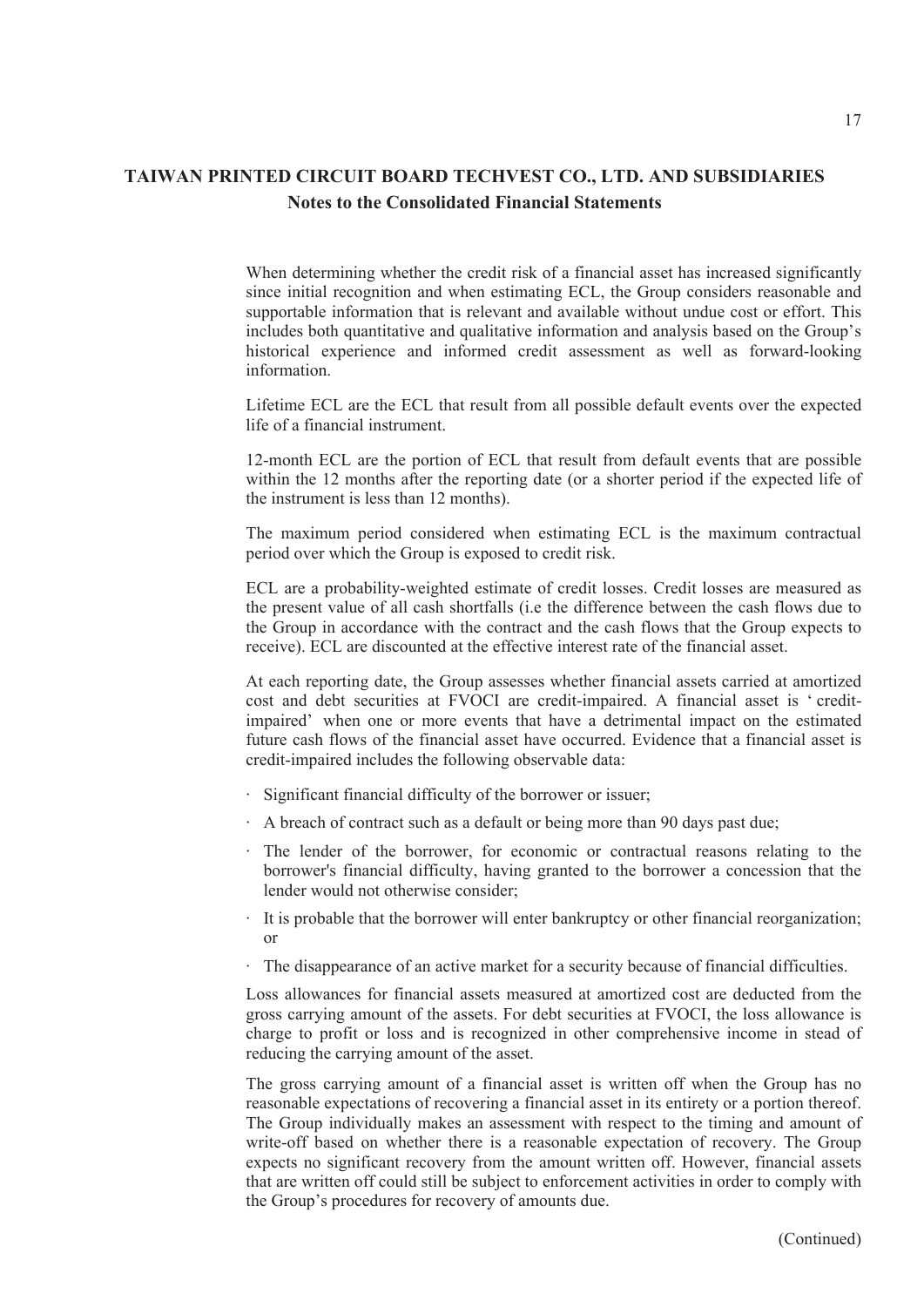When determining whether the credit risk of a financial asset has increased significantly since initial recognition and when estimating ECL, the Group considers reasonable and supportable information that is relevant and available without undue cost or effort. This includes both quantitative and qualitative information and analysis based on the Group's historical experience and informed credit assessment as well as forward-looking information.

Lifetime ECL are the ECL that result from all possible default events over the expected life of a financial instrument.

12-month ECL are the portion of ECL that result from default events that are possible within the 12 months after the reporting date (or a shorter period if the expected life of the instrument is less than 12 months).

The maximum period considered when estimating ECL is the maximum contractual period over which the Group is exposed to credit risk.

ECL are a probability-weighted estimate of credit losses. Credit losses are measured as the present value of all cash shortfalls (i.e the difference between the cash flows due to the Group in accordance with the contract and the cash flows that the Group expects to receive). ECL are discounted at the effective interest rate of the financial asset.

At each reporting date, the Group assesses whether financial assets carried at amortized cost and debt securities at FVOCI are credit-impaired. A financial asset is 'credit-impaired' when one or more events that have a detrimental impact on the estimated future cash flows of the financial asset have occurred. Evidence that a financial asset is credit-impaired includes the following observable data:

- Significant financial difficulty of the borrower or issuer;
- A breach of contract such as a default or being more than 90 days past due;
- The lender of the borrower, for economic or contractual reasons relating to the borrower's financial difficulty, having granted to the borrower a concession that the lender would not otherwise consider;
- It is probable that the borrower will enter bankruptcy or other financial reorganization; or
- The disappearance of an active market for a security because of financial difficulties.

Loss allowances for financial assets measured at amortized cost are deducted from the gross carrying amount of the assets. For debt securities at FVOCI, the loss allowance is charge to profit or loss and is recognized in other comprehensive income in stead of reducing the carrying amount of the asset.

The gross carrying amount of a financial asset is written off when the Group has no reasonable expectations of recovering a financial asset in its entirety or a portion thereof. The Group individually makes an assessment with respect to the timing and amount of write-off based on whether there is a reasonable expectation of recovery. The Group expects no significant recovery from the amount written off. However, financial assets that are written off could still be subject to enforcement activities in order to comply with the Group's procedures for recovery of amounts due.

(Continued)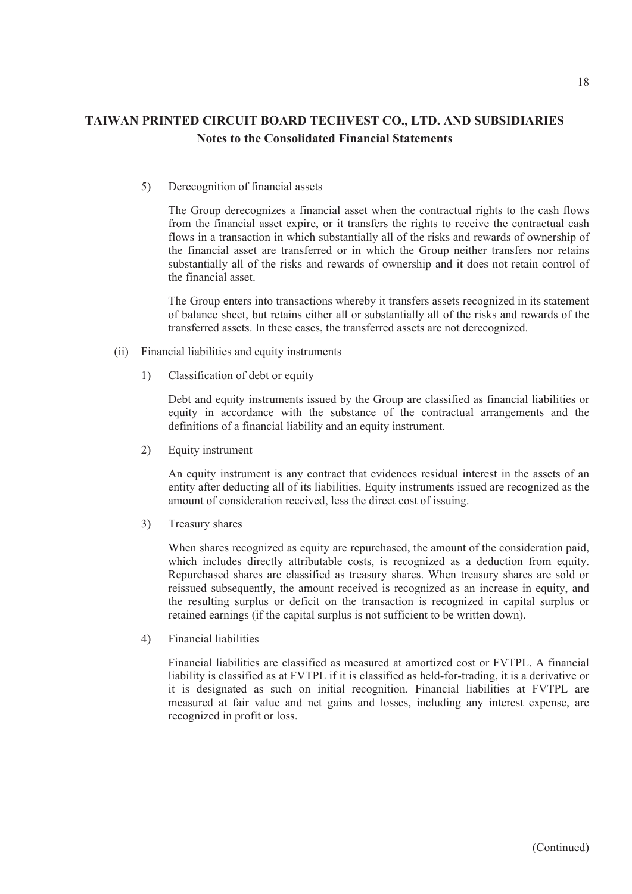5) Derecognition of financial assets

The Group derecognizes a financial asset when the contractual rights to the cash flows from the financial asset expire, or it transfers the rights to receive the contractual cash flows in a transaction in which substantially all of the risks and rewards of ownership of the financial asset are transferred or in which the Group neither transfers nor retains substantially all of the risks and rewards of ownership and it does not retain control of the financial asset.

The Group enters into transactions whereby it transfers assets recognized in its statement of balance sheet, but retains either all or substantially all of the risks and rewards of the transferred assets. In these cases, the transferred assets are not derecognized.

(ii) Financial liabilities and equity instruments

1) Classification of debt or equity

Debt and equity instruments issued by the Group are classified as financial liabilities or equity in accordance with the substance of the contractual arrangements and the definitions of a financial liability and an equity instrument.

2) Equity instrument

An equity instrument is any contract that evidences residual interest in the assets of an entity after deducting all of its liabilities. Equity instruments issued are recognized as the amount of consideration received, less the direct cost of issuing.

3) Treasury shares

When shares recognized as equity are repurchased, the amount of the consideration paid, which includes directly attributable costs, is recognized as a deduction from equity. Repurchased shares are classified as treasury shares. When treasury shares are sold or reissued subsequently, the amount received is recognized as an increase in equity, and the resulting surplus or deficit on the transaction is recognized in capital surplus or retained earnings (if the capital surplus is not sufficient to be written down).

4) Financial liabilities

Financial liabilities are classified as measured at amortized cost or FVTPL. A financial liability is classified as at FVTPL if it is classified as held-for-trading, it is a derivative or it is designated as such on initial recognition. Financial liabilities at FVTPL are measured at fair value and net gains and losses, including any interest expense, are recognized in profit or loss.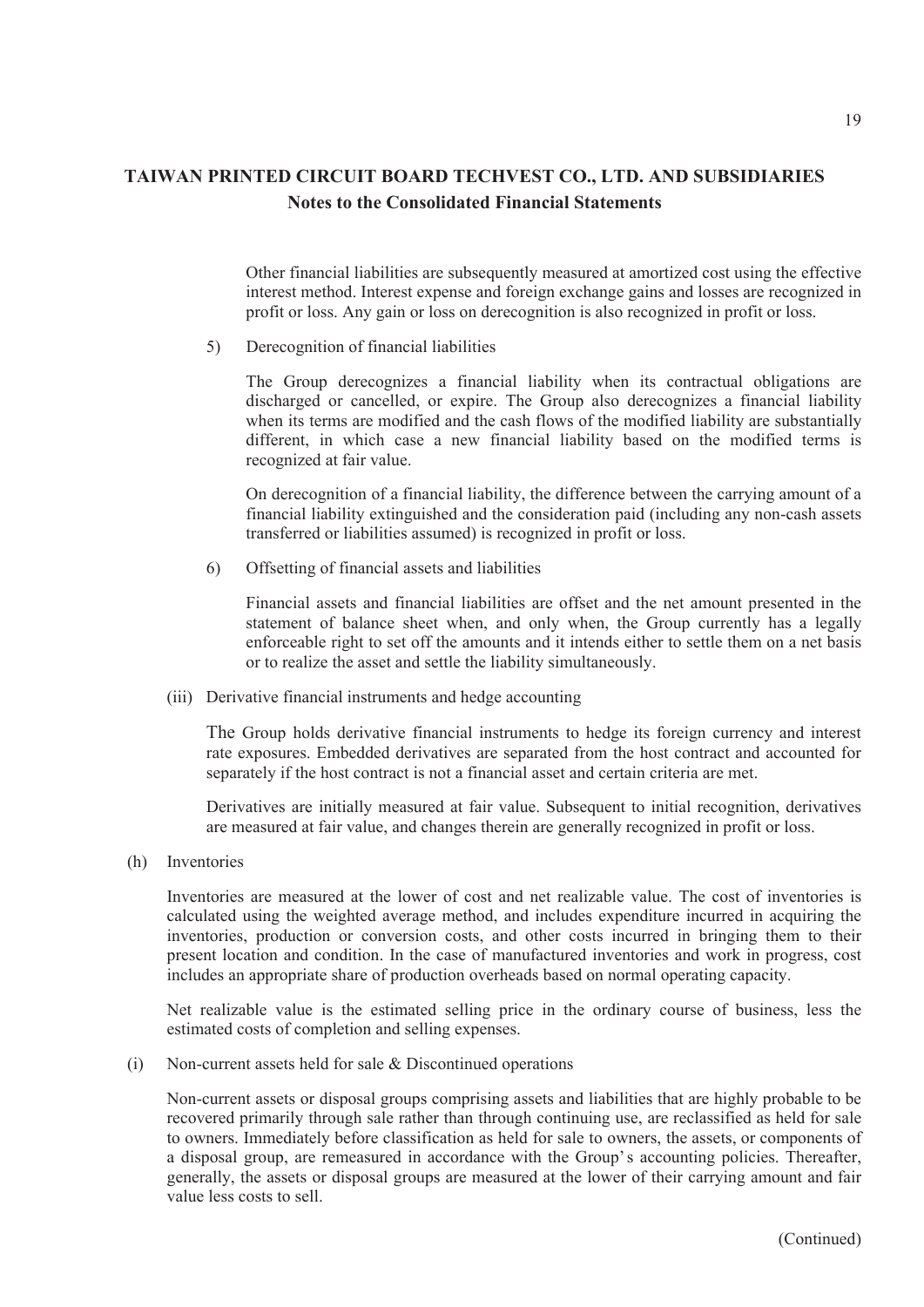Other financial liabilities are subsequently measured at amortized cost using the effective interest method. Interest expense and foreign exchange gains and losses are recognized in profit or loss. Any gain or loss on derecognition is also recognized in profit or loss.

5) Derecognition of financial liabilities

The Group derecognizes a financial liability when its contractual obligations are discharged or cancelled, or expire. The Group also derecognizes a financial liability when its terms are modified and the cash flows of the modified liability are substantially different, in which case a new financial liability based on the modified terms is recognized at fair value.

On derecognition of a financial liability, the difference between the carrying amount of a financial liability extinguished and the consideration paid (including any non-cash assets transferred or liabilities assumed) is recognized in profit or loss.

6) Offsetting of financial assets and liabilities

Financial assets and financial liabilities are offset and the net amount presented in the statement of balance sheet when, and only when, the Group currently has a legally enforceable right to set off the amounts and it intends either to settle them on a net basis or to realize the asset and settle the liability simultaneously.

(iii) Derivative financial instruments and hedge accounting

The Group holds derivative financial instruments to hedge its foreign currency and interest rate exposures. Embedded derivatives are separated from the host contract and accounted for separately if the host contract is not a financial asset and certain criteria are met.

Derivatives are initially measured at fair value. Subsequent to initial recognition, derivatives are measured at fair value, and changes therein are generally recognized in profit or loss.

(h) Inventories

Inventories are measured at the lower of cost and net realizable value. The cost of inventories is calculated using the weighted average method, and includes expenditure incurred in acquiring the inventories, production or conversion costs, and other costs incurred in bringing them to their present location and condition. In the case of manufactured inventories and work in progress, cost includes an appropriate share of production overheads based on normal operating capacity.

Net realizable value is the estimated selling price in the ordinary course of business, less the estimated costs of completion and selling expenses.

(i) Non-current assets held for sale & Discontinued operations

Non-current assets or disposal groups comprising assets and liabilities that are highly probable to be recovered primarily through sale rather than through continuing use, are reclassified as held for sale to owners. Immediately before classification as held for sale to owners, the assets, or components of a disposal group, are remeasured in accordance with the Group's accounting policies. Thereafter, generally, the assets or disposal groups are measured at the lower of their carrying amount and fair value less costs to sell.

(Continued)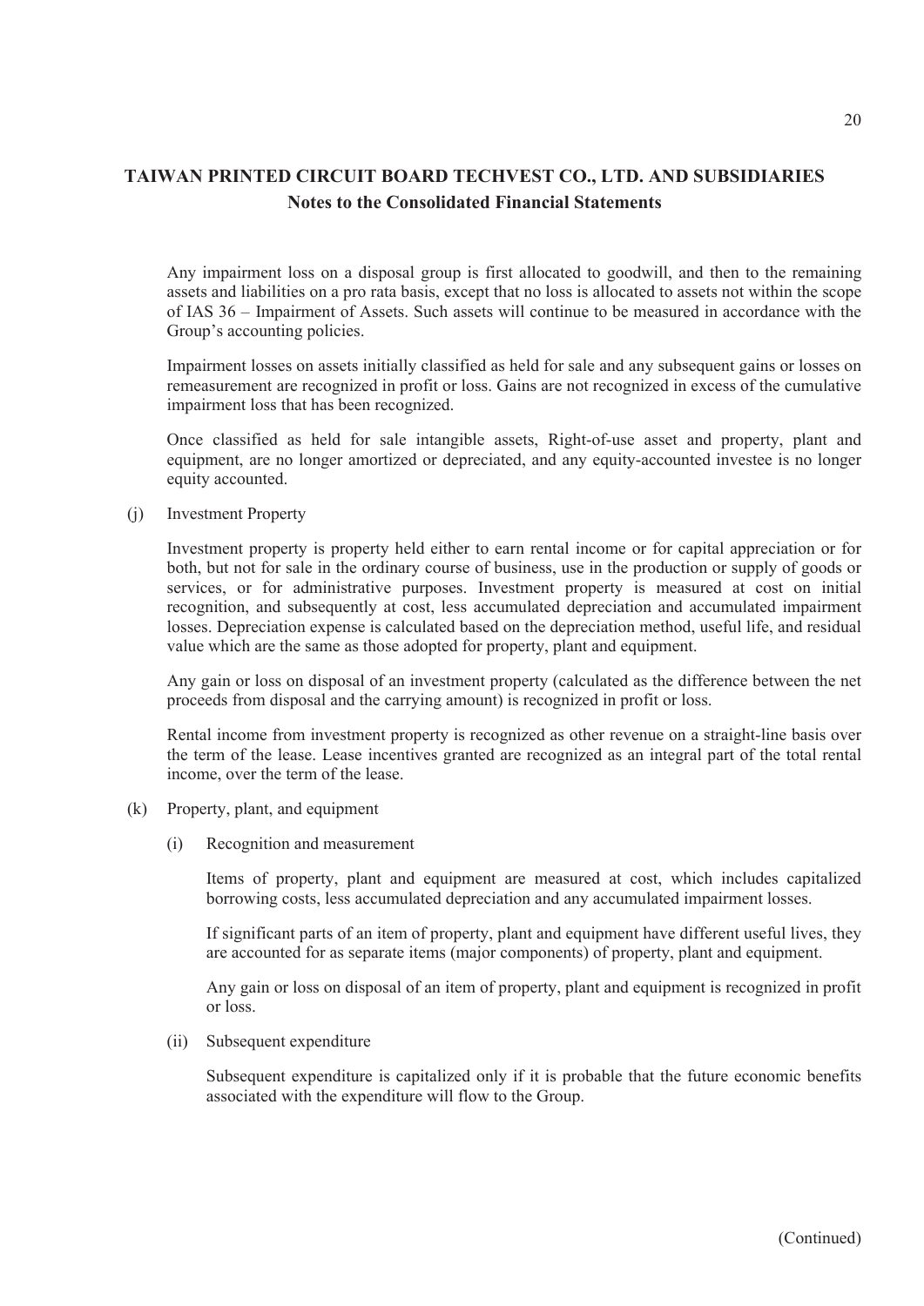Any impairment loss on a disposal group is first allocated to goodwill, and then to the remaining assets and liabilities on a pro rata basis, except that no loss is allocated to assets not within the scope of IAS 36 – Impairment of Assets. Such assets will continue to be measured in accordance with the Group's accounting policies.

Impairment losses on assets initially classified as held for sale and any subsequent gains or losses on remeasurement are recognized in profit or loss. Gains are not recognized in excess of the cumulative impairment loss that has been recognized.

Once classified as held for sale intangible assets, Right-of-use asset and property, plant and equipment, are no longer amortized or depreciated, and any equity-accounted investee is no longer equity accounted.

(j) Investment Property

Investment property is property held either to earn rental income or for capital appreciation or for both, but not for sale in the ordinary course of business, use in the production or supply of goods or services, or for administrative purposes. Investment property is measured at cost on initial recognition, and subsequently at cost, less accumulated depreciation and accumulated impairment losses. Depreciation expense is calculated based on the depreciation method, useful life, and residual value which are the same as those adopted for property, plant and equipment.

Any gain or loss on disposal of an investment property (calculated as the difference between the net proceeds from disposal and the carrying amount) is recognized in profit or loss.

Rental income from investment property is recognized as other revenue on a straight-line basis over the term of the lease. Lease incentives granted are recognized as an integral part of the total rental income, over the term of the lease.

(k) Property, plant, and equipment

(i) Recognition and measurement

Items of property, plant and equipment are measured at cost, which includes capitalized borrowing costs, less accumulated depreciation and any accumulated impairment losses.

If significant parts of an item of property, plant and equipment have different useful lives, they are accounted for as separate items (major components) of property, plant and equipment.

Any gain or loss on disposal of an item of property, plant and equipment is recognized in profit or loss.

(ii) Subsequent expenditure

Subsequent expenditure is capitalized only if it is probable that the future economic benefits associated with the expenditure will flow to the Group.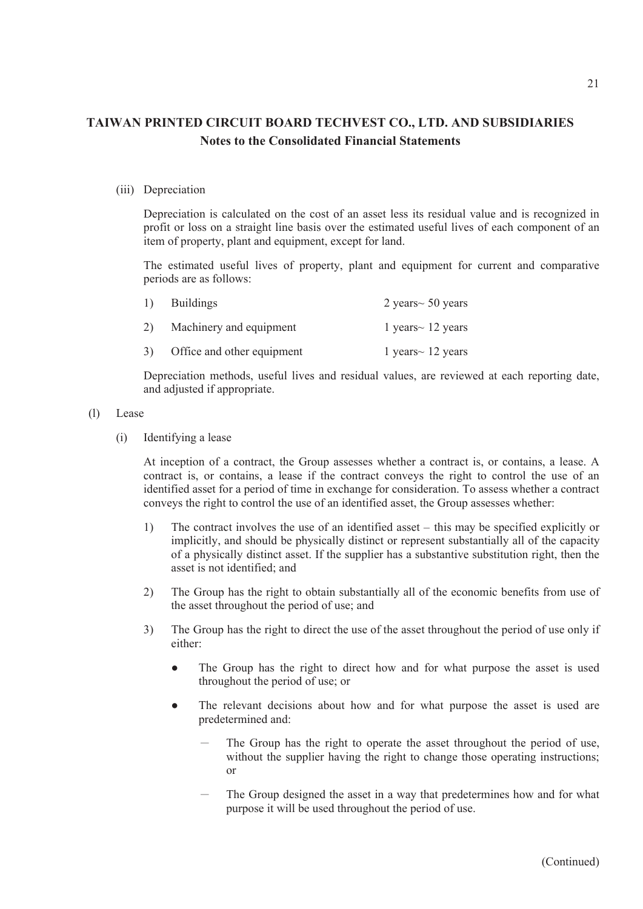# TAIWAN PRINTED CIRCUIT BOARD TECHVEST CO., LTD. AND SUBSIDIARIES
## Notes to the Consolidated Financial Statements

(iii) Depreciation

Depreciation is calculated on the cost of an asset less its residual value and is recognized in profit or loss on a straight line basis over the estimated useful lives of each component of an item of property, plant and equipment, except for land.

The estimated useful lives of property, plant and equipment for current and comparative periods are as follows:

| | | |
|---|---|---|
| 1) | Buildings | 2 years~ 50 years |
| 2) | Machinery and equipment | 1 years~ 12 years |
| 3) | Office and other equipment | 1 years~ 12 years |

Depreciation methods, useful lives and residual values, are reviewed at each reporting date, and adjusted if appropriate.

(l) Lease

(i) Identifying a lease

At inception of a contract, the Group assesses whether a contract is, or contains, a lease. A contract is, or contains, a lease if the contract conveys the right to control the use of an identified asset for a period of time in exchange for consideration. To assess whether a contract conveys the right to control the use of an identified asset, the Group assesses whether:

1) The contract involves the use of an identified asset – this may be specified explicitly or implicitly, and should be physically distinct or represent substantially all of the capacity of a physically distinct asset. If the supplier has a substantive substitution right, then the asset is not identified; and

2) The Group has the right to obtain substantially all of the economic benefits from use of the asset throughout the period of use; and

3) The Group has the right to direct the use of the asset throughout the period of use only if either:

- The Group has the right to direct how and for what purpose the asset is used throughout the period of use; or
- The relevant decisions about how and for what purpose the asset is used are predetermined and:
  - The Group has the right to operate the asset throughout the period of use, without the supplier having the right to change those operating instructions; or
  - The Group designed the asset in a way that predetermines how and for what purpose it will be used throughout the period of use.

(Continued)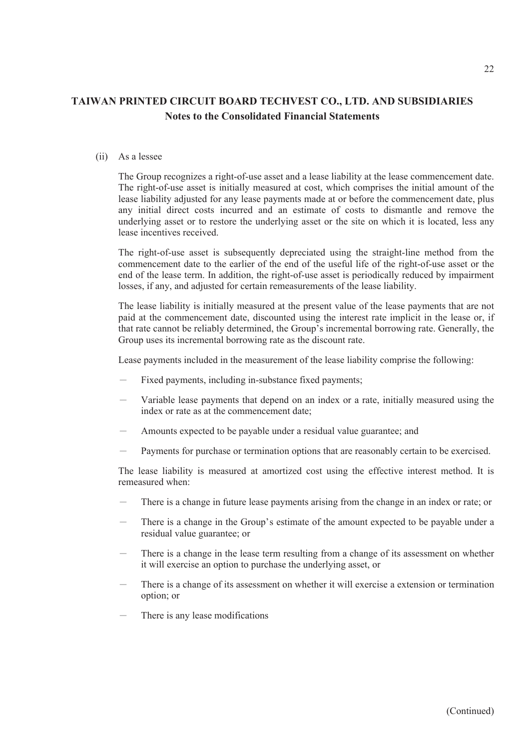(ii) As a lessee

The Group recognizes a right-of-use asset and a lease liability at the lease commencement date. The right-of-use asset is initially measured at cost, which comprises the initial amount of the lease liability adjusted for any lease payments made at or before the commencement date, plus any initial direct costs incurred and an estimate of costs to dismantle and remove the underlying asset or to restore the underlying asset or the site on which it is located, less any lease incentives received.

The right-of-use asset is subsequently depreciated using the straight-line method from the commencement date to the earlier of the end of the useful life of the right-of-use asset or the end of the lease term. In addition, the right-of-use asset is periodically reduced by impairment losses, if any, and adjusted for certain remeasurements of the lease liability.

The lease liability is initially measured at the present value of the lease payments that are not paid at the commencement date, discounted using the interest rate implicit in the lease or, if that rate cannot be reliably determined, the Group's incremental borrowing rate. Generally, the Group uses its incremental borrowing rate as the discount rate.

Lease payments included in the measurement of the lease liability comprise the following:

- Fixed payments, including in-substance fixed payments;
- Variable lease payments that depend on an index or a rate, initially measured using the index or rate as at the commencement date;
- Amounts expected to be payable under a residual value guarantee; and
- Payments for purchase or termination options that are reasonably certain to be exercised.

The lease liability is measured at amortized cost using the effective interest method. It is remeasured when:

- There is a change in future lease payments arising from the change in an index or rate; or
- There is a change in the Group's estimate of the amount expected to be payable under a residual value guarantee; or
- There is a change in the lease term resulting from a change of its assessment on whether it will exercise an option to purchase the underlying asset, or
- There is a change of its assessment on whether it will exercise a extension or termination option; or
- There is any lease modifications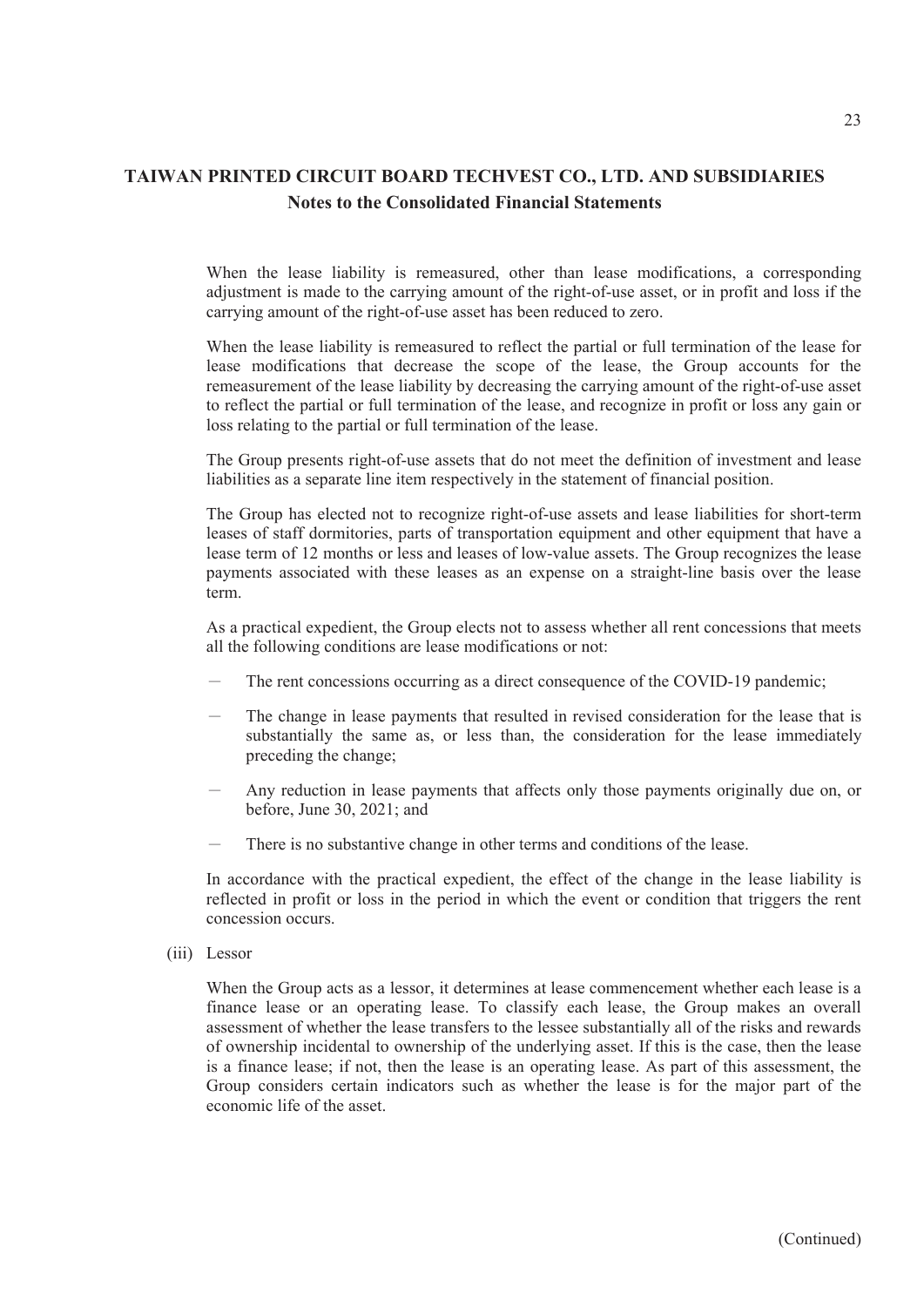When the lease liability is remeasured, other than lease modifications, a corresponding adjustment is made to the carrying amount of the right-of-use asset, or in profit and loss if the carrying amount of the right-of-use asset has been reduced to zero.

When the lease liability is remeasured to reflect the partial or full termination of the lease for lease modifications that decrease the scope of the lease, the Group accounts for the remeasurement of the lease liability by decreasing the carrying amount of the right-of-use asset to reflect the partial or full termination of the lease, and recognize in profit or loss any gain or loss relating to the partial or full termination of the lease.

The Group presents right-of-use assets that do not meet the definition of investment and lease liabilities as a separate line item respectively in the statement of financial position.

The Group has elected not to recognize right-of-use assets and lease liabilities for short-term leases of staff dormitories, parts of transportation equipment and other equipment that have a lease term of 12 months or less and leases of low-value assets. The Group recognizes the lease payments associated with these leases as an expense on a straight-line basis over the lease term.

As a practical expedient, the Group elects not to assess whether all rent concessions that meets all the following conditions are lease modifications or not:

- The rent concessions occurring as a direct consequence of the COVID-19 pandemic;
- The change in lease payments that resulted in revised consideration for the lease that is substantially the same as, or less than, the consideration for the lease immediately preceding the change;
- Any reduction in lease payments that affects only those payments originally due on, or before, June 30, 2021; and
- There is no substantive change in other terms and conditions of the lease.

In accordance with the practical expedient, the effect of the change in the lease liability is reflected in profit or loss in the period in which the event or condition that triggers the rent concession occurs.

(iii) Lessor

When the Group acts as a lessor, it determines at lease commencement whether each lease is a finance lease or an operating lease. To classify each lease, the Group makes an overall assessment of whether the lease transfers to the lessee substantially all of the risks and rewards of ownership incidental to ownership of the underlying asset. If this is the case, then the lease is a finance lease; if not, then the lease is an operating lease. As part of this assessment, the Group considers certain indicators such as whether the lease is for the major part of the economic life of the asset.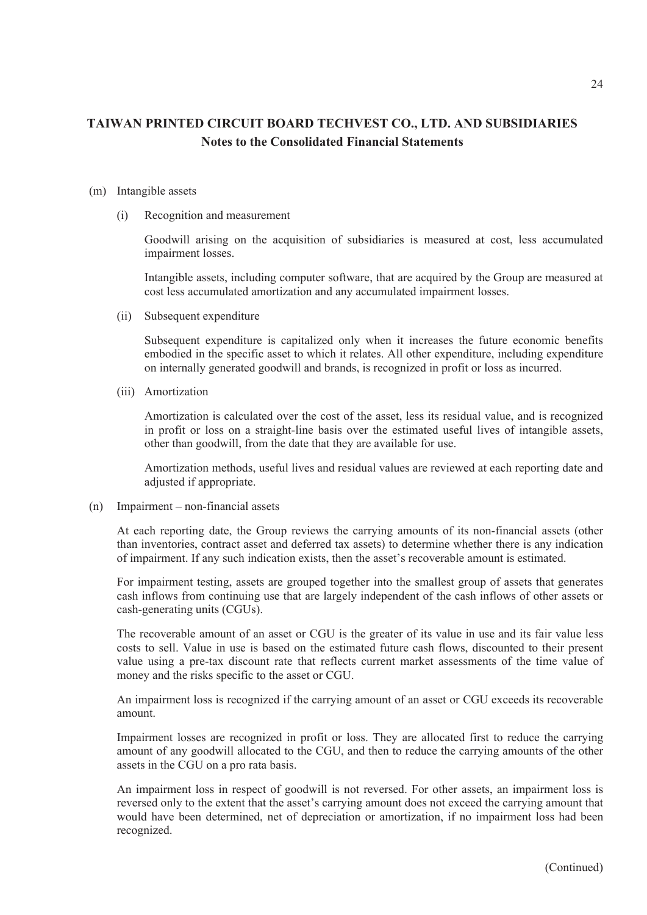(m) Intangible assets

(i) Recognition and measurement

Goodwill arising on the acquisition of subsidiaries is measured at cost, less accumulated impairment losses.

Intangible assets, including computer software, that are acquired by the Group are measured at cost less accumulated amortization and any accumulated impairment losses.

(ii) Subsequent expenditure

Subsequent expenditure is capitalized only when it increases the future economic benefits embodied in the specific asset to which it relates. All other expenditure, including expenditure on internally generated goodwill and brands, is recognized in profit or loss as incurred.

(iii) Amortization

Amortization is calculated over the cost of the asset, less its residual value, and is recognized in profit or loss on a straight-line basis over the estimated useful lives of intangible assets, other than goodwill, from the date that they are available for use.

Amortization methods, useful lives and residual values are reviewed at each reporting date and adjusted if appropriate.

(n) Impairment – non-financial assets

At each reporting date, the Group reviews the carrying amounts of its non-financial assets (other than inventories, contract asset and deferred tax assets) to determine whether there is any indication of impairment. If any such indication exists, then the asset's recoverable amount is estimated.

For impairment testing, assets are grouped together into the smallest group of assets that generates cash inflows from continuing use that are largely independent of the cash inflows of other assets or cash-generating units (CGUs).

The recoverable amount of an asset or CGU is the greater of its value in use and its fair value less costs to sell. Value in use is based on the estimated future cash flows, discounted to their present value using a pre-tax discount rate that reflects current market assessments of the time value of money and the risks specific to the asset or CGU.

An impairment loss is recognized if the carrying amount of an asset or CGU exceeds its recoverable amount.

Impairment losses are recognized in profit or loss. They are allocated first to reduce the carrying amount of any goodwill allocated to the CGU, and then to reduce the carrying amounts of the other assets in the CGU on a pro rata basis.

An impairment loss in respect of goodwill is not reversed. For other assets, an impairment loss is reversed only to the extent that the asset's carrying amount does not exceed the carrying amount that would have been determined, net of depreciation or amortization, if no impairment loss had been recognized.

(Continued)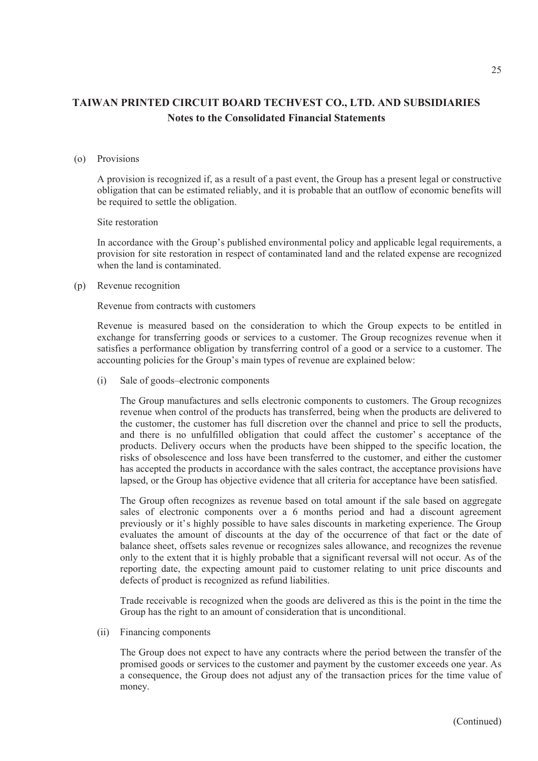**TAIWAN PRINTED CIRCUIT BOARD TECHVEST CO., LTD. AND SUBSIDIARIES**
**Notes to the Consolidated Financial Statements**

(o) Provisions

A provision is recognized if, as a result of a past event, the Group has a present legal or constructive obligation that can be estimated reliably, and it is probable that an outflow of economic benefits will be required to settle the obligation.

Site restoration

In accordance with the Group's published environmental policy and applicable legal requirements, a provision for site restoration in respect of contaminated land and the related expense are recognized when the land is contaminated.

(p) Revenue recognition

Revenue from contracts with customers

Revenue is measured based on the consideration to which the Group expects to be entitled in exchange for transferring goods or services to a customer. The Group recognizes revenue when it satisfies a performance obligation by transferring control of a good or a service to a customer. The accounting policies for the Group's main types of revenue are explained below:

(i) Sale of goods–electronic components

The Group manufactures and sells electronic components to customers. The Group recognizes revenue when control of the products has transferred, being when the products are delivered to the customer, the customer has full discretion over the channel and price to sell the products, and there is no unfulfilled obligation that could affect the customer' s acceptance of the products. Delivery occurs when the products have been shipped to the specific location, the risks of obsolescence and loss have been transferred to the customer, and either the customer has accepted the products in accordance with the sales contract, the acceptance provisions have lapsed, or the Group has objective evidence that all criteria for acceptance have been satisfied.

The Group often recognizes as revenue based on total amount if the sale based on aggregate sales of electronic components over a 6 months period and had a discount agreement previously or it's highly possible to have sales discounts in marketing experience. The Group evaluates the amount of discounts at the day of the occurrence of that fact or the date of balance sheet, offsets sales revenue or recognizes sales allowance, and recognizes the revenue only to the extent that it is highly probable that a significant reversal will not occur. As of the reporting date, the expecting amount paid to customer relating to unit price discounts and defects of product is recognized as refund liabilities.

Trade receivable is recognized when the goods are delivered as this is the point in the time the Group has the right to an amount of consideration that is unconditional.

(ii) Financing components

The Group does not expect to have any contracts where the period between the transfer of the promised goods or services to the customer and payment by the customer exceeds one year. As a consequence, the Group does not adjust any of the transaction prices for the time value of money.

(Continued)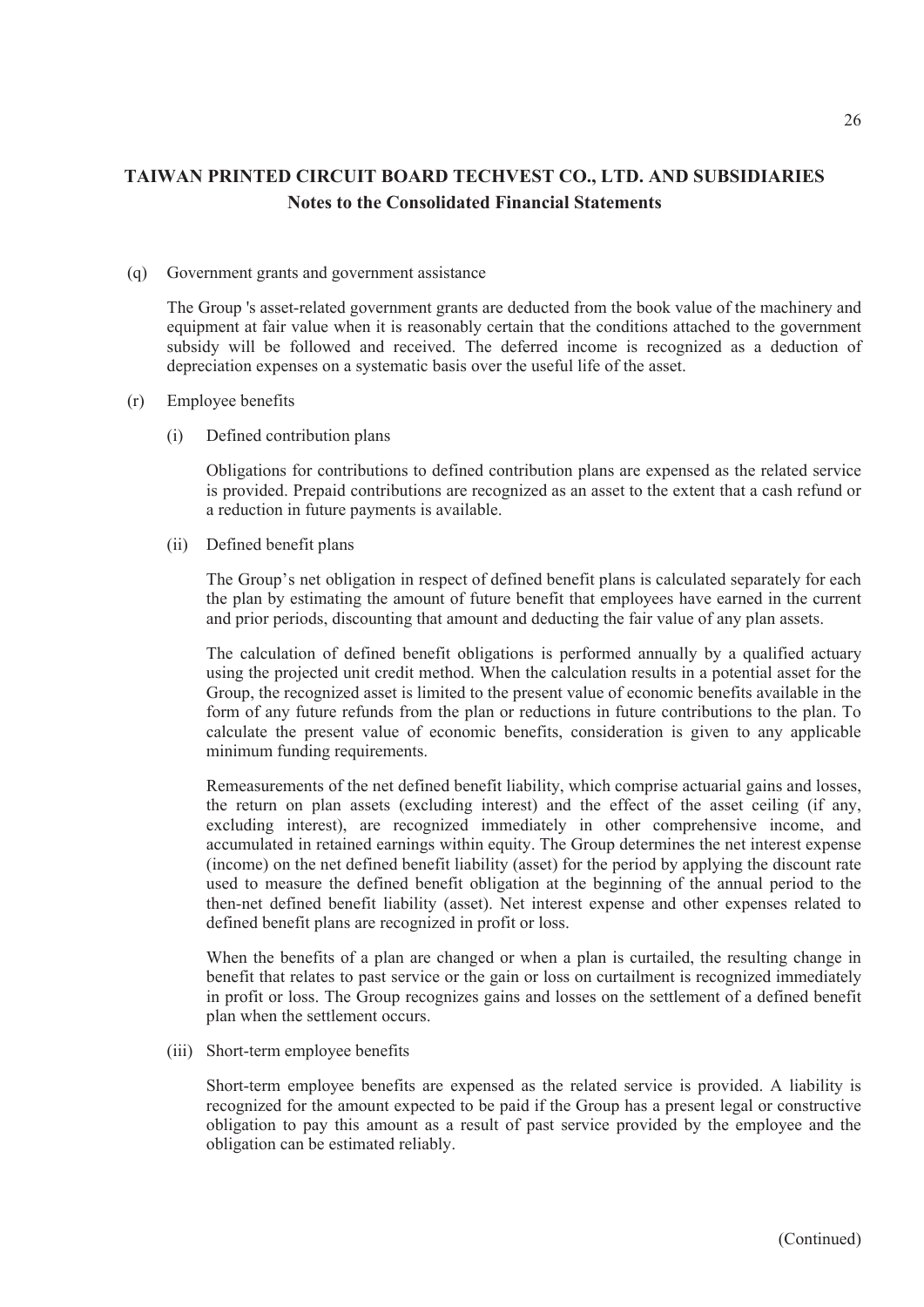(q) Government grants and government assistance

The Group 's asset-related government grants are deducted from the book value of the machinery and equipment at fair value when it is reasonably certain that the conditions attached to the government subsidy will be followed and received. The deferred income is recognized as a deduction of depreciation expenses on a systematic basis over the useful life of the asset.

(r) Employee benefits

(i) Defined contribution plans

Obligations for contributions to defined contribution plans are expensed as the related service is provided. Prepaid contributions are recognized as an asset to the extent that a cash refund or a reduction in future payments is available.

(ii) Defined benefit plans

The Group's net obligation in respect of defined benefit plans is calculated separately for each the plan by estimating the amount of future benefit that employees have earned in the current and prior periods, discounting that amount and deducting the fair value of any plan assets.

The calculation of defined benefit obligations is performed annually by a qualified actuary using the projected unit credit method. When the calculation results in a potential asset for the Group, the recognized asset is limited to the present value of economic benefits available in the form of any future refunds from the plan or reductions in future contributions to the plan. To calculate the present value of economic benefits, consideration is given to any applicable minimum funding requirements.

Remeasurements of the net defined benefit liability, which comprise actuarial gains and losses, the return on plan assets (excluding interest) and the effect of the asset ceiling (if any, excluding interest), are recognized immediately in other comprehensive income, and accumulated in retained earnings within equity. The Group determines the net interest expense (income) on the net defined benefit liability (asset) for the period by applying the discount rate used to measure the defined benefit obligation at the beginning of the annual period to the then-net defined benefit liability (asset). Net interest expense and other expenses related to defined benefit plans are recognized in profit or loss.

When the benefits of a plan are changed or when a plan is curtailed, the resulting change in benefit that relates to past service or the gain or loss on curtailment is recognized immediately in profit or loss. The Group recognizes gains and losses on the settlement of a defined benefit plan when the settlement occurs.

(iii) Short-term employee benefits

Short-term employee benefits are expensed as the related service is provided. A liability is recognized for the amount expected to be paid if the Group has a present legal or constructive obligation to pay this amount as a result of past service provided by the employee and the obligation can be estimated reliably.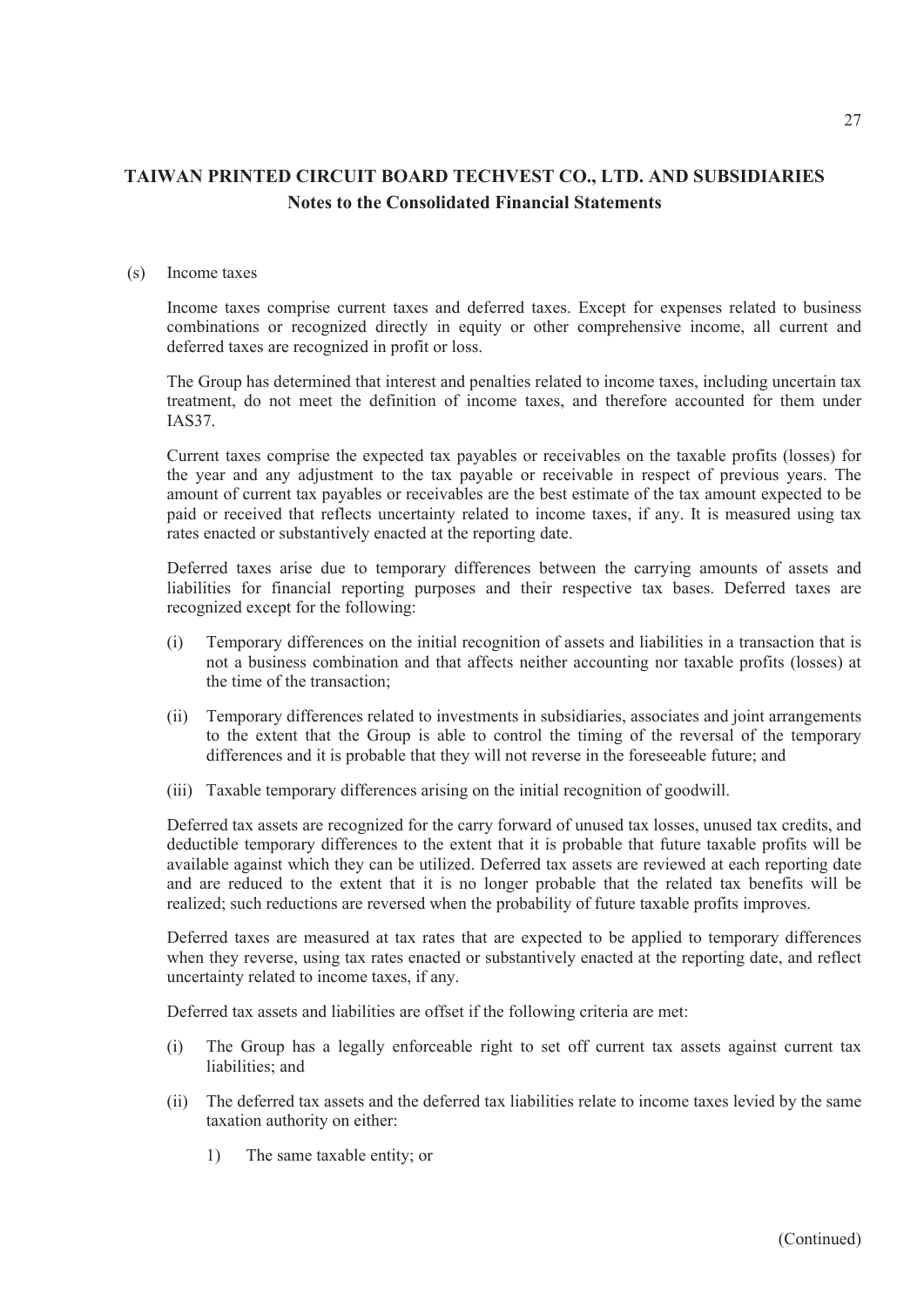# TAIWAN PRINTED CIRCUIT BOARD TECHVEST CO., LTD. AND SUBSIDIARIES
## Notes to the Consolidated Financial Statements

(s) Income taxes

Income taxes comprise current taxes and deferred taxes. Except for expenses related to business combinations or recognized directly in equity or other comprehensive income, all current and deferred taxes are recognized in profit or loss.

The Group has determined that interest and penalties related to income taxes, including uncertain tax treatment, do not meet the definition of income taxes, and therefore accounted for them under IAS37.

Current taxes comprise the expected tax payables or receivables on the taxable profits (losses) for the year and any adjustment to the tax payable or receivable in respect of previous years. The amount of current tax payables or receivables are the best estimate of the tax amount expected to be paid or received that reflects uncertainty related to income taxes, if any. It is measured using tax rates enacted or substantively enacted at the reporting date.

Deferred taxes arise due to temporary differences between the carrying amounts of assets and liabilities for financial reporting purposes and their respective tax bases. Deferred taxes are recognized except for the following:

(i) Temporary differences on the initial recognition of assets and liabilities in a transaction that is not a business combination and that affects neither accounting nor taxable profits (losses) at the time of the transaction;

(ii) Temporary differences related to investments in subsidiaries, associates and joint arrangements to the extent that the Group is able to control the timing of the reversal of the temporary differences and it is probable that they will not reverse in the foreseeable future; and

(iii) Taxable temporary differences arising on the initial recognition of goodwill.

Deferred tax assets are recognized for the carry forward of unused tax losses, unused tax credits, and deductible temporary differences to the extent that it is probable that future taxable profits will be available against which they can be utilized. Deferred tax assets are reviewed at each reporting date and are reduced to the extent that it is no longer probable that the related tax benefits will be realized; such reductions are reversed when the probability of future taxable profits improves.

Deferred taxes are measured at tax rates that are expected to be applied to temporary differences when they reverse, using tax rates enacted or substantively enacted at the reporting date, and reflect uncertainty related to income taxes, if any.

Deferred tax assets and liabilities are offset if the following criteria are met:

(i) The Group has a legally enforceable right to set off current tax assets against current tax liabilities; and

(ii) The deferred tax assets and the deferred tax liabilities relate to income taxes levied by the same taxation authority on either:

1) The same taxable entity; or

(Continued)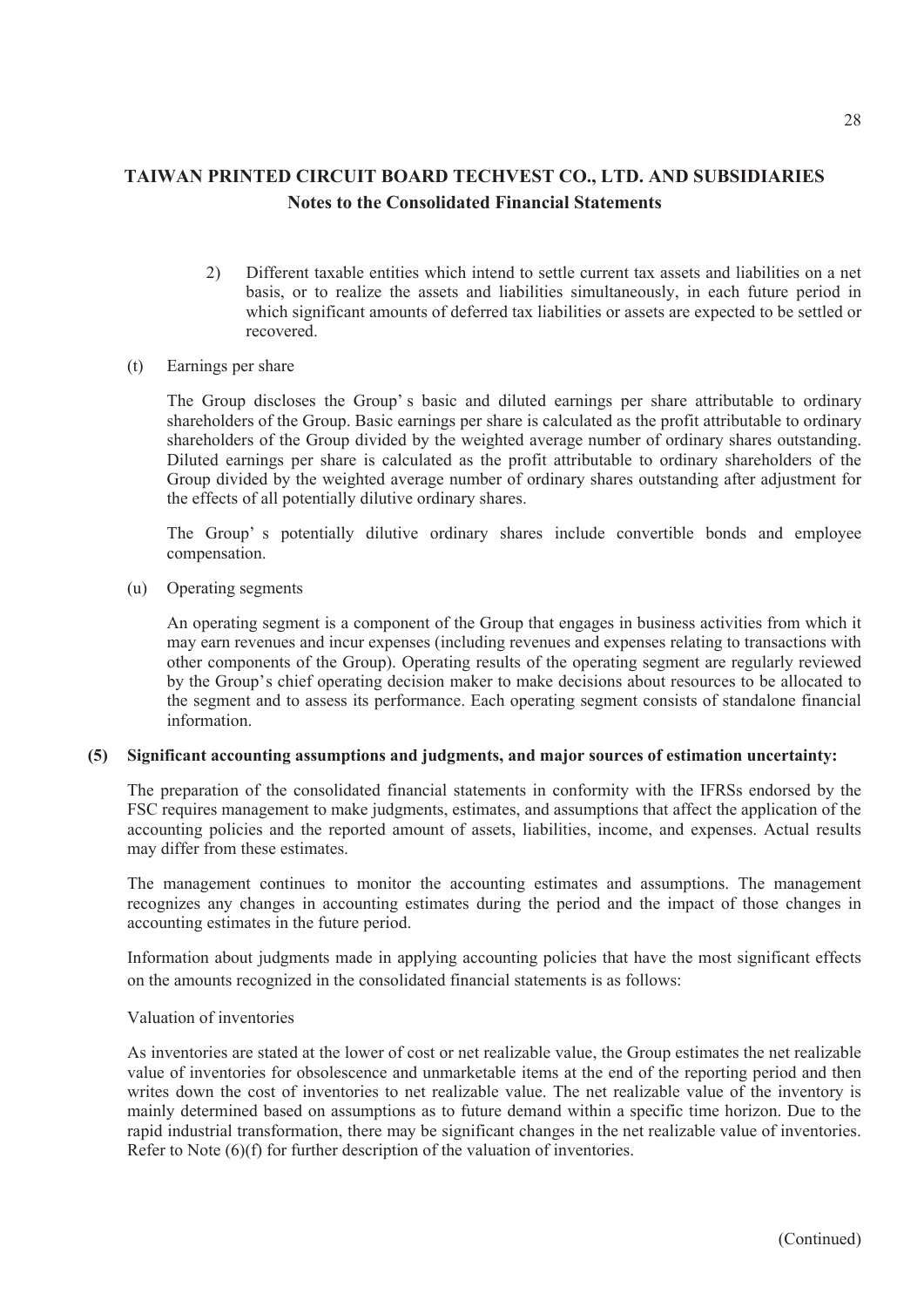2) Different taxable entities which intend to settle current tax assets and liabilities on a net basis, or to realize the assets and liabilities simultaneously, in each future period in which significant amounts of deferred tax liabilities or assets are expected to be settled or recovered.

(t) Earnings per share

The Group discloses the Group's basic and diluted earnings per share attributable to ordinary shareholders of the Group. Basic earnings per share is calculated as the profit attributable to ordinary shareholders of the Group divided by the weighted average number of ordinary shares outstanding. Diluted earnings per share is calculated as the profit attributable to ordinary shareholders of the Group divided by the weighted average number of ordinary shares outstanding after adjustment for the effects of all potentially dilutive ordinary shares.

The Group's potentially dilutive ordinary shares include convertible bonds and employee compensation.

(u) Operating segments

An operating segment is a component of the Group that engages in business activities from which it may earn revenues and incur expenses (including revenues and expenses relating to transactions with other components of the Group). Operating results of the operating segment are regularly reviewed by the Group's chief operating decision maker to make decisions about resources to be allocated to the segment and to assess its performance. Each operating segment consists of standalone financial information.

## (5) Significant accounting assumptions and judgments, and major sources of estimation uncertainty:

The preparation of the consolidated financial statements in conformity with the IFRSs endorsed by the FSC requires management to make judgments, estimates, and assumptions that affect the application of the accounting policies and the reported amount of assets, liabilities, income, and expenses. Actual results may differ from these estimates.

The management continues to monitor the accounting estimates and assumptions. The management recognizes any changes in accounting estimates during the period and the impact of those changes in accounting estimates in the future period.

Information about judgments made in applying accounting policies that have the most significant effects on the amounts recognized in the consolidated financial statements is as follows:

Valuation of inventories

As inventories are stated at the lower of cost or net realizable value, the Group estimates the net realizable value of inventories for obsolescence and unmarketable items at the end of the reporting period and then writes down the cost of inventories to net realizable value. The net realizable value of the inventory is mainly determined based on assumptions as to future demand within a specific time horizon. Due to the rapid industrial transformation, there may be significant changes in the net realizable value of inventories. Refer to Note (6)(f) for further description of the valuation of inventories.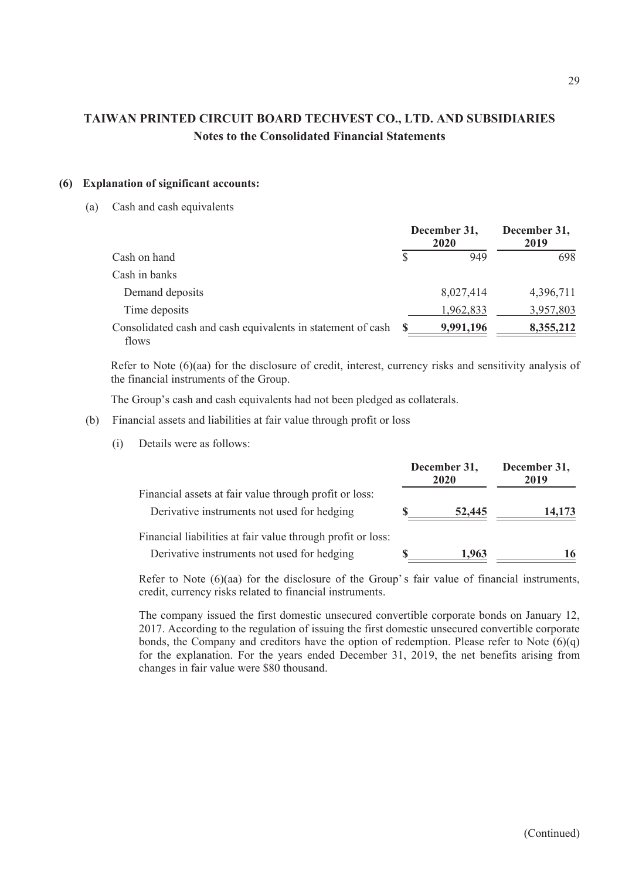# TAIWAN PRINTED CIRCUIT BOARD TECHVEST CO., LTD. AND SUBSIDIARIES

## Notes to the Consolidated Financial Statements

**(6) Explanation of significant accounts:**

(a) Cash and cash equivalents

| | December 31, 2020 | December 31, 2019 |
|---|---|---|
| Cash on hand | $ 949 | 698 |
| Cash in banks | | |
| Demand deposits | 8,027,414 | 4,396,711 |
| Time deposits | 1,962,833 | 3,957,803 |
| Consolidated cash and cash equivalents in statement of cash flows | **$ 9,991,196** | **8,355,212** |

Refer to Note (6)(aa) for the disclosure of credit, interest, currency risks and sensitivity analysis of the financial instruments of the Group.

The Group's cash and cash equivalents had not been pledged as collaterals.

(b) Financial assets and liabilities at fair value through profit or loss

(i) Details were as follows:

| | December 31, 2020 | December 31, 2019 |
|---|---|---|
| Financial assets at fair value through profit or loss: | | |
| Derivative instruments not used for hedging | **$ 52,445** | **14,173** |
| Financial liabilities at fair value through profit or loss: | | |
| Derivative instruments not used for hedging | **$ 1,963** | **16** |

Refer to Note (6)(aa) for the disclosure of the Group's fair value of financial instruments, credit, currency risks related to financial instruments.

The company issued the first domestic unsecured convertible corporate bonds on January 12, 2017. According to the regulation of issuing the first domestic unsecured convertible corporate bonds, the Company and creditors have the option of redemption. Please refer to Note (6)(q) for the explanation. For the years ended December 31, 2019, the net benefits arising from changes in fair value were $80 thousand.

(Continued)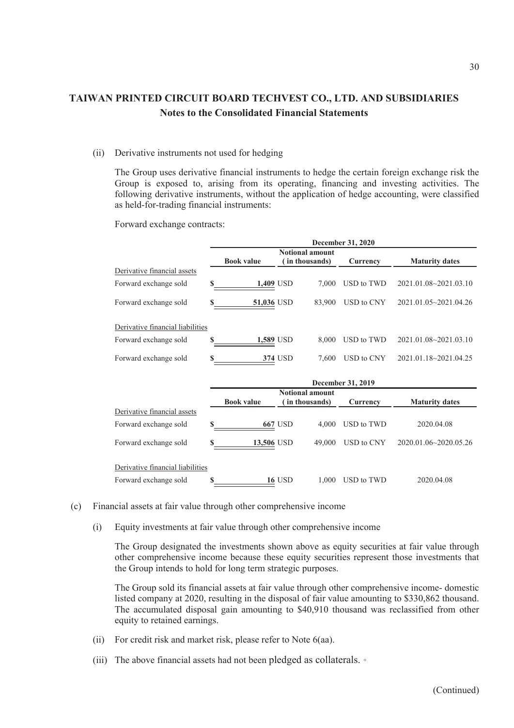**TAIWAN PRINTED CIRCUIT BOARD TECHVEST CO., LTD. AND SUBSIDIARIES**
**Notes to the Consolidated Financial Statements**

(ii) Derivative instruments not used for hedging

The Group uses derivative financial instruments to hedge the certain foreign exchange risk the Group is exposed to, arising from its operating, financing and investing activities. The following derivative instruments, without the application of hedge accounting, were classified as held-for-trading financial instruments:

Forward exchange contracts:

| | December 31, 2020 | | | | |
|---|---|---|---|---|---|
| | Book value | Notional amount (in thousands) | | Currency | Maturity dates |
| Derivative financial assets | | | | | |
| Forward exchange sold | $ 1,409 | USD | 7,000 | USD to TWD | 2021.01.08~2021.03.10 |
| Forward exchange sold | $ 51,036 | USD | 83,900 | USD to CNY | 2021.01.05~2021.04.26 |
| Derivative financial liabilities | | | | | |
| Forward exchange sold | $ 1,589 | USD | 8,000 | USD to TWD | 2021.01.08~2021.03.10 |
| Forward exchange sold | $ 374 | USD | 7,600 | USD to CNY | 2021.01.18~2021.04.25 |

| | December 31, 2019 | | | | |
|---|---|---|---|---|---|
| | Book value | Notional amount (in thousands) | | Currency | Maturity dates |
| Derivative financial assets | | | | | |
| Forward exchange sold | $ 667 | USD | 4,000 | USD to TWD | 2020.04.08 |
| Forward exchange sold | $ 13,506 | USD | 49,000 | USD to CNY | 2020.01.06~2020.05.26 |
| Derivative financial liabilities | | | | | |
| Forward exchange sold | $ 16 | USD | 1,000 | USD to TWD | 2020.04.08 |

(c) Financial assets at fair value through other comprehensive income

(i) Equity investments at fair value through other comprehensive income

The Group designated the investments shown above as equity securities at fair value through other comprehensive income because these equity securities represent those investments that the Group intends to hold for long term strategic purposes.

The Group sold its financial assets at fair value through other comprehensive income- domestic listed company at 2020, resulting in the disposal of fair value amounting to $330,862 thousand. The accumulated disposal gain amounting to $40,910 thousand was reclassified from other equity to retained earnings.

(ii) For credit risk and market risk, please refer to Note 6(aa).

(iii) The above financial assets had not been pledged as collaterals. ◦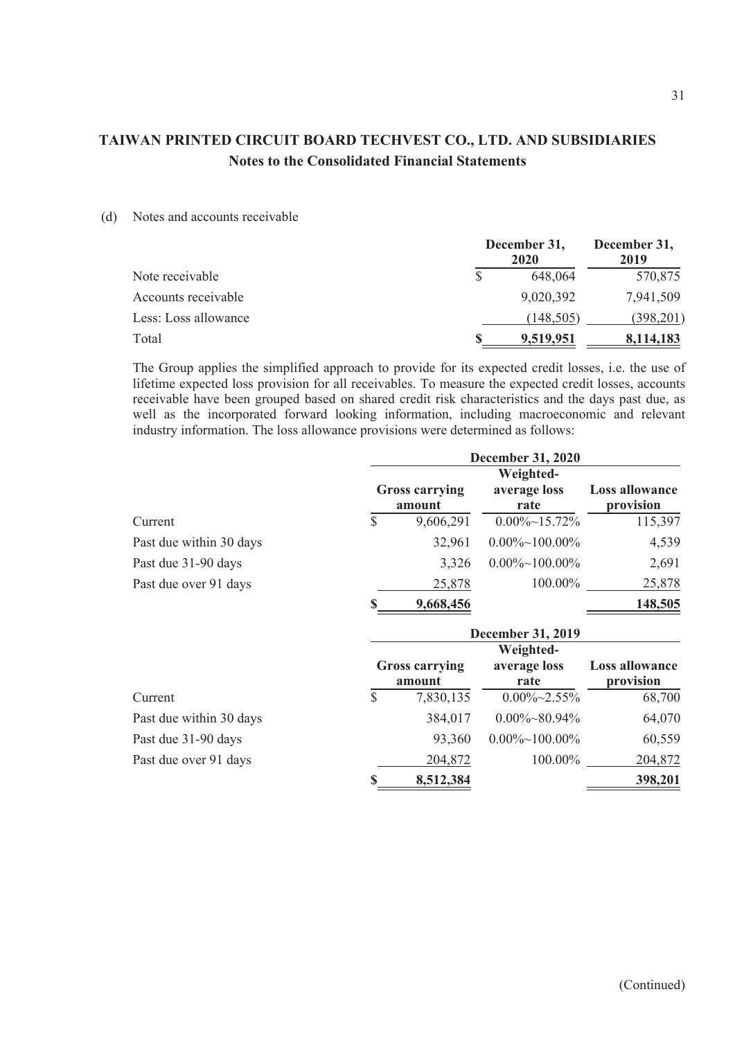# TAIWAN PRINTED CIRCUIT BOARD TECHVEST CO., LTD. AND SUBSIDIARIES

## Notes to the Consolidated Financial Statements

(d) Notes and accounts receivable

| | December 31, 2020 | December 31, 2019 |
|---|---|---|
| Note receivable | $ 648,064 | 570,875 |
| Accounts receivable | 9,020,392 | 7,941,509 |
| Less: Loss allowance | (148,505) | (398,201) |
| Total | **$ 9,519,951** | **8,114,183** |

The Group applies the simplified approach to provide for its expected credit losses, i.e. the use of lifetime expected loss provision for all receivables. To measure the expected credit losses, accounts receivable have been grouped based on shared credit risk characteristics and the days past due, as well as the incorporated forward looking information, including macroeconomic and relevant industry information. The loss allowance provisions were determined as follows:

| | December 31, 2020 | | |
|---|---|---|---|
| | Gross carrying amount | Weighted-average loss rate | Loss allowance provision |
| Current | $ 9,606,291 | 0.00%~15.72% | 115,397 |
| Past due within 30 days | 32,961 | 0.00%~100.00% | 4,539 |
| Past due 31-90 days | 3,326 | 0.00%~100.00% | 2,691 |
| Past due over 91 days | 25,878 | 100.00% | 25,878 |
| | **$ 9,668,456** | | **148,505** |

| | December 31, 2019 | | |
|---|---|---|---|
| | Gross carrying amount | Weighted-average loss rate | Loss allowance provision |
| Current | $ 7,830,135 | 0.00%~2.55% | 68,700 |
| Past due within 30 days | 384,017 | 0.00%~80.94% | 64,070 |
| Past due 31-90 days | 93,360 | 0.00%~100.00% | 60,559 |
| Past due over 91 days | 204,872 | 100.00% | 204,872 |
| | **$ 8,512,384** | | **398,201** |

(Continued)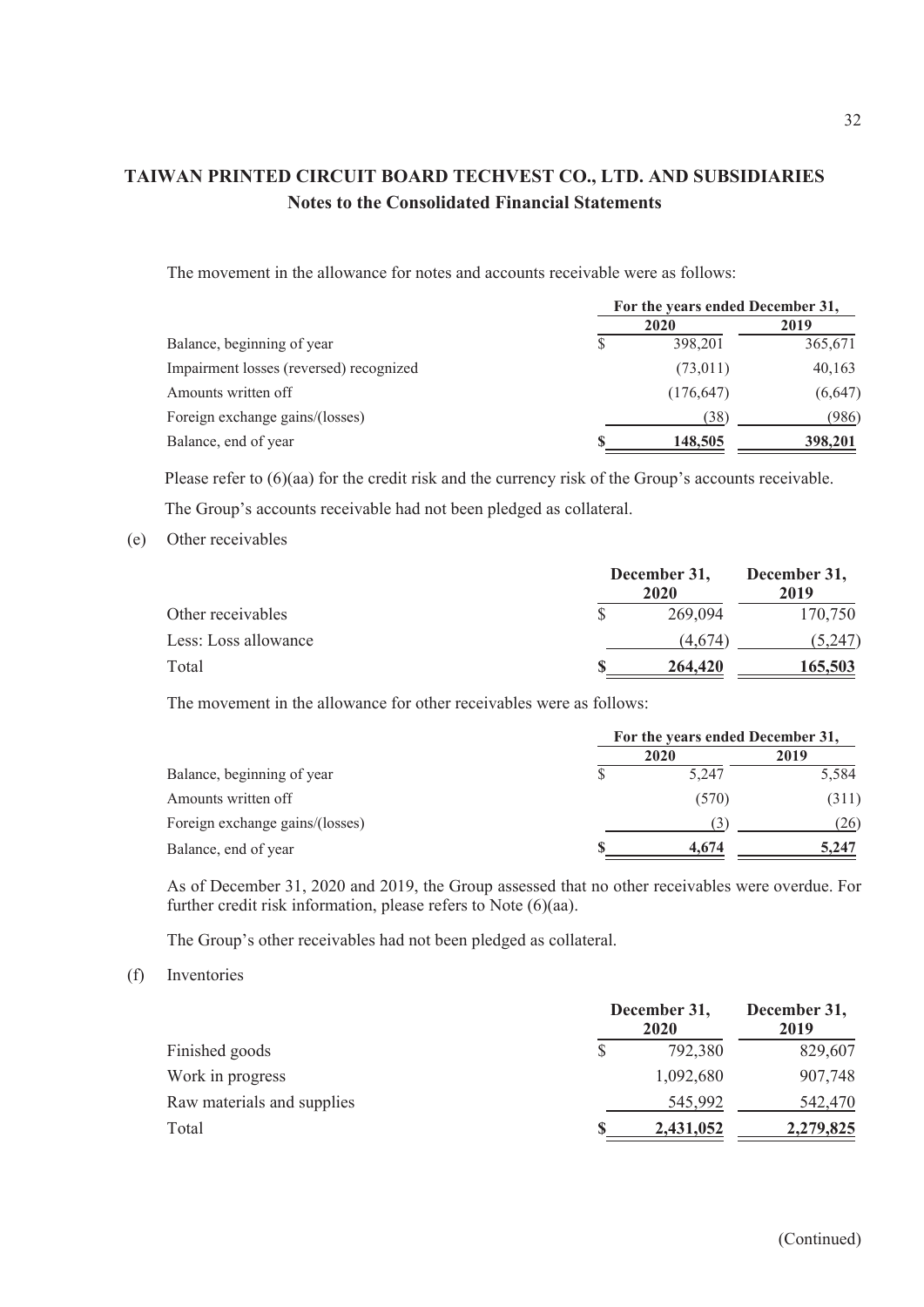The movement in the allowance for notes and accounts receivable were as follows:

| | For the years ended December 31, | |
|---|---|---|
| | 2020 | 2019 |
| Balance, beginning of year | $ 398,201 | 365,671 |
| Impairment losses (reversed) recognized | (73,011) | 40,163 |
| Amounts written off | (176,647) | (6,647) |
| Foreign exchange gains/(losses) | (38) | (986) |
| Balance, end of year | **$ 148,505** | **398,201** |

Please refer to (6)(aa) for the credit risk and the currency risk of the Group's accounts receivable.

The Group's accounts receivable had not been pledged as collateral.

(e) Other receivables

| | December 31, 2020 | December 31, 2019 |
|---|---|---|
| Other receivables | $ 269,094 | 170,750 |
| Less: Loss allowance | (4,674) | (5,247) |
| Total | **$ 264,420** | **165,503** |

The movement in the allowance for other receivables were as follows:

| | For the years ended December 31, | |
|---|---|---|
| | 2020 | 2019 |
| Balance, beginning of year | $ 5,247 | 5,584 |
| Amounts written off | (570) | (311) |
| Foreign exchange gains/(losses) | (3) | (26) |
| Balance, end of year | **$ 4,674** | **5,247** |

As of December 31, 2020 and 2019, the Group assessed that no other receivables were overdue. For further credit risk information, please refers to Note (6)(aa).

The Group's other receivables had not been pledged as collateral.

(f) Inventories

| | December 31, 2020 | December 31, 2019 |
|---|---|---|
| Finished goods | $ 792,380 | 829,607 |
| Work in progress | 1,092,680 | 907,748 |
| Raw materials and supplies | 545,992 | 542,470 |
| Total | **$ 2,431,052** | **2,279,825** |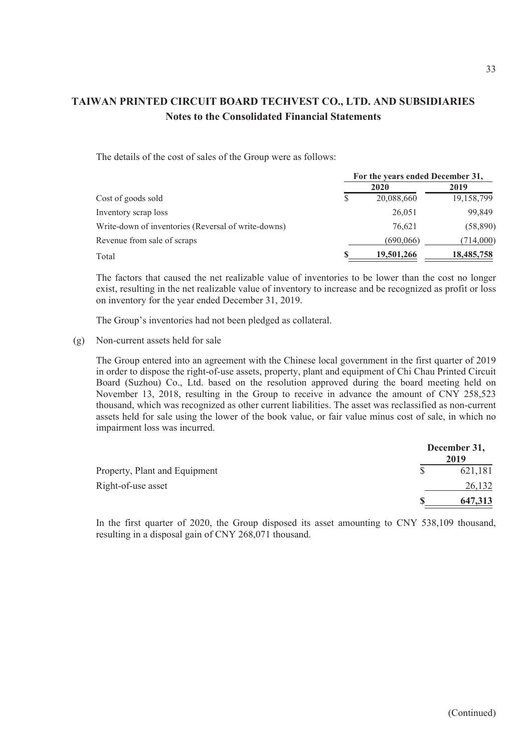# TAIWAN PRINTED CIRCUIT BOARD TECHVEST CO., LTD. AND SUBSIDIARIES

## Notes to the Consolidated Financial Statements

The details of the cost of sales of the Group were as follows:

| | For the years ended December 31, | |
|---|---|---|
| | **2020** | **2019** |
| Cost of goods sold | $ 20,088,660 | 19,158,799 |
| Inventory scrap loss | 26,051 | 99,849 |
| Write-down of inventories (Reversal of write-downs) | 76,621 | (58,890) |
| Revenue from sale of scraps | (690,066) | (714,000) |
| Total | **$ 19,501,266** | **18,485,758** |

The factors that caused the net realizable value of inventories to be lower than the cost no longer exist, resulting in the net realizable value of inventory to increase and be recognized as profit or loss on inventory for the year ended December 31, 2019.

The Group's inventories had not been pledged as collateral.

(g) Non-current assets held for sale

The Group entered into an agreement with the Chinese local government in the first quarter of 2019 in order to dispose the right-of-use assets, property, plant and equipment of Chi Chau Printed Circuit Board (Suzhou) Co., Ltd. based on the resolution approved during the board meeting held on November 13, 2018, resulting in the Group to receive in advance the amount of CNY 258,523 thousand, which was recognized as other current liabilities. The asset was reclassified as non-current assets held for sale using the lower of the book value, or fair value minus cost of sale, in which no impairment loss was incurred.

| | December 31, 2019 |
|---|---|
| Property, Plant and Equipment | $ 621,181 |
| Right-of-use asset | 26,132 |
| | **$ 647,313** |

In the first quarter of 2020, the Group disposed its asset amounting to CNY 538,109 thousand, resulting in a disposal gain of CNY 268,071 thousand.

(Continued)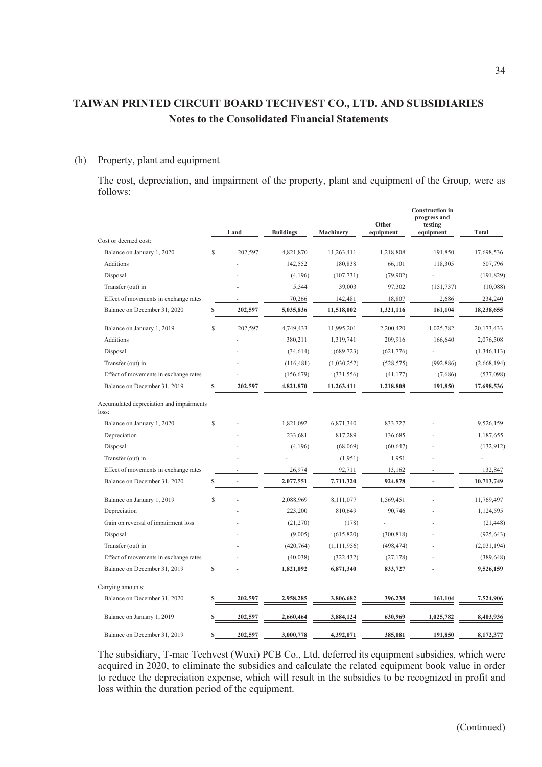# TAIWAN PRINTED CIRCUIT BOARD TECHVEST CO., LTD. AND SUBSIDIARIES

## Notes to the Consolidated Financial Statements

(h) Property, plant and equipment

The cost, depreciation, and impairment of the property, plant and equipment of the Group, were as follows:

| | Land | Buildings | Machinery | Other equipment | Construction in progress and testing equipment | Total |
|---|---|---|---|---|---|---|
| Cost or deemed cost: | | | | | | |
| Balance on January 1, 2020 | $ 202,597 | 4,821,870 | 11,263,411 | 1,218,808 | 191,850 | 17,698,536 |
| Additions | - | 142,552 | 180,838 | 66,101 | 118,305 | 507,796 |
| Disposal | - | (4,196) | (107,731) | (79,902) | - | (191,829) |
| Transfer (out) in | - | 5,344 | 39,003 | 97,302 | (151,737) | (10,088) |
| Effect of movements in exchange rates | - | 70,266 | 142,481 | 18,807 | 2,686 | 234,240 |
| Balance on December 31, 2020 | **$ 202,597** | **5,035,836** | **11,518,002** | **1,321,116** | **161,104** | **18,238,655** |
| Balance on January 1, 2019 | $ 202,597 | 4,749,433 | 11,995,201 | 2,200,420 | 1,025,782 | 20,173,433 |
| Additions | - | 380,211 | 1,319,741 | 209,916 | 166,640 | 2,076,508 |
| Disposal | - | (34,614) | (689,723) | (621,776) | - | (1,346,113) |
| Transfer (out) in | - | (116,481) | (1,030,252) | (528,575) | (992,886) | (2,668,194) |
| Effect of movements in exchange rates | - | (156,679) | (331,556) | (41,177) | (7,686) | (537,098) |
| Balance on December 31, 2019 | **$ 202,597** | **4,821,870** | **11,263,411** | **1,218,808** | **191,850** | **17,698,536** |
| Accumulated depreciation and impairments loss: | | | | | | |
| Balance on January 1, 2020 | $ - | 1,821,092 | 6,871,340 | 833,727 | - | 9,526,159 |
| Depreciation | - | 233,681 | 817,289 | 136,685 | - | 1,187,655 |
| Disposal | - | (4,196) | (68,069) | (60,647) | - | (132,912) |
| Transfer (out) in | - | - | (1,951) | 1,951 | - | - |
| Effect of movements in exchange rates | - | 26,974 | 92,711 | 13,162 | - | 132,847 |
| Balance on December 31, 2020 | **$ -** | **2,077,551** | **7,711,320** | **924,878** | **-** | **10,713,749** |
| Balance on January 1, 2019 | $ - | 2,088,969 | 8,111,077 | 1,569,451 | - | 11,769,497 |
| Depreciation | - | 223,200 | 810,649 | 90,746 | - | 1,124,595 |
| Gain on reversal of impairment loss | - | (21,270) | (178) | - | - | (21,448) |
| Disposal | - | (9,005) | (615,820) | (300,818) | - | (925,643) |
| Transfer (out) in | - | (420,764) | (1,111,956) | (498,474) | - | (2,031,194) |
| Effect of movements in exchange rates | - | (40,038) | (322,432) | (27,178) | - | (389,648) |
| Balance on December 31, 2019 | **$ -** | **1,821,092** | **6,871,340** | **833,727** | **-** | **9,526,159** |
| Carrying amounts: | | | | | | |
| Balance on December 31, 2020 | **$ 202,597** | **2,958,285** | **3,806,682** | **396,238** | **161,104** | **7,524,906** |
| Balance on January 1, 2019 | **$ 202,597** | **2,660,464** | **3,884,124** | **630,969** | **1,025,782** | **8,403,936** |
| Balance on December 31, 2019 | **$ 202,597** | **3,000,778** | **4,392,071** | **385,081** | **191,850** | **8,172,377** |

The subsidiary, T-mac Techvest (Wuxi) PCB Co., Ltd, deferred its equipment subsidies, which were acquired in 2020, to eliminate the subsidies and calculate the related equipment book value in order to reduce the depreciation expense, which will result in the subsidies to be recognized in profit and loss within the duration period of the equipment.

(Continued)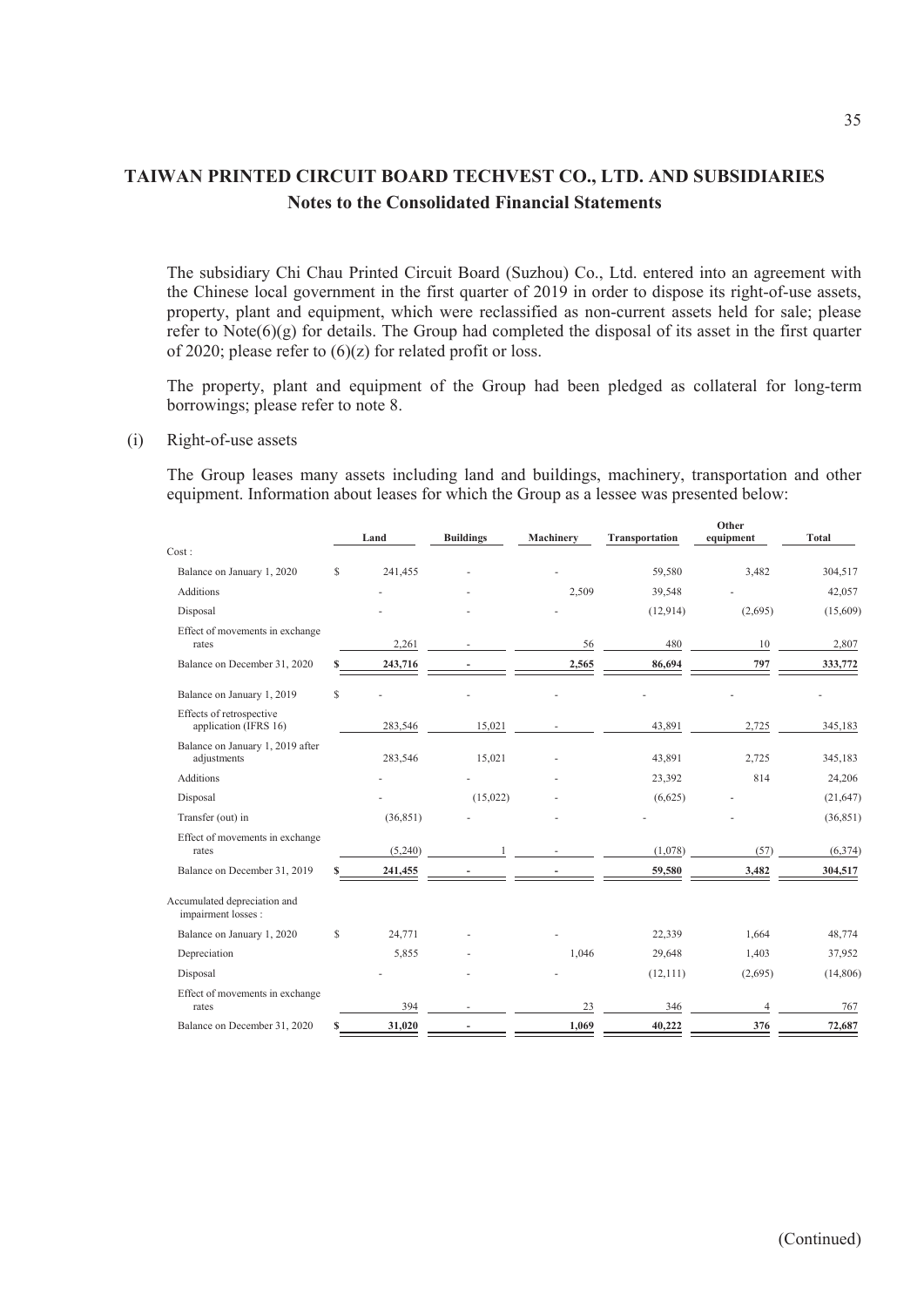# TAIWAN PRINTED CIRCUIT BOARD TECHVEST CO., LTD. AND SUBSIDIARIES

## Notes to the Consolidated Financial Statements

The subsidiary Chi Chau Printed Circuit Board (Suzhou) Co., Ltd. entered into an agreement with the Chinese local government in the first quarter of 2019 in order to dispose its right-of-use assets, property, plant and equipment, which were reclassified as non-current assets held for sale; please refer to Note(6)(g) for details. The Group had completed the disposal of its asset in the first quarter of 2020; please refer to (6)(z) for related profit or loss.

The property, plant and equipment of the Group had been pledged as collateral for long-term borrowings; please refer to note 8.

(i) Right-of-use assets

The Group leases many assets including land and buildings, machinery, transportation and other equipment. Information about leases for which the Group as a lessee was presented below:

| | Land | Buildings | Machinery | Transportation | Other equipment | Total |
|---|---|---|---|---|---|---|
| Cost : | | | | | | |
| Balance on January 1, 2020 | $ 241,455 | - | - | 59,580 | 3,482 | 304,517 |
| Additions | - | - | 2,509 | 39,548 | - | 42,057 |
| Disposal | - | - | - | (12,914) | (2,695) | (15,609) |
| Effect of movements in exchange rates | 2,261 | - | 56 | 480 | 10 | 2,807 |
| Balance on December 31, 2020 | $ 243,716 | - | 2,565 | 86,694 | 797 | 333,772 |
| Balance on January 1, 2019 | $ - | - | - | - | - | - |
| Effects of retrospective application (IFRS 16) | 283,546 | 15,021 | - | 43,891 | 2,725 | 345,183 |
| Balance on January 1, 2019 after adjustments | 283,546 | 15,021 | - | 43,891 | 2,725 | 345,183 |
| Additions | - | - | - | 23,392 | 814 | 24,206 |
| Disposal | - | (15,022) | - | (6,625) | - | (21,647) |
| Transfer (out) in | (36,851) | - | - | - | - | (36,851) |
| Effect of movements in exchange rates | (5,240) | 1 | - | (1,078) | (57) | (6,374) |
| Balance on December 31, 2019 | $ 241,455 | - | - | 59,580 | 3,482 | 304,517 |
| Accumulated depreciation and impairment losses : | | | | | | |
| Balance on January 1, 2020 | $ 24,771 | - | - | 22,339 | 1,664 | 48,774 |
| Depreciation | 5,855 | - | 1,046 | 29,648 | 1,403 | 37,952 |
| Disposal | - | - | - | (12,111) | (2,695) | (14,806) |
| Effect of movements in exchange rates | 394 | - | 23 | 346 | 4 | 767 |
| Balance on December 31, 2020 | $ 31,020 | - | 1,069 | 40,222 | 376 | 72,687 |

(Continued)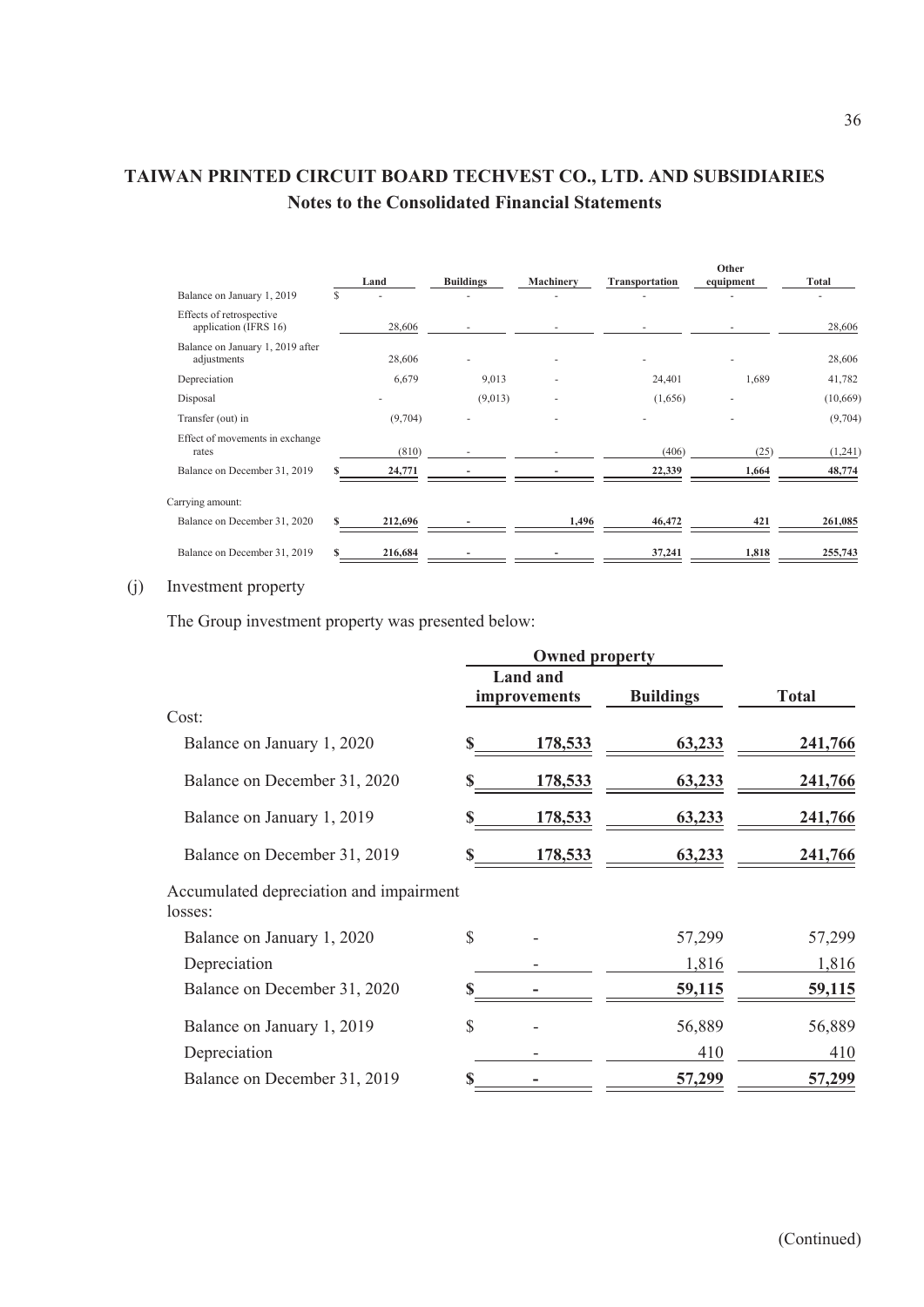# TAIWAN PRINTED CIRCUIT BOARD TECHVEST CO., LTD. AND SUBSIDIARIES

## Notes to the Consolidated Financial Statements

| | Land | Buildings | Machinery | Transportation | Other equipment | Total |
|---|---|---|---|---|---|---|
| Balance on January 1, 2019 | $ - | - | - | - | - | - |
| Effects of retrospective application (IFRS 16) | 28,606 | - | - | - | - | 28,606 |
| Balance on January 1, 2019 after adjustments | 28,606 | - | - | - | - | 28,606 |
| Depreciation | 6,679 | 9,013 | - | 24,401 | 1,689 | 41,782 |
| Disposal | - | (9,013) | - | (1,656) | - | (10,669) |
| Transfer (out) in | (9,704) | - | - | - | - | (9,704) |
| Effect of movements in exchange rates | (810) | - | - | (406) | (25) | (1,241) |
| Balance on December 31, 2019 | $ 24,771 | - | - | 22,339 | 1,664 | 48,774 |
| Carrying amount: | | | | | | |
| Balance on December 31, 2020 | $ 212,696 | - | 1,496 | 46,472 | 421 | 261,085 |
| Balance on December 31, 2019 | $ 216,684 | - | - | 37,241 | 1,818 | 255,743 |

(j) Investment property

The Group investment property was presented below:

| | Owned property | | |
|---|---|---|---|
| | Land and improvements | Buildings | Total |
| Cost: | | | |
| Balance on January 1, 2020 | $ 178,533 | 63,233 | 241,766 |
| Balance on December 31, 2020 | $ 178,533 | 63,233 | 241,766 |
| Balance on January 1, 2019 | $ 178,533 | 63,233 | 241,766 |
| Balance on December 31, 2019 | $ 178,533 | 63,233 | 241,766 |
| Accumulated depreciation and impairment losses: | | | |
| Balance on January 1, 2020 | $ - | 57,299 | 57,299 |
| Depreciation | - | 1,816 | 1,816 |
| Balance on December 31, 2020 | $ - | 59,115 | 59,115 |
| Balance on January 1, 2019 | $ - | 56,889 | 56,889 |
| Depreciation | - | 410 | 410 |
| Balance on December 31, 2019 | $ - | 57,299 | 57,299 |

(Continued)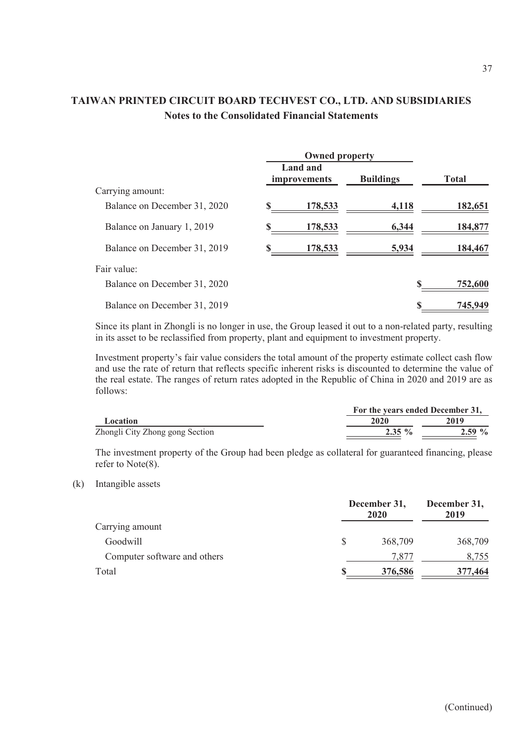# TAIWAN PRINTED CIRCUIT BOARD TECHVEST CO., LTD. AND SUBSIDIARIES
## Notes to the Consolidated Financial Statements

| | Owned property | | |
|---|---|---|---|
| | Land and improvements | Buildings | Total |
| Carrying amount: | | | |
| Balance on December 31, 2020 | $ 178,533 | 4,118 | 182,651 |
| Balance on January 1, 2019 | $ 178,533 | 6,344 | 184,877 |
| Balance on December 31, 2019 | $ 178,533 | 5,934 | 184,467 |
| Fair value: | | | |
| Balance on December 31, 2020 | | | $ 752,600 |
| Balance on December 31, 2019 | | | $ 745,949 |

Since its plant in Zhongli is no longer in use, the Group leased it out to a non-related party, resulting in its asset to be reclassified from property, plant and equipment to investment property.

Investment property's fair value considers the total amount of the property estimate collect cash flow and use the rate of return that reflects specific inherent risks is discounted to determine the value of the real estate. The ranges of return rates adopted in the Republic of China in 2020 and 2019 are as follows:

| | For the years ended December 31, | |
|---|---|---|
| Location | 2020 | 2019 |
| Zhongli City Zhong gong Section | 2.35 % | 2.59 % |

The investment property of the Group had been pledge as collateral for guaranteed financing, please refer to Note(8).

(k) Intangible assets

| | December 31, 2020 | December 31, 2019 |
|---|---|---|
| Carrying amount | | |
| Goodwill | $ 368,709 | 368,709 |
| Computer software and others | 7,877 | 8,755 |
| Total | $ 376,586 | 377,464 |

(Continued)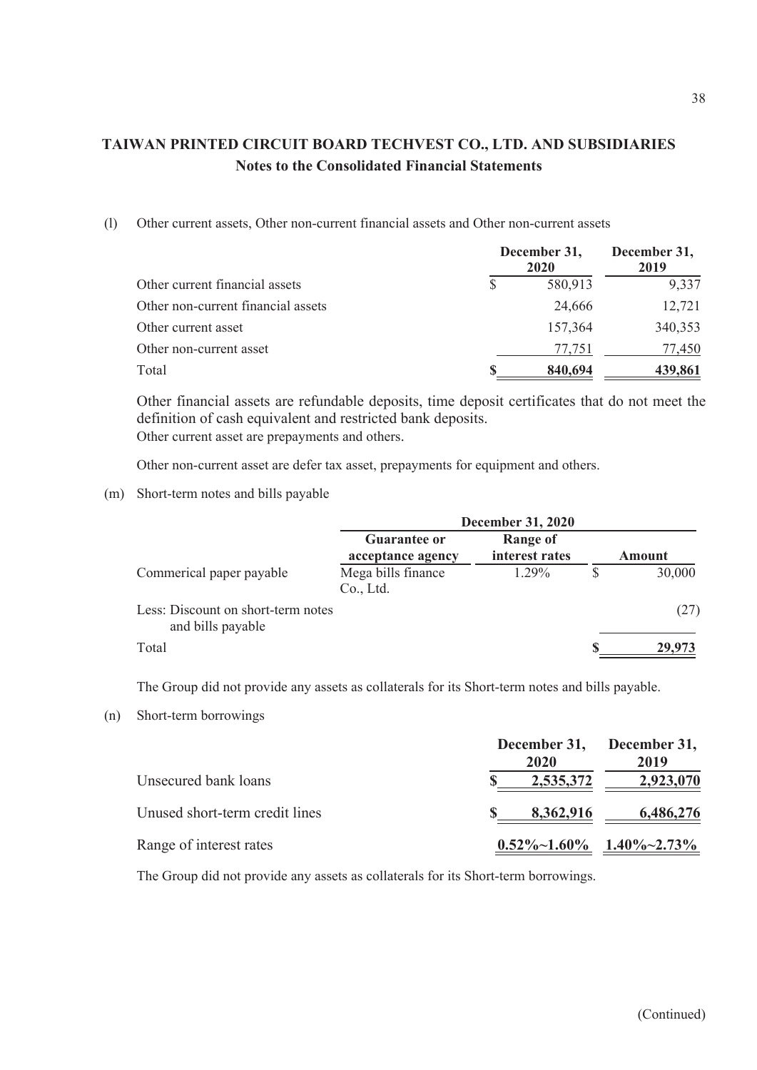**TAIWAN PRINTED CIRCUIT BOARD TECHVEST CO., LTD. AND SUBSIDIARIES**
**Notes to the Consolidated Financial Statements**

(l) Other current assets, Other non-current financial assets and Other non-current assets

| | December 31, 2020 | December 31, 2019 |
|---|---|---|
| Other current financial assets | $ 580,913 | 9,337 |
| Other non-current financial assets | 24,666 | 12,721 |
| Other current asset | 157,364 | 340,353 |
| Other non-current asset | 77,751 | 77,450 |
| Total | $ 840,694 | 439,861 |

Other financial assets are refundable deposits, time deposit certificates that do not meet the definition of cash equivalent and restricted bank deposits.
Other current asset are prepayments and others.

Other non-current asset are defer tax asset, prepayments for equipment and others.

(m) Short-term notes and bills payable

| | December 31, 2020 | | |
|---|---|---|---|
| | Guarantee or acceptance agency | Range of interest rates | Amount |
| Commerical paper payable | Mega bills finance Co., Ltd. | 1.29% | $ 30,000 |
| Less: Discount on short-term notes and bills payable | | | (27) |
| Total | | | $ 29,973 |

The Group did not provide any assets as collaterals for its Short-term notes and bills payable.

(n) Short-term borrowings

| | December 31, 2020 | December 31, 2019 |
|---|---|---|
| Unsecured bank loans | $ 2,535,372 | 2,923,070 |
| Unused short-term credit lines | $ 8,362,916 | 6,486,276 |
| Range of interest rates | 0.52%~1.60% | 1.40%~2.73% |

The Group did not provide any assets as collaterals for its Short-term borrowings.

(Continued)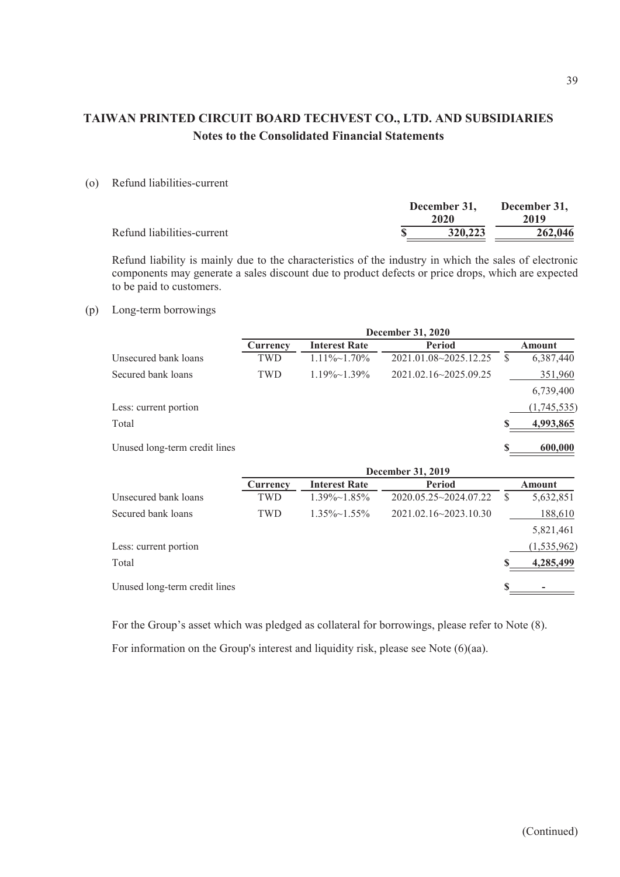# TAIWAN PRINTED CIRCUIT BOARD TECHVEST CO., LTD. AND SUBSIDIARIES
## Notes to the Consolidated Financial Statements

(o) Refund liabilities-current

| | December 31, 2020 | December 31, 2019 |
|---|---|---|
| Refund liabilities-current | $ 320,223 | 262,046 |

Refund liability is mainly due to the characteristics of the industry in which the sales of electronic components may generate a sales discount due to product defects or price drops, which are expected to be paid to customers.

(p) Long-term borrowings

| | December 31, 2020 | | | |
|---|---|---|---|---|
| | Currency | Interest Rate | Period | Amount |
| Unsecured bank loans | TWD | 1.11%~1.70% | 2021.01.08~2025.12.25 | $ 6,387,440 |
| Secured bank loans | TWD | 1.19%~1.39% | 2021.02.16~2025.09.25 | 351,960 |
| | | | | 6,739,400 |
| Less: current portion | | | | (1,745,535) |
| Total | | | | $ 4,993,865 |
| Unused long-term credit lines | | | | $ 600,000 |

| | December 31, 2019 | | | |
|---|---|---|---|---|
| | Currency | Interest Rate | Period | Amount |
| Unsecured bank loans | TWD | 1.39%~1.85% | 2020.05.25~2024.07.22 | $ 5,632,851 |
| Secured bank loans | TWD | 1.35%~1.55% | 2021.02.16~2023.10.30 | 188,610 |
| | | | | 5,821,461 |
| Less: current portion | | | | (1,535,962) |
| Total | | | | $ 4,285,499 |
| Unused long-term credit lines | | | | $ - |

For the Group's asset which was pledged as collateral for borrowings, please refer to Note (8).

For information on the Group's interest and liquidity risk, please see Note (6)(aa).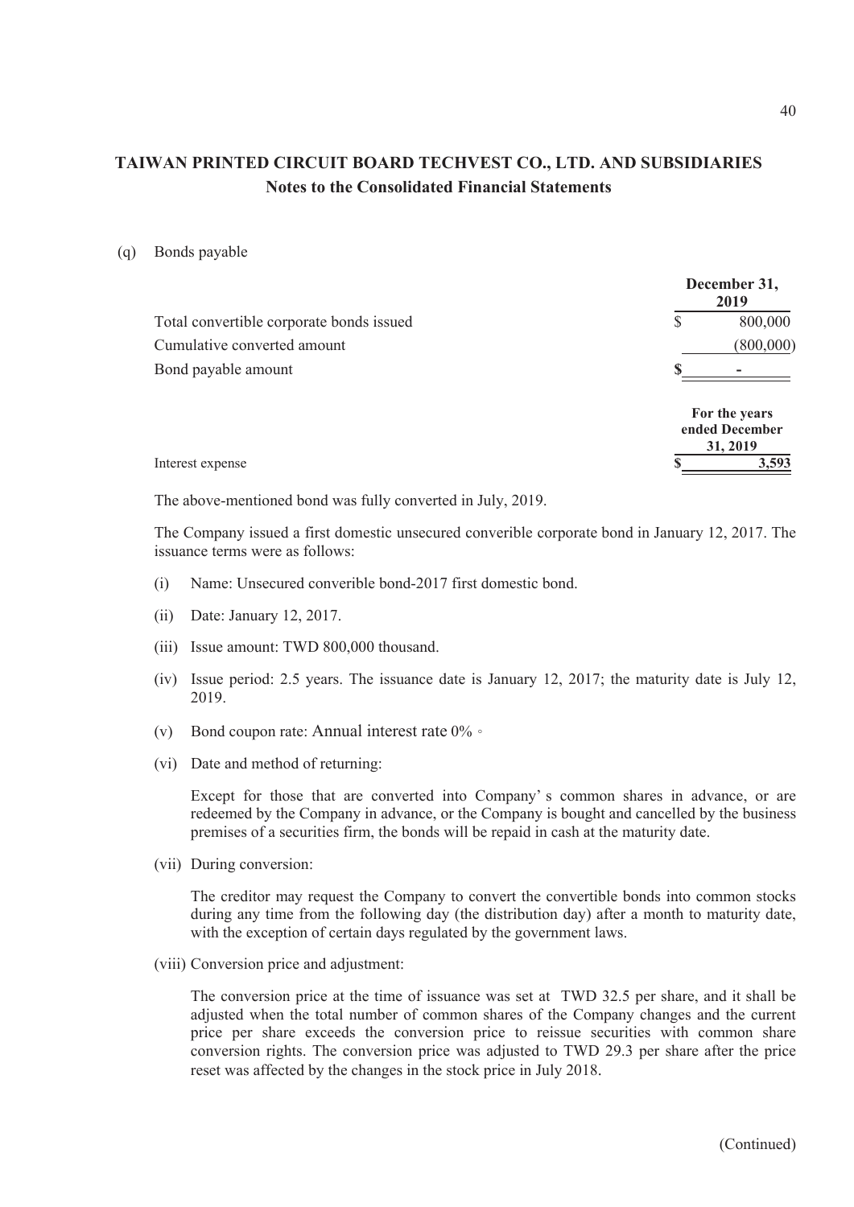## TAIWAN PRINTED CIRCUIT BOARD TECHVEST CO., LTD. AND SUBSIDIARIES
### Notes to the Consolidated Financial Statements

(q) Bonds payable

| | December 31, 2019 |
|---|---|
| Total convertible corporate bonds issued | $ 800,000 |
| Cumulative converted amount | (800,000) |
| Bond payable amount | $ - |

| | For the years ended December 31, 2019 |
|---|---|
| Interest expense | $ 3,593 |

The above-mentioned bond was fully converted in July, 2019.

The Company issued a first domestic unsecured converible corporate bond in January 12, 2017. The issuance terms were as follows:

(i) Name: Unsecured converible bond-2017 first domestic bond.

(ii) Date: January 12, 2017.

(iii) Issue amount: TWD 800,000 thousand.

(iv) Issue period: 2.5 years. The issuance date is January 12, 2017; the maturity date is July 12, 2019.

(v) Bond coupon rate: Annual interest rate 0%。

(vi) Date and method of returning:

Except for those that are converted into Company' s common shares in advance, or are redeemed by the Company in advance, or the Company is bought and cancelled by the business premises of a securities firm, the bonds will be repaid in cash at the maturity date.

(vii) During conversion:

The creditor may request the Company to convert the convertible bonds into common stocks during any time from the following day (the distribution day) after a month to maturity date, with the exception of certain days regulated by the government laws.

(viii) Conversion price and adjustment:

The conversion price at the time of issuance was set at TWD 32.5 per share, and it shall be adjusted when the total number of common shares of the Company changes and the current price per share exceeds the conversion price to reissue securities with common share conversion rights. The conversion price was adjusted to TWD 29.3 per share after the price reset was affected by the changes in the stock price in July 2018.

(Continued)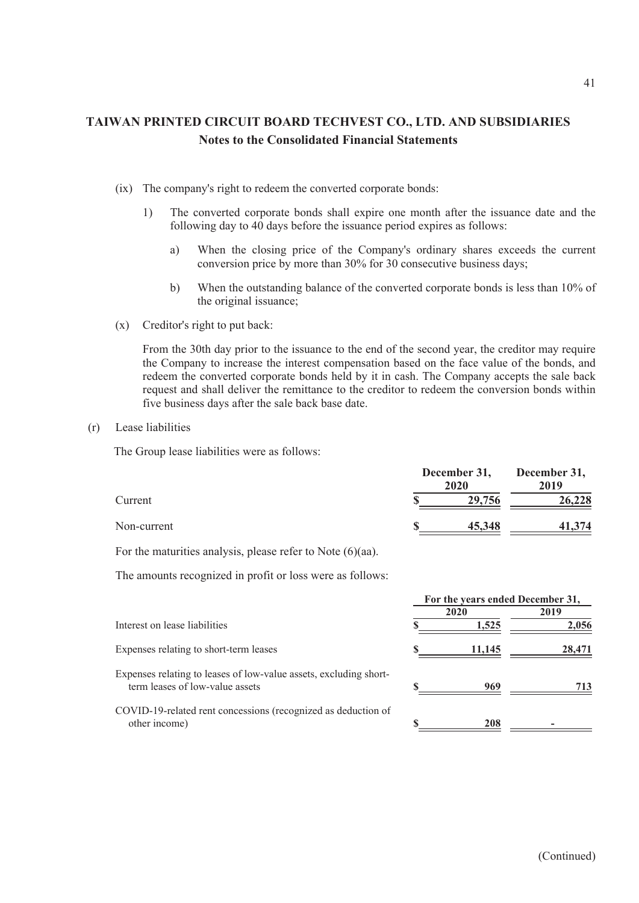# TAIWAN PRINTED CIRCUIT BOARD TECHVEST CO., LTD. AND SUBSIDIARIES

## Notes to the Consolidated Financial Statements

(ix) The company's right to redeem the converted corporate bonds:

1) The converted corporate bonds shall expire one month after the issuance date and the following day to 40 days before the issuance period expires as follows:

   a) When the closing price of the Company's ordinary shares exceeds the current conversion price by more than 30% for 30 consecutive business days;

   b) When the outstanding balance of the converted corporate bonds is less than 10% of the original issuance;

(x) Creditor's right to put back:

From the 30th day prior to the issuance to the end of the second year, the creditor may require the Company to increase the interest compensation based on the face value of the bonds, and redeem the converted corporate bonds held by it in cash. The Company accepts the sale back request and shall deliver the remittance to the creditor to redeem the conversion bonds within five business days after the sale back base date.

(r) Lease liabilities

The Group lease liabilities were as follows:

| | December 31, 2020 | December 31, 2019 |
|---|---|---|
| Current | $ 29,756 | 26,228 |
| Non-current | $ 45,348 | 41,374 |

For the maturities analysis, please refer to Note (6)(aa).

The amounts recognized in profit or loss were as follows:

| | For the years ended December 31, | |
|---|---|---|
| | 2020 | 2019 |
| Interest on lease liabilities | $ 1,525 | 2,056 |
| Expenses relating to short-term leases | $ 11,145 | 28,471 |
| Expenses relating to leases of low-value assets, excluding short-term leases of low-value assets | $ 969 | 713 |
| COVID-19-related rent concessions (recognized as deduction of other income) | $ 208 | - |

(Continued)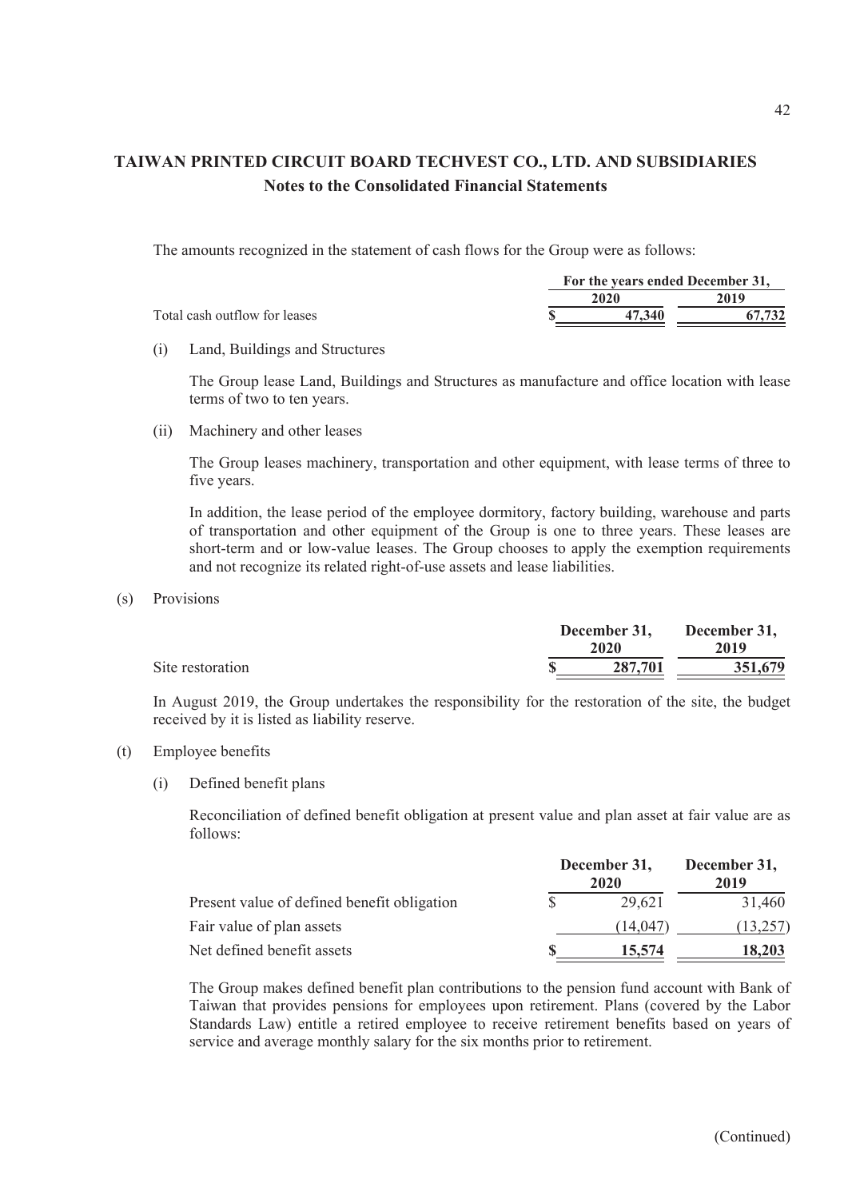# TAIWAN PRINTED CIRCUIT BOARD TECHVEST CO., LTD. AND SUBSIDIARIES
## Notes to the Consolidated Financial Statements

The amounts recognized in the statement of cash flows for the Group were as follows:

| | For the years ended December 31, | |
|---|---|---|
| | 2020 | 2019 |
| Total cash outflow for leases | $ 47,340 | 67,732 |

(i) Land, Buildings and Structures

The Group lease Land, Buildings and Structures as manufacture and office location with lease terms of two to ten years.

(ii) Machinery and other leases

The Group leases machinery, transportation and other equipment, with lease terms of three to five years.

In addition, the lease period of the employee dormitory, factory building, warehouse and parts of transportation and other equipment of the Group is one to three years. These leases are short-term and or low-value leases. The Group chooses to apply the exemption requirements and not recognize its related right-of-use assets and lease liabilities.

(s) Provisions

| | December 31, 2020 | December 31, 2019 |
|---|---|---|
| Site restoration | $ 287,701 | 351,679 |

In August 2019, the Group undertakes the responsibility for the restoration of the site, the budget received by it is listed as liability reserve.

(t) Employee benefits

(i) Defined benefit plans

Reconciliation of defined benefit obligation at present value and plan asset at fair value are as follows:

| | December 31, 2020 | December 31, 2019 |
|---|---|---|
| Present value of defined benefit obligation | $ 29,621 | 31,460 |
| Fair value of plan assets | (14,047) | (13,257) |
| Net defined benefit assets | $ 15,574 | 18,203 |

The Group makes defined benefit plan contributions to the pension fund account with Bank of Taiwan that provides pensions for employees upon retirement. Plans (covered by the Labor Standards Law) entitle a retired employee to receive retirement benefits based on years of service and average monthly salary for the six months prior to retirement.

(Continued)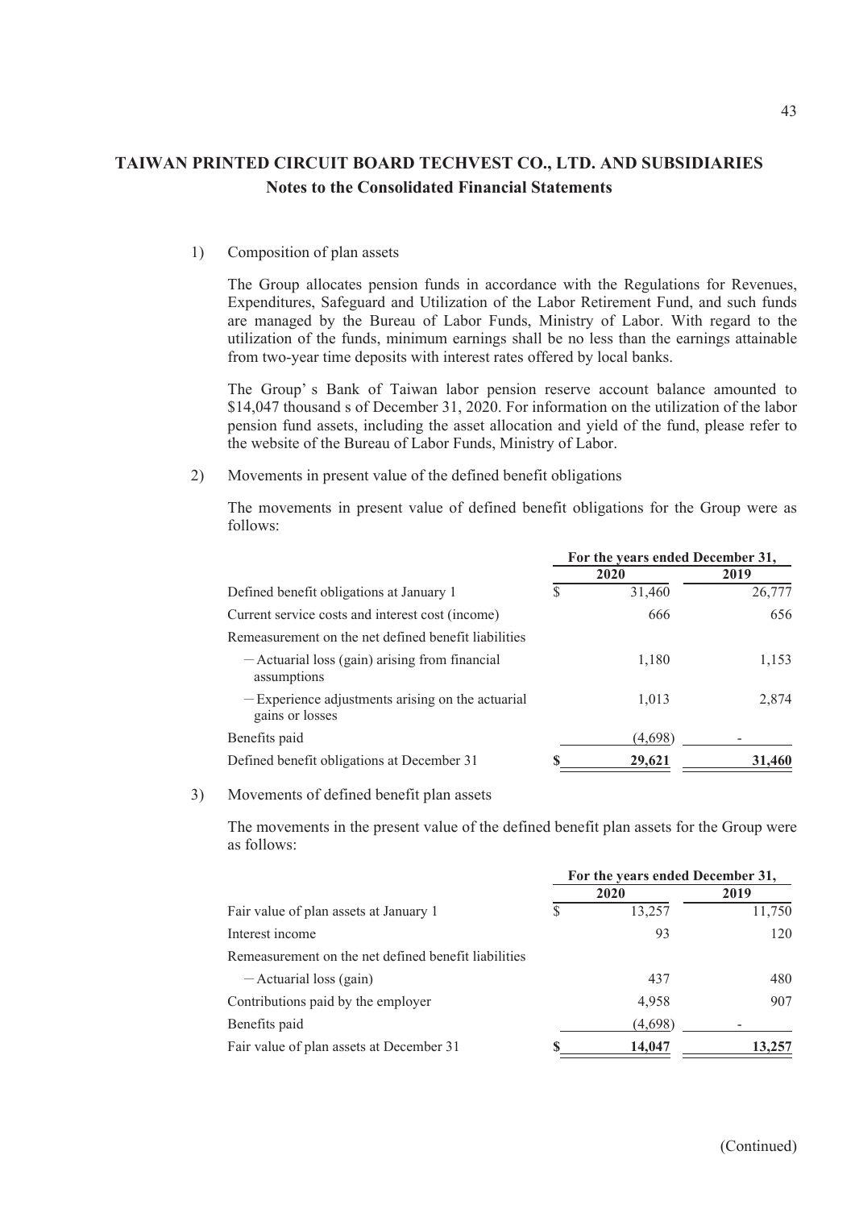## TAIWAN PRINTED CIRCUIT BOARD TECHVEST CO., LTD. AND SUBSIDIARIES
### Notes to the Consolidated Financial Statements

1) Composition of plan assets

The Group allocates pension funds in accordance with the Regulations for Revenues, Expenditures, Safeguard and Utilization of the Labor Retirement Fund, and such funds are managed by the Bureau of Labor Funds, Ministry of Labor. With regard to the utilization of the funds, minimum earnings shall be no less than the earnings attainable from two-year time deposits with interest rates offered by local banks.

The Group' s Bank of Taiwan labor pension reserve account balance amounted to $14,047 thousand s of December 31, 2020. For information on the utilization of the labor pension fund assets, including the asset allocation and yield of the fund, please refer to the website of the Bureau of Labor Funds, Ministry of Labor.

2) Movements in present value of the defined benefit obligations

The movements in present value of defined benefit obligations for the Group were as follows:

| | For the years ended December 31, | |
|---|---|---|
| | 2020 | 2019 |
| Defined benefit obligations at January 1 | $ 31,460 | 26,777 |
| Current service costs and interest cost (income) | 666 | 656 |
| Remeasurement on the net defined benefit liabilities | | |
| －Actuarial loss (gain) arising from financial assumptions | 1,180 | 1,153 |
| －Experience adjustments arising on the actuarial gains or losses | 1,013 | 2,874 |
| Benefits paid | (4,698) | - |
| Defined benefit obligations at December 31 | **$ 29,621** | **31,460** |

3) Movements of defined benefit plan assets

The movements in the present value of the defined benefit plan assets for the Group were as follows:

| | For the years ended December 31, | |
|---|---|---|
| | 2020 | 2019 |
| Fair value of plan assets at January 1 | $ 13,257 | 11,750 |
| Interest income | 93 | 120 |
| Remeasurement on the net defined benefit liabilities | | |
| －Actuarial loss (gain) | 437 | 480 |
| Contributions paid by the employer | 4,958 | 907 |
| Benefits paid | (4,698) | - |
| Fair value of plan assets at December 31 | **$ 14,047** | **13,257** |

(Continued)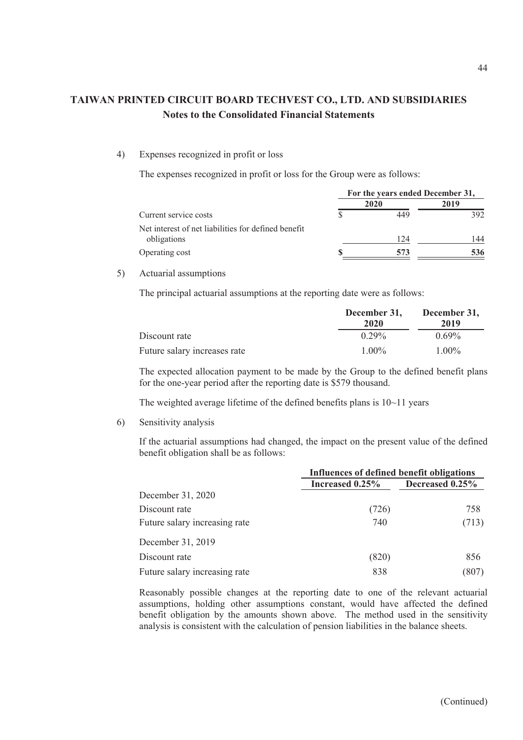**TAIWAN PRINTED CIRCUIT BOARD TECHVEST CO., LTD. AND SUBSIDIARIES**
**Notes to the Consolidated Financial Statements**

4) Expenses recognized in profit or loss

The expenses recognized in profit or loss for the Group were as follows:

| | For the years ended December 31, | |
|---|---|---|
| | 2020 | 2019 |
| Current service costs | $ 449 | 392 |
| Net interest of net liabilities for defined benefit obligations | 124 | 144 |
| Operating cost | **$ 573** | **536** |

5) Actuarial assumptions

The principal actuarial assumptions at the reporting date were as follows:

| | December 31, 2020 | December 31, 2019 |
|---|---|---|
| Discount rate | 0.29% | 0.69% |
| Future salary increases rate | 1.00% | 1.00% |

The expected allocation payment to be made by the Group to the defined benefit plans for the one-year period after the reporting date is $579 thousand.

The weighted average lifetime of the defined benefits plans is 10~11 years

6) Sensitivity analysis

If the actuarial assumptions had changed, the impact on the present value of the defined benefit obligation shall be as follows:

| | Influences of defined benefit obligations | |
|---|---|---|
| | Increased 0.25% | Decreased 0.25% |
| December 31, 2020 | | |
| Discount rate | (726) | 758 |
| Future salary increasing rate | 740 | (713) |
| December 31, 2019 | | |
| Discount rate | (820) | 856 |
| Future salary increasing rate | 838 | (807) |

Reasonably possible changes at the reporting date to one of the relevant actuarial assumptions, holding other assumptions constant, would have affected the defined benefit obligation by the amounts shown above. The method used in the sensitivity analysis is consistent with the calculation of pension liabilities in the balance sheets.

(Continued)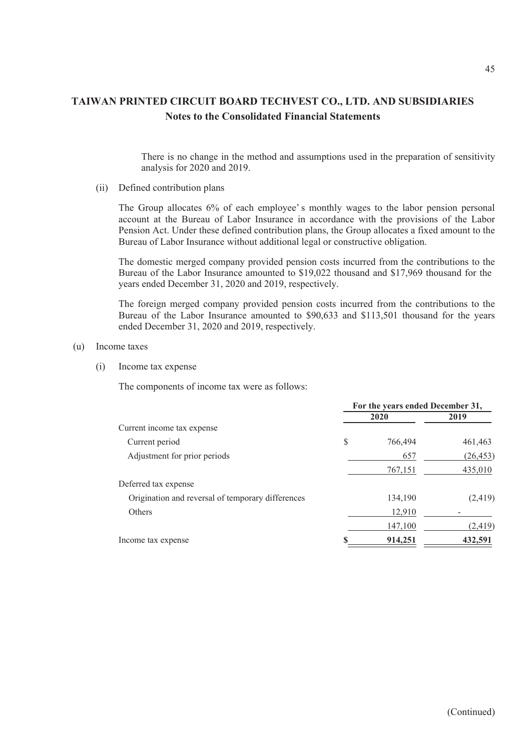## TAIWAN PRINTED CIRCUIT BOARD TECHVEST CO., LTD. AND SUBSIDIARIES
### Notes to the Consolidated Financial Statements

There is no change in the method and assumptions used in the preparation of sensitivity analysis for 2020 and 2019.

(ii) Defined contribution plans

The Group allocates 6% of each employee's monthly wages to the labor pension personal account at the Bureau of Labor Insurance in accordance with the provisions of the Labor Pension Act. Under these defined contribution plans, the Group allocates a fixed amount to the Bureau of Labor Insurance without additional legal or constructive obligation.

The domestic merged company provided pension costs incurred from the contributions to the Bureau of the Labor Insurance amounted to $19,022 thousand and $17,969 thousand for the years ended December 31, 2020 and 2019, respectively.

The foreign merged company provided pension costs incurred from the contributions to the Bureau of the Labor Insurance amounted to $90,633 and $113,501 thousand for the years ended December 31, 2020 and 2019, respectively.

(u) Income taxes

(i) Income tax expense

The components of income tax were as follows:

| | For the years ended December 31, | |
|---|---|---|
| | **2020** | **2019** |
| Current income tax expense | | |
| Current period | $ 766,494 | 461,463 |
| Adjustment for prior periods | 657 | (26,453) |
| | 767,151 | 435,010 |
| Deferred tax expense | | |
| Origination and reversal of temporary differences | 134,190 | (2,419) |
| Others | 12,910 | - |
| | 147,100 | (2,419) |
| Income tax expense | **$ 914,251** | **432,591** |

(Continued)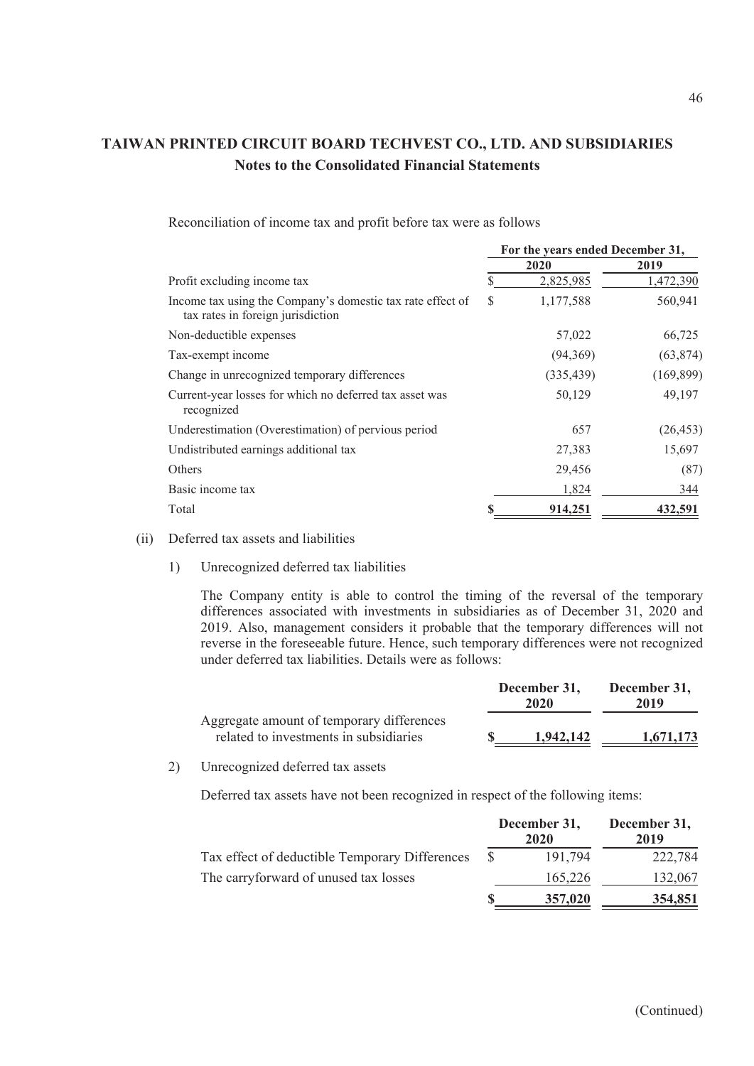## TAIWAN PRINTED CIRCUIT BOARD TECHVEST CO., LTD. AND SUBSIDIARIES
### Notes to the Consolidated Financial Statements

Reconciliation of income tax and profit before tax were as follows

| | For the years ended December 31, | |
|---|---|---|
| | 2020 | 2019 |
| Profit excluding income tax | $ 2,825,985 | 1,472,390 |
| Income tax using the Company's domestic tax rate effect of tax rates in foreign jurisdiction | $ 1,177,588 | 560,941 |
| Non-deductible expenses | 57,022 | 66,725 |
| Tax-exempt income | (94,369) | (63,874) |
| Change in unrecognized temporary differences | (335,439) | (169,899) |
| Current-year losses for which no deferred tax asset was recognized | 50,129 | 49,197 |
| Underestimation (Overestimation) of pervious period | 657 | (26,453) |
| Undistributed earnings additional tax | 27,383 | 15,697 |
| Others | 29,456 | (87) |
| Basic income tax | 1,824 | 344 |
| Total | **$ 914,251** | **432,591** |

(ii) Deferred tax assets and liabilities

1) Unrecognized deferred tax liabilities

The Company entity is able to control the timing of the reversal of the temporary differences associated with investments in subsidiaries as of December 31, 2020 and 2019. Also, management considers it probable that the temporary differences will not reverse in the foreseeable future. Hence, such temporary differences were not recognized under deferred tax liabilities. Details were as follows:

| | December 31, 2020 | December 31, 2019 |
|---|---|---|
| Aggregate amount of temporary differences related to investments in subsidiaries | **$ 1,942,142** | **1,671,173** |

2) Unrecognized deferred tax assets

Deferred tax assets have not been recognized in respect of the following items:

| | December 31, 2020 | December 31, 2019 |
|---|---|---|
| Tax effect of deductible Temporary Differences | $ 191,794 | 222,784 |
| The carryforward of unused tax losses | 165,226 | 132,067 |
| | **$ 357,020** | **354,851** |

(Continued)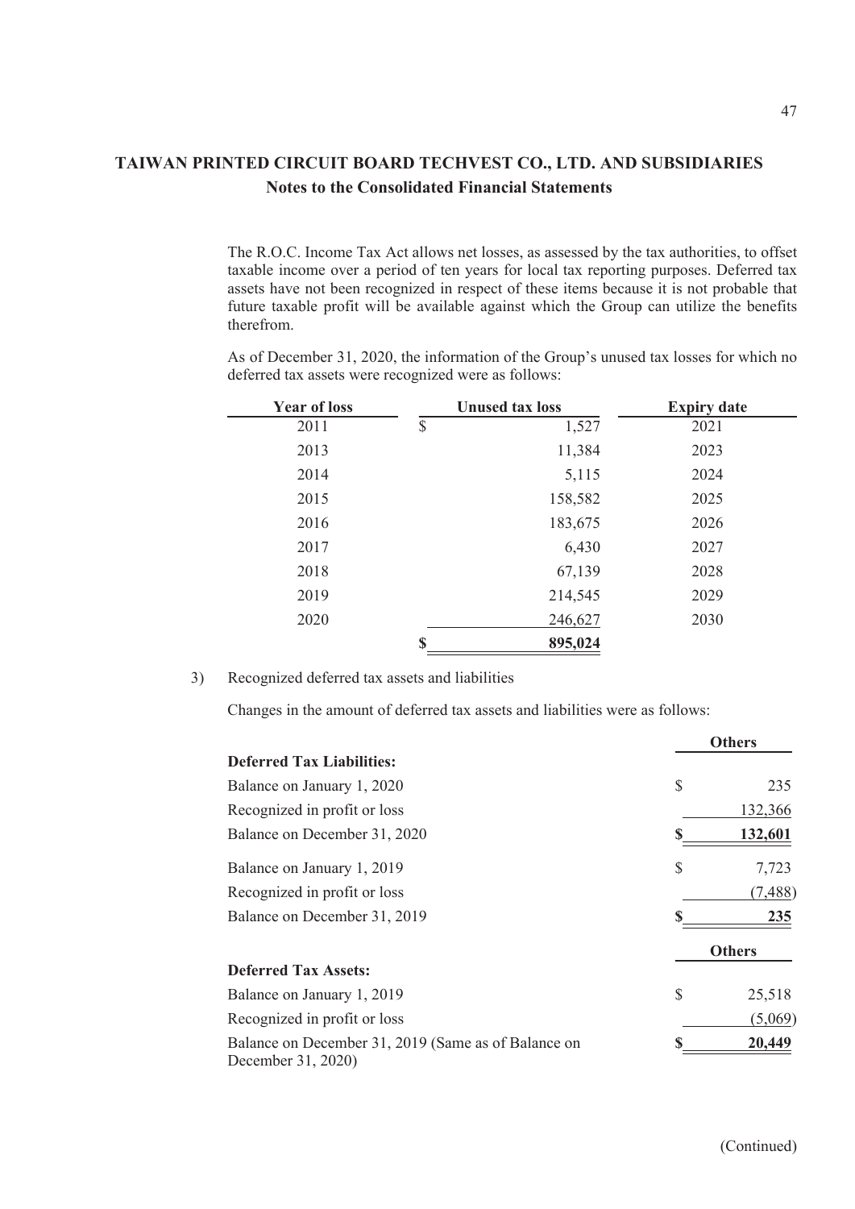# TAIWAN PRINTED CIRCUIT BOARD TECHVEST CO., LTD. AND SUBSIDIARIES

## Notes to the Consolidated Financial Statements

The R.O.C. Income Tax Act allows net losses, as assessed by the tax authorities, to offset taxable income over a period of ten years for local tax reporting purposes. Deferred tax assets have not been recognized in respect of these items because it is not probable that future taxable profit will be available against which the Group can utilize the benefits therefrom.

As of December 31, 2020, the information of the Group's unused tax losses for which no deferred tax assets were recognized were as follows:

| Year of loss | Unused tax loss | Expiry date |
|---|---|---|
| 2011 | $ 1,527 | 2021 |
| 2013 | 11,384 | 2023 |
| 2014 | 5,115 | 2024 |
| 2015 | 158,582 | 2025 |
| 2016 | 183,675 | 2026 |
| 2017 | 6,430 | 2027 |
| 2018 | 67,139 | 2028 |
| 2019 | 214,545 | 2029 |
| 2020 | 246,627 | 2030 |
| | **$ 895,024** | |

3) Recognized deferred tax assets and liabilities

Changes in the amount of deferred tax assets and liabilities were as follows:

| | Others |
|---|---|
| **Deferred Tax Liabilities:** | |
| Balance on January 1, 2020 | $ 235 |
| Recognized in profit or loss | 132,366 |
| Balance on December 31, 2020 | **$ 132,601** |
| Balance on January 1, 2019 | $ 7,723 |
| Recognized in profit or loss | (7,488) |
| Balance on December 31, 2019 | **$ 235** |

| | Others |
|---|---|
| **Deferred Tax Assets:** | |
| Balance on January 1, 2019 | $ 25,518 |
| Recognized in profit or loss | (5,069) |
| Balance on December 31, 2019 (Same as of Balance on December 31, 2020) | **$ 20,449** |

(Continued)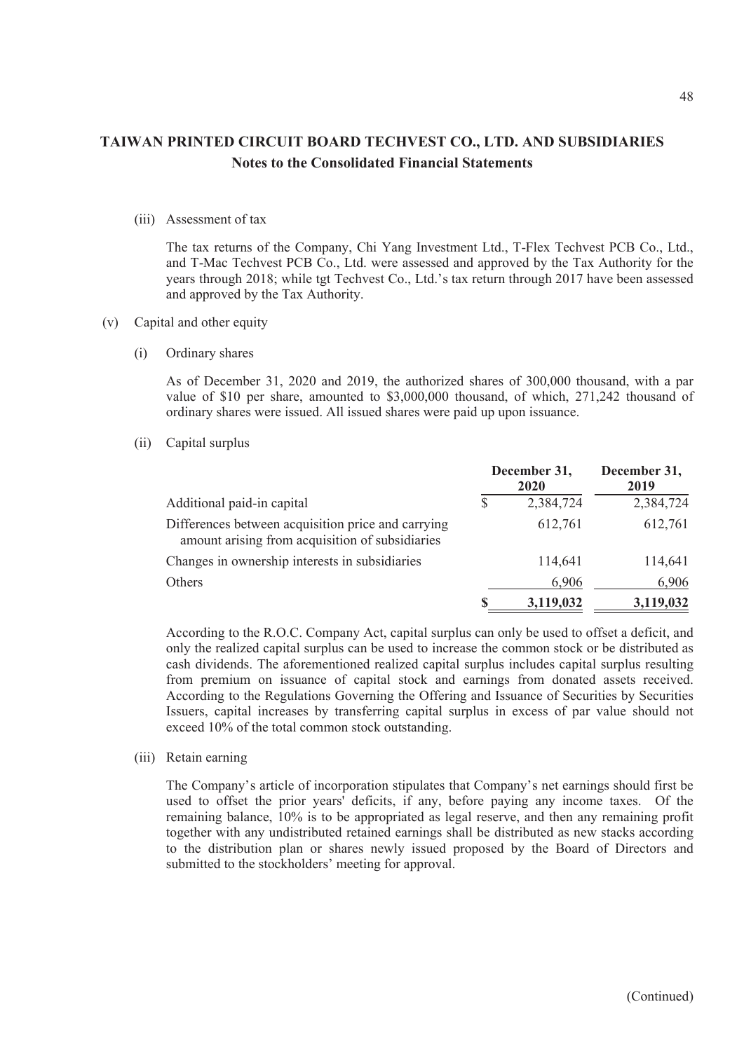# TAIWAN PRINTED CIRCUIT BOARD TECHVEST CO., LTD. AND SUBSIDIARIES

## Notes to the Consolidated Financial Statements

(iii) Assessment of tax

The tax returns of the Company, Chi Yang Investment Ltd., T-Flex Techvest PCB Co., Ltd., and T-Mac Techvest PCB Co., Ltd. were assessed and approved by the Tax Authority for the years through 2018; while tgt Techvest Co., Ltd.'s tax return through 2017 have been assessed and approved by the Tax Authority.

(v) Capital and other equity

(i) Ordinary shares

As of December 31, 2020 and 2019, the authorized shares of 300,000 thousand, with a par value of $10 per share, amounted to $3,000,000 thousand, of which, 271,242 thousand of ordinary shares were issued. All issued shares were paid up upon issuance.

(ii) Capital surplus

| | December 31, 2020 | December 31, 2019 |
|---|---|---|
| Additional paid-in capital | $ 2,384,724 | 2,384,724 |
| Differences between acquisition price and carrying amount arising from acquisition of subsidiaries | 612,761 | 612,761 |
| Changes in ownership interests in subsidiaries | 114,641 | 114,641 |
| Others | 6,906 | 6,906 |
| | **$ 3,119,032** | **3,119,032** |

According to the R.O.C. Company Act, capital surplus can only be used to offset a deficit, and only the realized capital surplus can be used to increase the common stock or be distributed as cash dividends. The aforementioned realized capital surplus includes capital surplus resulting from premium on issuance of capital stock and earnings from donated assets received. According to the Regulations Governing the Offering and Issuance of Securities by Securities Issuers, capital increases by transferring capital surplus in excess of par value should not exceed 10% of the total common stock outstanding.

(iii) Retain earning

The Company's article of incorporation stipulates that Company's net earnings should first be used to offset the prior years' deficits, if any, before paying any income taxes. Of the remaining balance, 10% is to be appropriated as legal reserve, and then any remaining profit together with any undistributed retained earnings shall be distributed as new stacks according to the distribution plan or shares newly issued proposed by the Board of Directors and submitted to the stockholders' meeting for approval.

(Continued)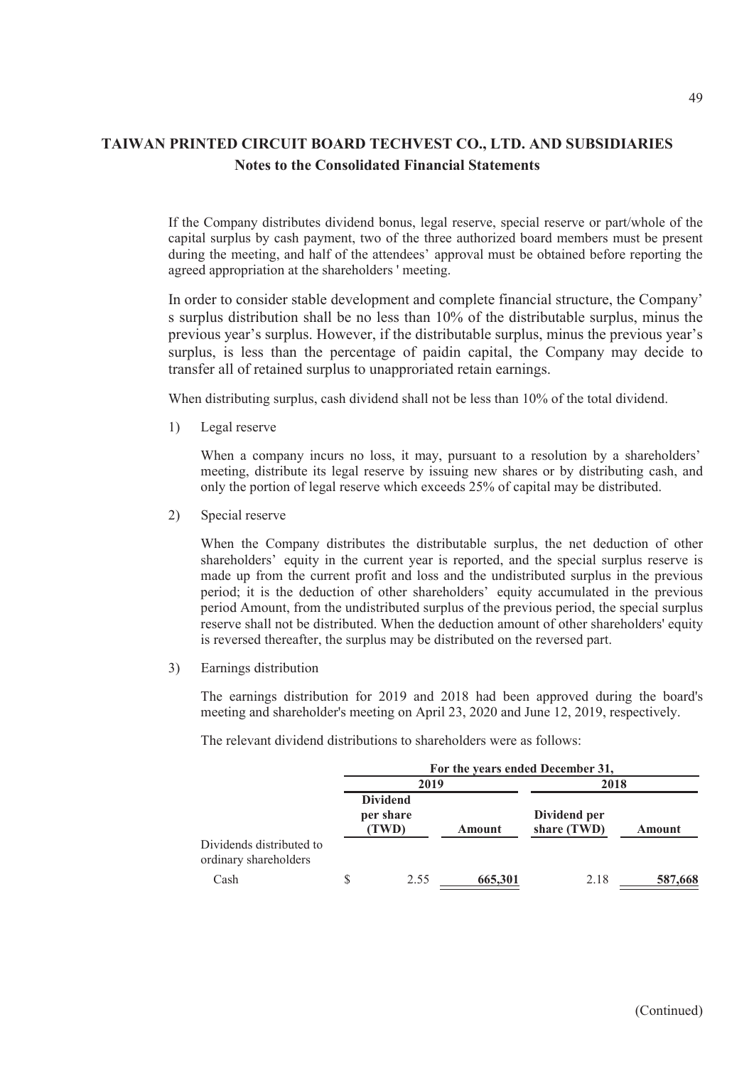If the Company distributes dividend bonus, legal reserve, special reserve or part/whole of the capital surplus by cash payment, two of the three authorized board members must be present during the meeting, and half of the attendees' approval must be obtained before reporting the agreed appropriation at the shareholders ' meeting.

In order to consider stable development and complete financial structure, the Company' s surplus distribution shall be no less than 10% of the distributable surplus, minus the previous year's surplus. However, if the distributable surplus, minus the previous year's surplus, is less than the percentage of paidin capital, the Company may decide to transfer all of retained surplus to unapproriated retain earnings.

When distributing surplus, cash dividend shall not be less than 10% of the total dividend.

1) Legal reserve

When a company incurs no loss, it may, pursuant to a resolution by a shareholders' meeting, distribute its legal reserve by issuing new shares or by distributing cash, and only the portion of legal reserve which exceeds 25% of capital may be distributed.

2) Special reserve

When the Company distributes the distributable surplus, the net deduction of other shareholders' equity in the current year is reported, and the special surplus reserve is made up from the current profit and loss and the undistributed surplus in the previous period; it is the deduction of other shareholders' equity accumulated in the previous period Amount, from the undistributed surplus of the previous period, the special surplus reserve shall not be distributed. When the deduction amount of other shareholders' equity is reversed thereafter, the surplus may be distributed on the reversed part.

3) Earnings distribution

The earnings distribution for 2019 and 2018 had been approved during the board's meeting and shareholder's meeting on April 23, 2020 and June 12, 2019, respectively.

The relevant dividend distributions to shareholders were as follows:

| | For the years ended December 31, | | | |
|---|---|---|---|---|
| | 2019 | | 2018 | |
| | Dividend per share (TWD) | Amount | Dividend per share (TWD) | Amount |
| Dividends distributed to ordinary shareholders | | | | |
| Cash | $ 2.55 | 665,301 | 2.18 | 587,668 |

(Continued)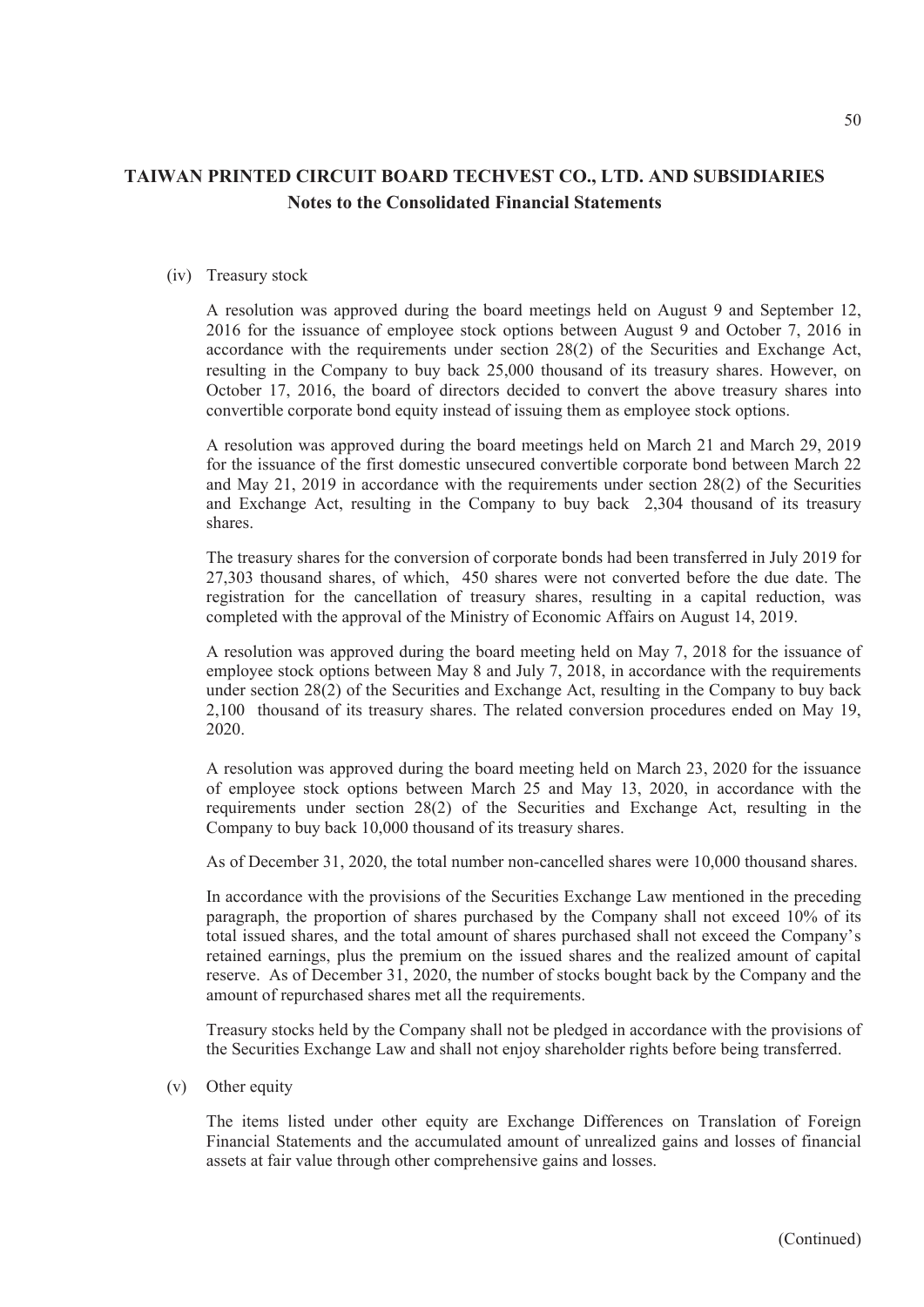(iv) Treasury stock

A resolution was approved during the board meetings held on August 9 and September 12, 2016 for the issuance of employee stock options between August 9 and October 7, 2016 in accordance with the requirements under section 28(2) of the Securities and Exchange Act, resulting in the Company to buy back 25,000 thousand of its treasury shares. However, on October 17, 2016, the board of directors decided to convert the above treasury shares into convertible corporate bond equity instead of issuing them as employee stock options.

A resolution was approved during the board meetings held on March 21 and March 29, 2019 for the issuance of the first domestic unsecured convertible corporate bond between March 22 and May 21, 2019 in accordance with the requirements under section 28(2) of the Securities and Exchange Act, resulting in the Company to buy back 2,304 thousand of its treasury shares.

The treasury shares for the conversion of corporate bonds had been transferred in July 2019 for 27,303 thousand shares, of which, 450 shares were not converted before the due date. The registration for the cancellation of treasury shares, resulting in a capital reduction, was completed with the approval of the Ministry of Economic Affairs on August 14, 2019.

A resolution was approved during the board meeting held on May 7, 2018 for the issuance of employee stock options between May 8 and July 7, 2018, in accordance with the requirements under section 28(2) of the Securities and Exchange Act, resulting in the Company to buy back 2,100 thousand of its treasury shares. The related conversion procedures ended on May 19, 2020.

A resolution was approved during the board meeting held on March 23, 2020 for the issuance of employee stock options between March 25 and May 13, 2020, in accordance with the requirements under section 28(2) of the Securities and Exchange Act, resulting in the Company to buy back 10,000 thousand of its treasury shares.

As of December 31, 2020, the total number non-cancelled shares were 10,000 thousand shares.

In accordance with the provisions of the Securities Exchange Law mentioned in the preceding paragraph, the proportion of shares purchased by the Company shall not exceed 10% of its total issued shares, and the total amount of shares purchased shall not exceed the Company's retained earnings, plus the premium on the issued shares and the realized amount of capital reserve. As of December 31, 2020, the number of stocks bought back by the Company and the amount of repurchased shares met all the requirements.

Treasury stocks held by the Company shall not be pledged in accordance with the provisions of the Securities Exchange Law and shall not enjoy shareholder rights before being transferred.

(v) Other equity

The items listed under other equity are Exchange Differences on Translation of Foreign Financial Statements and the accumulated amount of unrealized gains and losses of financial assets at fair value through other comprehensive gains and losses.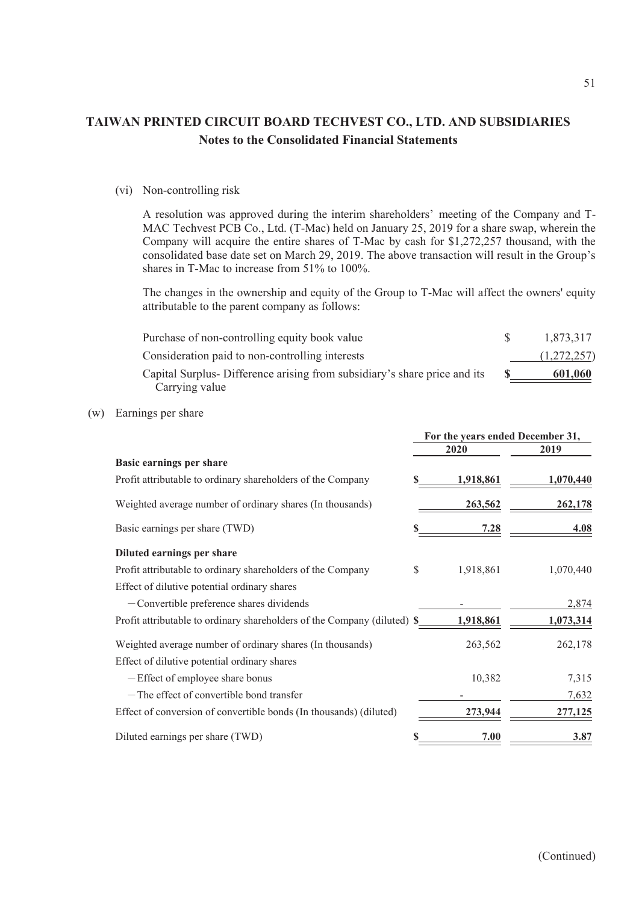# TAIWAN PRINTED CIRCUIT BOARD TECHVEST CO., LTD. AND SUBSIDIARIES

## Notes to the Consolidated Financial Statements

(vi) Non-controlling risk

A resolution was approved during the interim shareholders' meeting of the Company and T-MAC Techvest PCB Co., Ltd. (T-Mac) held on January 25, 2019 for a share swap, wherein the Company will acquire the entire shares of T-Mac by cash for $1,272,257 thousand, with the consolidated base date set on March 29, 2019. The above transaction will result in the Group's shares in T-Mac to increase from 51% to 100%.

The changes in the ownership and equity of the Group to T-Mac will affect the owners' equity attributable to the parent company as follows:

| | |
|---|---|
| Purchase of non-controlling equity book value | $ 1,873,317 |
| Consideration paid to non-controlling interests | (1,272,257) |
| Capital Surplus- Difference arising from subsidiary's share price and its Carrying value | **$ 601,060** |

(w) Earnings per share

| | For the years ended December 31, | |
|---|---|---|
| | **2020** | **2019** |
| **Basic earnings per share** | | |
| Profit attributable to ordinary shareholders of the Company | **$ 1,918,861** | **1,070,440** |
| Weighted average number of ordinary shares (In thousands) | **263,562** | **262,178** |
| Basic earnings per share (TWD) | **$ 7.28** | **4.08** |
| **Diluted earnings per share** | | |
| Profit attributable to ordinary shareholders of the Company | $ 1,918,861 | 1,070,440 |
| Effect of dilutive potential ordinary shares | | |
| －Convertible preference shares dividends | - | 2,874 |
| Profit attributable to ordinary shareholders of the Company (diluted) | **$ 1,918,861** | **1,073,314** |
| Weighted average number of ordinary shares (In thousands) | 263,562 | 262,178 |
| Effect of dilutive potential ordinary shares | | |
| －Effect of employee share bonus | 10,382 | 7,315 |
| －The effect of convertible bond transfer | - | 7,632 |
| Effect of conversion of convertible bonds (In thousands) (diluted) | **273,944** | **277,125** |
| Diluted earnings per share (TWD) | **$ 7.00** | **3.87** |

(Continued)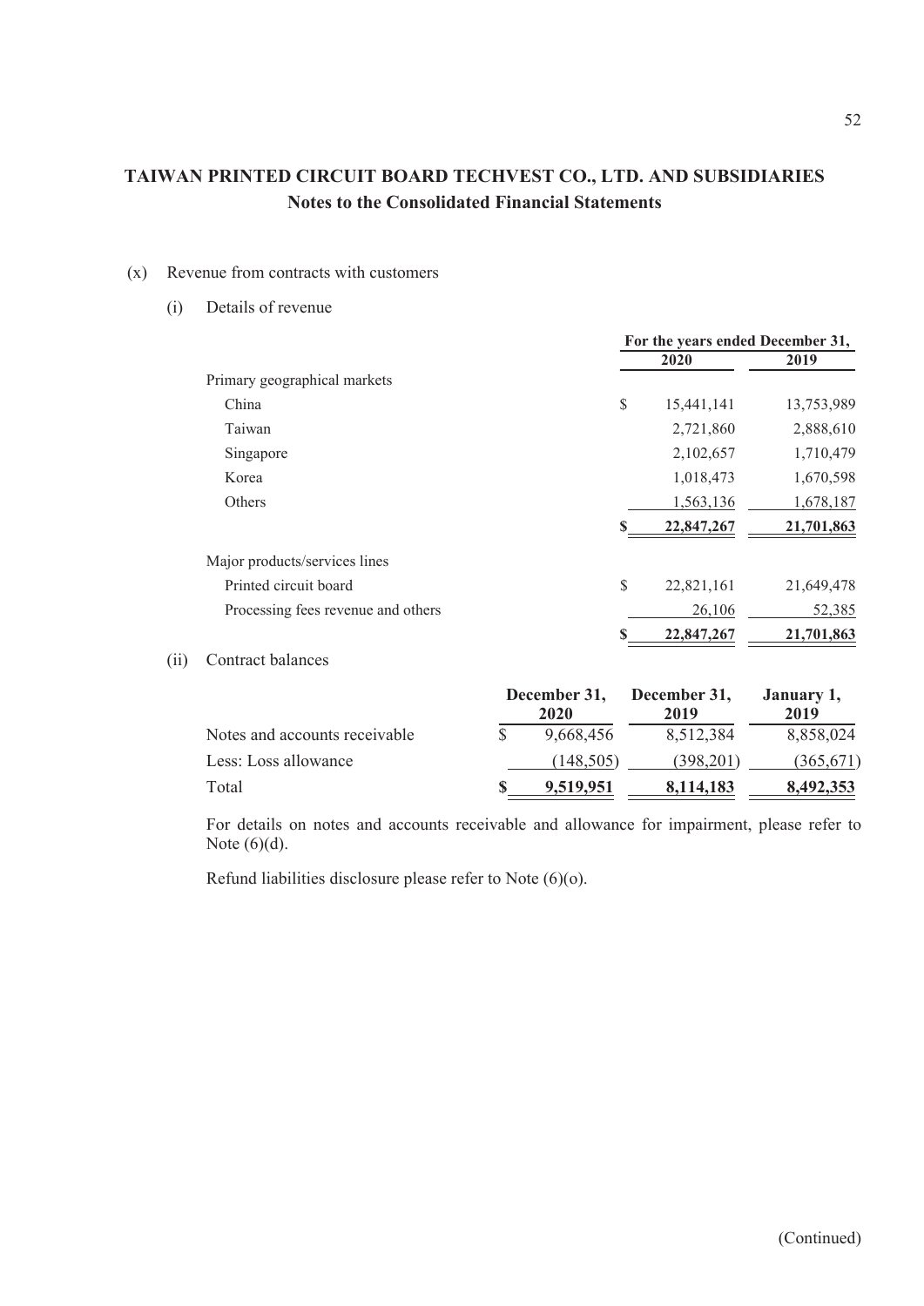# TAIWAN PRINTED CIRCUIT BOARD TECHVEST CO., LTD. AND SUBSIDIARIES

## Notes to the Consolidated Financial Statements

(x) Revenue from contracts with customers

(i) Details of revenue

| | For the years ended December 31, 2020 | For the years ended December 31, 2019 |
|---|---|---|
| Primary geographical markets | | |
| China | $ 15,441,141 | 13,753,989 |
| Taiwan | 2,721,860 | 2,888,610 |
| Singapore | 2,102,657 | 1,710,479 |
| Korea | 1,018,473 | 1,670,598 |
| Others | 1,563,136 | 1,678,187 |
| | **$ 22,847,267** | **21,701,863** |
| Major products/services lines | | |
| Printed circuit board | $ 22,821,161 | 21,649,478 |
| Processing fees revenue and others | 26,106 | 52,385 |
| | **$ 22,847,267** | **21,701,863** |

(ii) Contract balances

| | December 31, 2020 | December 31, 2019 | January 1, 2019 |
|---|---|---|---|
| Notes and accounts receivable | $ 9,668,456 | 8,512,384 | 8,858,024 |
| Less: Loss allowance | (148,505) | (398,201) | (365,671) |
| Total | **$ 9,519,951** | **8,114,183** | **8,492,353** |

For details on notes and accounts receivable and allowance for impairment, please refer to Note (6)(d).

Refund liabilities disclosure please refer to Note (6)(o).

(Continued)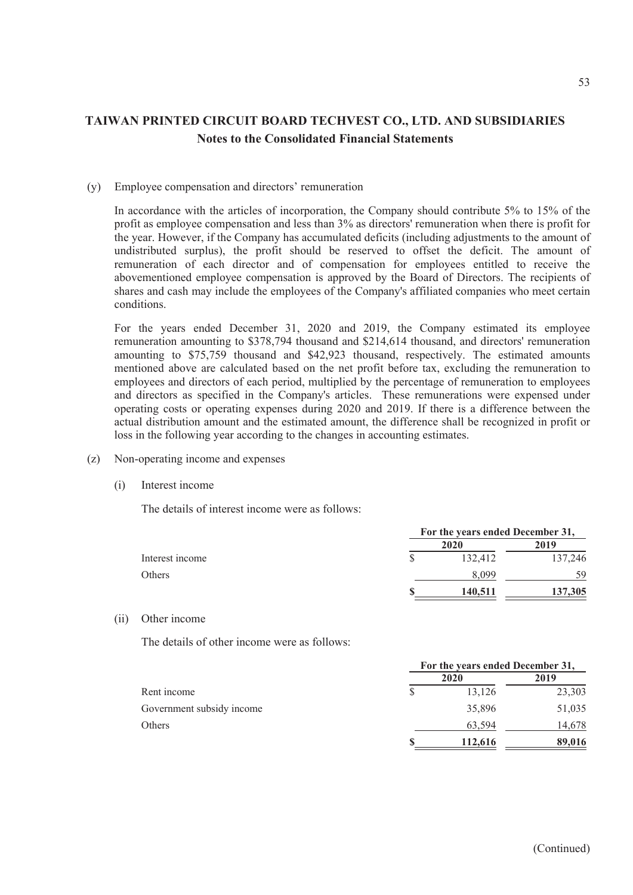# TAIWAN PRINTED CIRCUIT BOARD TECHVEST CO., LTD. AND SUBSIDIARIES

## Notes to the Consolidated Financial Statements

(y) Employee compensation and directors' remuneration

In accordance with the articles of incorporation, the Company should contribute 5% to 15% of the profit as employee compensation and less than 3% as directors' remuneration when there is profit for the year. However, if the Company has accumulated deficits (including adjustments to the amount of undistributed surplus), the profit should be reserved to offset the deficit. The amount of remuneration of each director and of compensation for employees entitled to receive the abovementioned employee compensation is approved by the Board of Directors. The recipients of shares and cash may include the employees of the Company's affiliated companies who meet certain conditions.

For the years ended December 31, 2020 and 2019, the Company estimated its employee remuneration amounting to $378,794 thousand and $214,614 thousand, and directors' remuneration amounting to $75,759 thousand and $42,923 thousand, respectively. The estimated amounts mentioned above are calculated based on the net profit before tax, excluding the remuneration to employees and directors of each period, multiplied by the percentage of remuneration to employees and directors as specified in the Company's articles. These remunerations were expensed under operating costs or operating expenses during 2020 and 2019. If there is a difference between the actual distribution amount and the estimated amount, the difference shall be recognized in profit or loss in the following year according to the changes in accounting estimates.

(z) Non-operating income and expenses

(i) Interest income

The details of interest income were as follows:

| | For the years ended December 31, | |
|---|---|---|
| | 2020 | 2019 |
| Interest income | $ 132,412 | 137,246 |
| Others | 8,099 | 59 |
| | **$ 140,511** | **137,305** |

(ii) Other income

The details of other income were as follows:

| | For the years ended December 31, | |
|---|---|---|
| | 2020 | 2019 |
| Rent income | $ 13,126 | 23,303 |
| Government subsidy income | 35,896 | 51,035 |
| Others | 63,594 | 14,678 |
| | **$ 112,616** | **89,016** |

(Continued)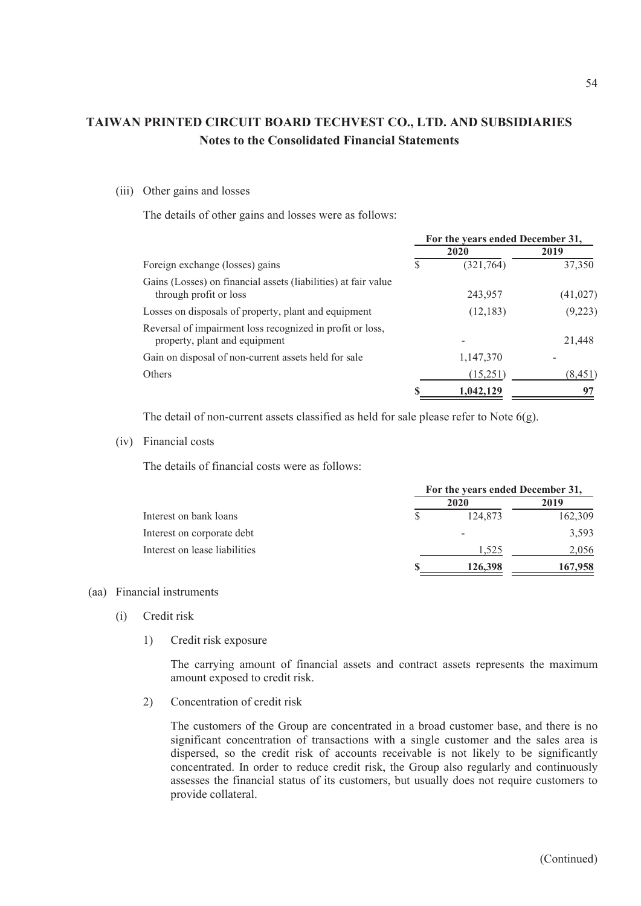# TAIWAN PRINTED CIRCUIT BOARD TECHVEST CO., LTD. AND SUBSIDIARIES

## Notes to the Consolidated Financial Statements

(iii) Other gains and losses

The details of other gains and losses were as follows:

| | For the years ended December 31, | |
|---|---|---|
| | 2020 | 2019 |
| Foreign exchange (losses) gains | $ (321,764) | 37,350 |
| Gains (Losses) on financial assets (liabilities) at fair value through profit or loss | 243,957 | (41,027) |
| Losses on disposals of property, plant and equipment | (12,183) | (9,223) |
| Reversal of impairment loss recognized in profit or loss, property, plant and equipment | - | 21,448 |
| Gain on disposal of non-current assets held for sale | 1,147,370 | - |
| Others | (15,251) | (8,451) |
| | $ 1,042,129 | 97 |

The detail of non-current assets classified as held for sale please refer to Note 6(g).

(iv) Financial costs

The details of financial costs were as follows:

| | For the years ended December 31, | |
|---|---|---|
| | 2020 | 2019 |
| Interest on bank loans | $ 124,873 | 162,309 |
| Interest on corporate debt | - | 3,593 |
| Interest on lease liabilities | 1,525 | 2,056 |
| | $ 126,398 | 167,958 |

(aa) Financial instruments

(i) Credit risk

1) Credit risk exposure

The carrying amount of financial assets and contract assets represents the maximum amount exposed to credit risk.

2) Concentration of credit risk

The customers of the Group are concentrated in a broad customer base, and there is no significant concentration of transactions with a single customer and the sales area is dispersed, so the credit risk of accounts receivable is not likely to be significantly concentrated. In order to reduce credit risk, the Group also regularly and continuously assesses the financial status of its customers, but usually does not require customers to provide collateral.

(Continued)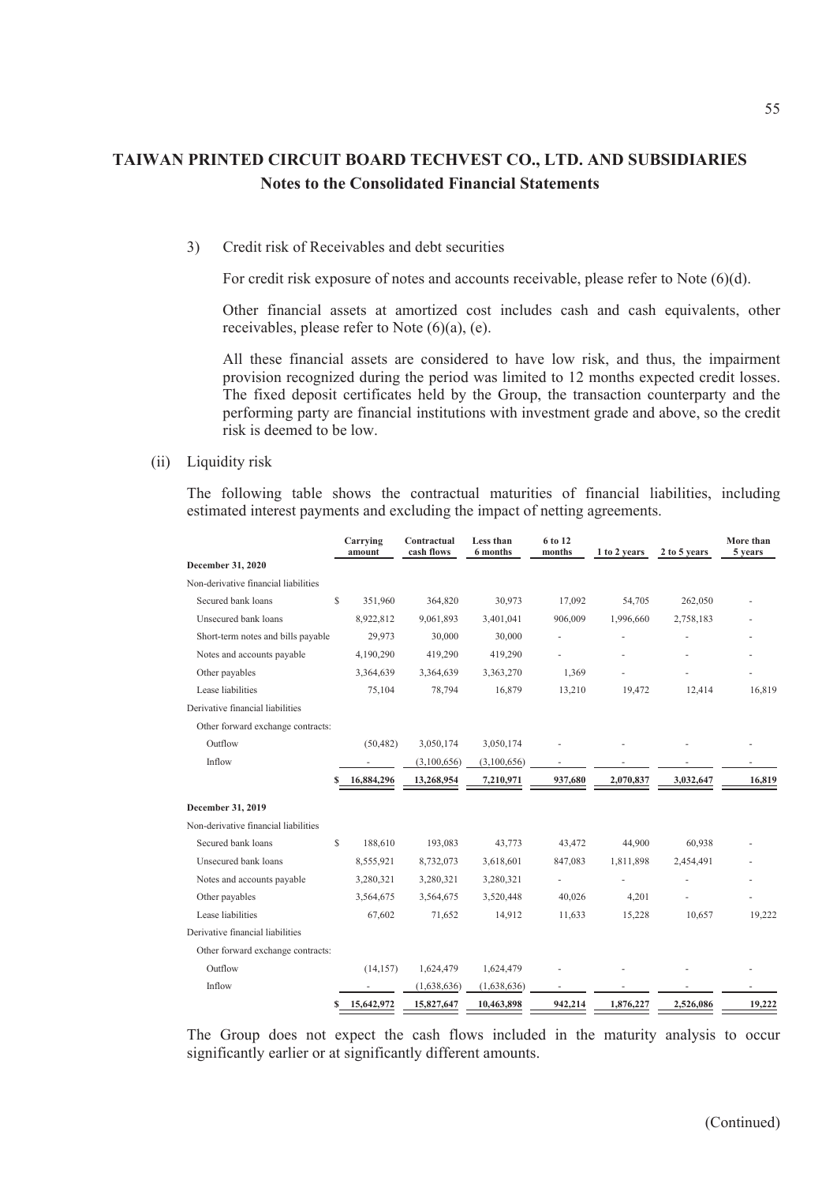# TAIWAN PRINTED CIRCUIT BOARD TECHVEST CO., LTD. AND SUBSIDIARIES
## Notes to the Consolidated Financial Statements

3) Credit risk of Receivables and debt securities

For credit risk exposure of notes and accounts receivable, please refer to Note (6)(d).

Other financial assets at amortized cost includes cash and cash equivalents, other receivables, please refer to Note (6)(a), (e).

All these financial assets are considered to have low risk, and thus, the impairment provision recognized during the period was limited to 12 months expected credit losses. The fixed deposit certificates held by the Group, the transaction counterparty and the performing party are financial institutions with investment grade and above, so the credit risk is deemed to be low.

(ii) Liquidity risk

The following table shows the contractual maturities of financial liabilities, including estimated interest payments and excluding the impact of netting agreements.

| | | Carrying amount | Contractual cash flows | Less than 6 months | 6 to 12 months | 1 to 2 years | 2 to 5 years | More than 5 years |
|---|---|---|---|---|---|---|---|---|
| **December 31, 2020** | | | | | | | | |
| Non-derivative financial liabilities | | | | | | | | |
| Secured bank loans | $ | 351,960 | 364,820 | 30,973 | 17,092 | 54,705 | 262,050 | - |
| Unsecured bank loans | | 8,922,812 | 9,061,893 | 3,401,041 | 906,009 | 1,996,660 | 2,758,183 | - |
| Short-term notes and bills payable | | 29,973 | 30,000 | 30,000 | - | - | - | - |
| Notes and accounts payable | | 4,190,290 | 419,290 | 419,290 | - | - | - | - |
| Other payables | | 3,364,639 | 3,364,639 | 3,363,270 | 1,369 | - | - | - |
| Lease liabilities | | 75,104 | 78,794 | 16,879 | 13,210 | 19,472 | 12,414 | 16,819 |
| Derivative financial liabilities | | | | | | | | |
| Other forward exchange contracts: | | | | | | | | |
| Outflow | | (50,482) | 3,050,174 | 3,050,174 | - | - | - | - |
| Inflow | | - | (3,100,656) | (3,100,656) | - | - | - | - |
| | $ | 16,884,296 | 13,268,954 | 7,210,971 | 937,680 | 2,070,837 | 3,032,647 | 16,819 |
| **December 31, 2019** | | | | | | | | |
| Non-derivative financial liabilities | | | | | | | | |
| Secured bank loans | $ | 188,610 | 193,083 | 43,773 | 43,472 | 44,900 | 60,938 | - |
| Unsecured bank loans | | 8,555,921 | 8,732,073 | 3,618,601 | 847,083 | 1,811,898 | 2,454,491 | - |
| Notes and accounts payable | | 3,280,321 | 3,280,321 | 3,280,321 | - | - | - | - |
| Other payables | | 3,564,675 | 3,564,675 | 3,520,448 | 40,026 | 4,201 | - | - |
| Lease liabilities | | 67,602 | 71,652 | 14,912 | 11,633 | 15,228 | 10,657 | 19,222 |
| Derivative financial liabilities | | | | | | | | |
| Other forward exchange contracts: | | | | | | | | |
| Outflow | | (14,157) | 1,624,479 | 1,624,479 | - | - | - | - |
| Inflow | | - | (1,638,636) | (1,638,636) | - | - | - | - |
| | $ | 15,642,972 | 15,827,647 | 10,463,898 | 942,214 | 1,876,227 | 2,526,086 | 19,222 |

The Group does not expect the cash flows included in the maturity analysis to occur significantly earlier or at significantly different amounts.

(Continued)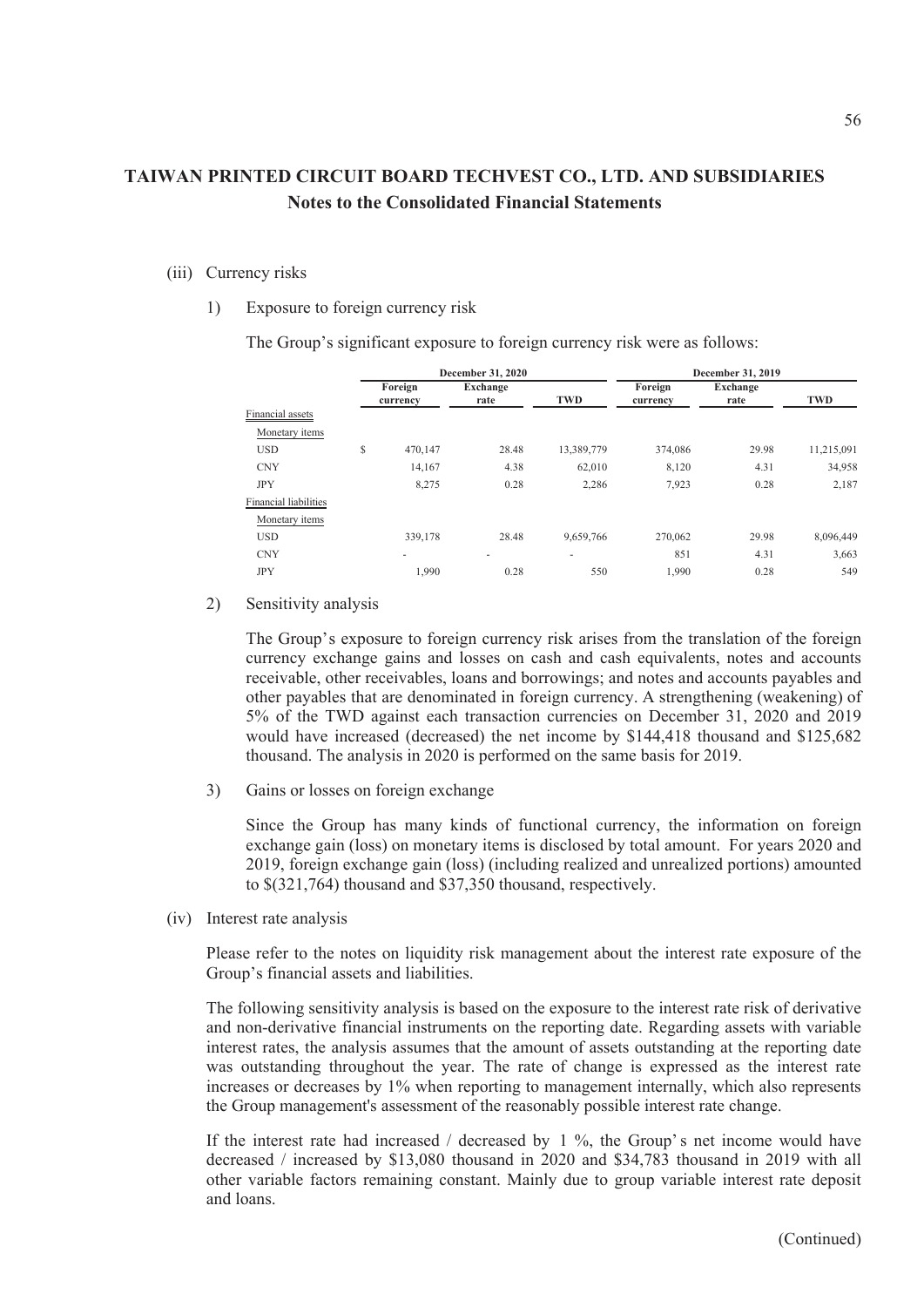# TAIWAN PRINTED CIRCUIT BOARD TECHVEST CO., LTD. AND SUBSIDIARIES
## Notes to the Consolidated Financial Statements

(iii) Currency risks

1) Exposure to foreign currency risk

The Group's significant exposure to foreign currency risk were as follows:

| | December 31, 2020 | | | December 31, 2019 | | |
|---|---|---|---|---|---|---|
| | Foreign currency | Exchange rate | TWD | Foreign currency | Exchange rate | TWD |
| Financial assets | | | | | | |
| Monetary items | | | | | | |
| USD | $ 470,147 | 28.48 | 13,389,779 | 374,086 | 29.98 | 11,215,091 |
| CNY | 14,167 | 4.38 | 62,010 | 8,120 | 4.31 | 34,958 |
| JPY | 8,275 | 0.28 | 2,286 | 7,923 | 0.28 | 2,187 |
| Financial liabilities | | | | | | |
| Monetary items | | | | | | |
| USD | 339,178 | 28.48 | 9,659,766 | 270,062 | 29.98 | 8,096,449 |
| CNY | - | - | - | 851 | 4.31 | 3,663 |
| JPY | 1,990 | 0.28 | 550 | 1,990 | 0.28 | 549 |

2) Sensitivity analysis

The Group's exposure to foreign currency risk arises from the translation of the foreign currency exchange gains and losses on cash and cash equivalents, notes and accounts receivable, other receivables, loans and borrowings; and notes and accounts payables and other payables that are denominated in foreign currency. A strengthening (weakening) of 5% of the TWD against each transaction currencies on December 31, 2020 and 2019 would have increased (decreased) the net income by $144,418 thousand and $125,682 thousand. The analysis in 2020 is performed on the same basis for 2019.

3) Gains or losses on foreign exchange

Since the Group has many kinds of functional currency, the information on foreign exchange gain (loss) on monetary items is disclosed by total amount. For years 2020 and 2019, foreign exchange gain (loss) (including realized and unrealized portions) amounted to $(321,764) thousand and $37,350 thousand, respectively.

(iv) Interest rate analysis

Please refer to the notes on liquidity risk management about the interest rate exposure of the Group's financial assets and liabilities.

The following sensitivity analysis is based on the exposure to the interest rate risk of derivative and non-derivative financial instruments on the reporting date. Regarding assets with variable interest rates, the analysis assumes that the amount of assets outstanding at the reporting date was outstanding throughout the year. The rate of change is expressed as the interest rate increases or decreases by 1% when reporting to management internally, which also represents the Group management's assessment of the reasonably possible interest rate change.

If the interest rate had increased / decreased by 1 %, the Group's net income would have decreased / increased by $13,080 thousand in 2020 and $34,783 thousand in 2019 with all other variable factors remaining constant. Mainly due to group variable interest rate deposit and loans.

(Continued)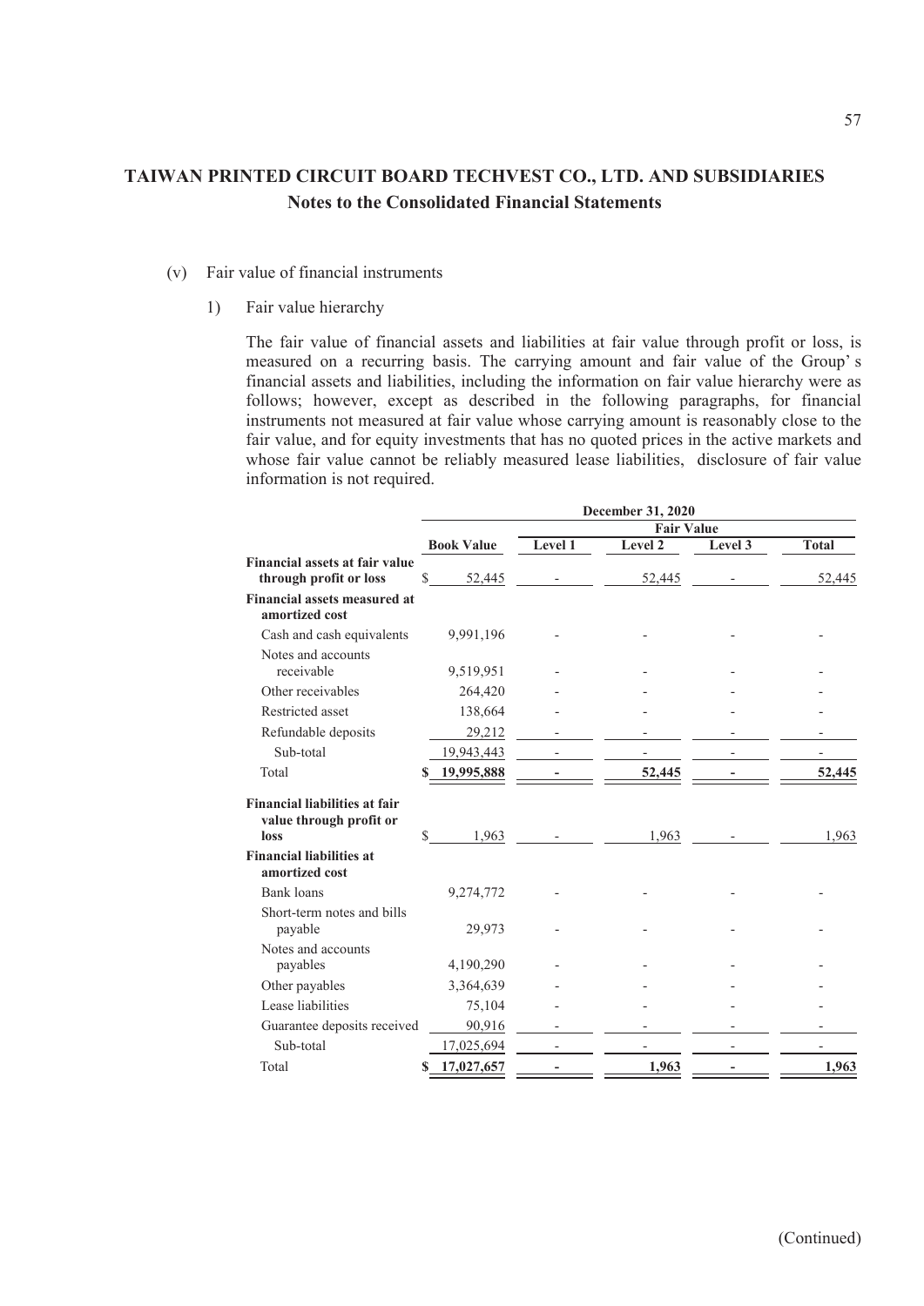## TAIWAN PRINTED CIRCUIT BOARD TECHVEST CO., LTD. AND SUBSIDIARIES
### Notes to the Consolidated Financial Statements

(v) Fair value of financial instruments

1) Fair value hierarchy

The fair value of financial assets and liabilities at fair value through profit or loss, is measured on a recurring basis. The carrying amount and fair value of the Group's financial assets and liabilities, including the information on fair value hierarchy were as follows; however, except as described in the following paragraphs, for financial instruments not measured at fair value whose carrying amount is reasonably close to the fair value, and for equity investments that has no quoted prices in the active markets and whose fair value cannot be reliably measured lease liabilities, disclosure of fair value information is not required.

| | December 31, 2020 | | | | |
|---|---|---|---|---|---|
| | | Fair Value | | | |
| | Book Value | Level 1 | Level 2 | Level 3 | Total |
| **Financial assets at fair value through profit or loss** | $ 52,445 | - | 52,445 | - | 52,445 |
| **Financial assets measured at amortized cost** | | | | | |
| Cash and cash equivalents | 9,991,196 | - | - | - | - |
| Notes and accounts receivable | 9,519,951 | - | - | - | - |
| Other receivables | 264,420 | - | - | - | - |
| Restricted asset | 138,664 | - | - | - | - |
| Refundable deposits | 29,212 | - | - | - | - |
| Sub-total | 19,943,443 | - | - | - | - |
| Total | **$ 19,995,888** | **-** | **52,445** | **-** | **52,445** |
| **Financial liabilities at fair value through profit or loss** | $ 1,963 | - | 1,963 | - | 1,963 |
| **Financial liabilities at amortized cost** | | | | | |
| Bank loans | 9,274,772 | - | - | - | - |
| Short-term notes and bills payable | 29,973 | - | - | - | - |
| Notes and accounts payables | 4,190,290 | - | - | - | - |
| Other payables | 3,364,639 | - | - | - | - |
| Lease liabilities | 75,104 | - | - | - | - |
| Guarantee deposits received | 90,916 | - | - | - | - |
| Sub-total | 17,025,694 | - | - | - | - |
| Total | **$ 17,027,657** | **-** | **1,963** | **-** | **1,963** |

(Continued)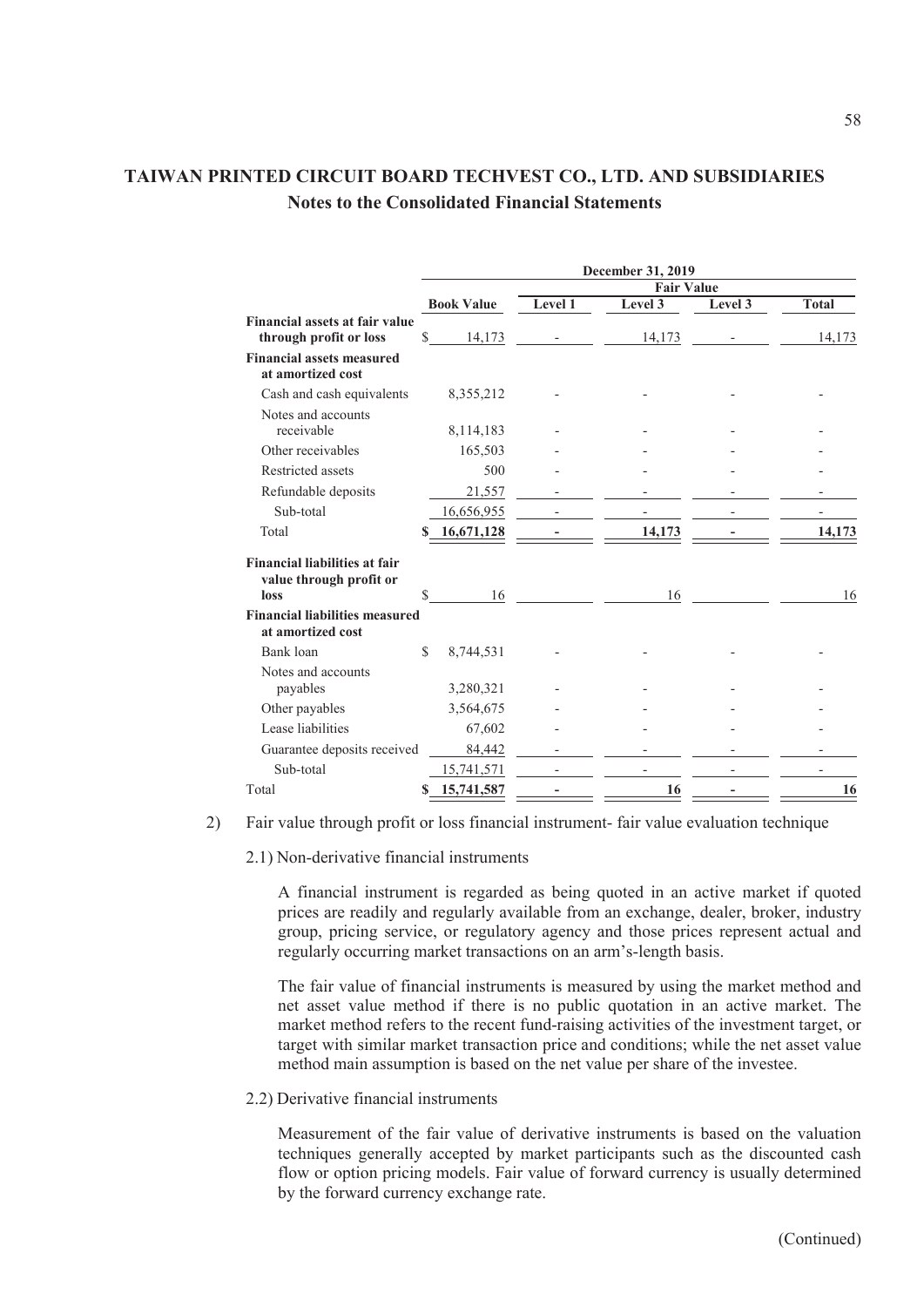# TAIWAN PRINTED CIRCUIT BOARD TECHVEST CO., LTD. AND SUBSIDIARIES

## Notes to the Consolidated Financial Statements

| | December 31, 2019 | | | | |
|---|---|---|---|---|---|
| | | Fair Value | | | |
| | Book Value | Level 1 | Level 3 | Level 3 | Total |
| **Financial assets at fair value through profit or loss** | $ 14,173 | - | 14,173 | - | 14,173 |
| **Financial assets measured at amortized cost** | | | | | |
| Cash and cash equivalents | 8,355,212 | - | - | - | - |
| Notes and accounts receivable | 8,114,183 | - | - | - | - |
| Other receivables | 165,503 | - | - | - | - |
| Restricted assets | 500 | - | - | - | - |
| Refundable deposits | 21,557 | - | - | - | - |
| Sub-total | 16,656,955 | - | - | - | - |
| Total | $ 16,671,128 | - | 14,173 | - | 14,173 |
| **Financial liabilities at fair value through profit or loss** | $ 16 | | 16 | | 16 |
| **Financial liabilities measured at amortized cost** | | | | | |
| Bank loan | $ 8,744,531 | - | - | - | - |
| Notes and accounts payables | 3,280,321 | - | - | - | - |
| Other payables | 3,564,675 | - | - | - | - |
| Lease liabilities | 67,602 | - | - | - | - |
| Guarantee deposits received | 84,442 | - | - | - | - |
| Sub-total | 15,741,571 | - | - | - | - |
| Total | $ 15,741,587 | - | 16 | - | 16 |

2) Fair value through profit or loss financial instrument- fair value evaluation technique

2.1) Non-derivative financial instruments

A financial instrument is regarded as being quoted in an active market if quoted prices are readily and regularly available from an exchange, dealer, broker, industry group, pricing service, or regulatory agency and those prices represent actual and regularly occurring market transactions on an arm's-length basis.

The fair value of financial instruments is measured by using the market method and net asset value method if there is no public quotation in an active market. The market method refers to the recent fund-raising activities of the investment target, or target with similar market transaction price and conditions; while the net asset value method main assumption is based on the net value per share of the investee.

2.2) Derivative financial instruments

Measurement of the fair value of derivative instruments is based on the valuation techniques generally accepted by market participants such as the discounted cash flow or option pricing models. Fair value of forward currency is usually determined by the forward currency exchange rate.

(Continued)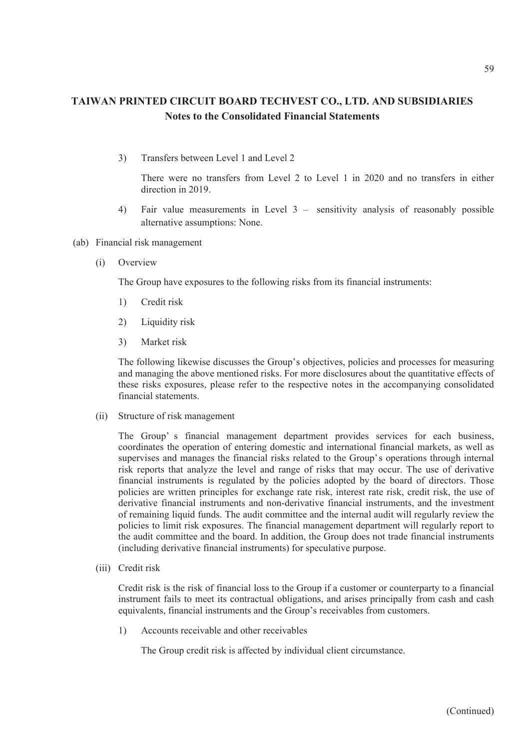**TAIWAN PRINTED CIRCUIT BOARD TECHVEST CO., LTD. AND SUBSIDIARIES**
**Notes to the Consolidated Financial Statements**

3) Transfers between Level 1 and Level 2

There were no transfers from Level 2 to Level 1 in 2020 and no transfers in either direction in 2019.

4) Fair value measurements in Level 3 – sensitivity analysis of reasonably possible alternative assumptions: None.

(ab) Financial risk management

(i) Overview

The Group have exposures to the following risks from its financial instruments:

1) Credit risk

2) Liquidity risk

3) Market risk

The following likewise discusses the Group's objectives, policies and processes for measuring and managing the above mentioned risks. For more disclosures about the quantitative effects of these risks exposures, please refer to the respective notes in the accompanying consolidated financial statements.

(ii) Structure of risk management

The Group's financial management department provides services for each business, coordinates the operation of entering domestic and international financial markets, as well as supervises and manages the financial risks related to the Group's operations through internal risk reports that analyze the level and range of risks that may occur. The use of derivative financial instruments is regulated by the policies adopted by the board of directors. Those policies are written principles for exchange rate risk, interest rate risk, credit risk, the use of derivative financial instruments and non-derivative financial instruments, and the investment of remaining liquid funds. The audit committee and the internal audit will regularly review the policies to limit risk exposures. The financial management department will regularly report to the audit committee and the board. In addition, the Group does not trade financial instruments (including derivative financial instruments) for speculative purpose.

(iii) Credit risk

Credit risk is the risk of financial loss to the Group if a customer or counterparty to a financial instrument fails to meet its contractual obligations, and arises principally from cash and cash equivalents, financial instruments and the Group's receivables from customers.

1) Accounts receivable and other receivables

The Group credit risk is affected by individual client circumstance.

(Continued)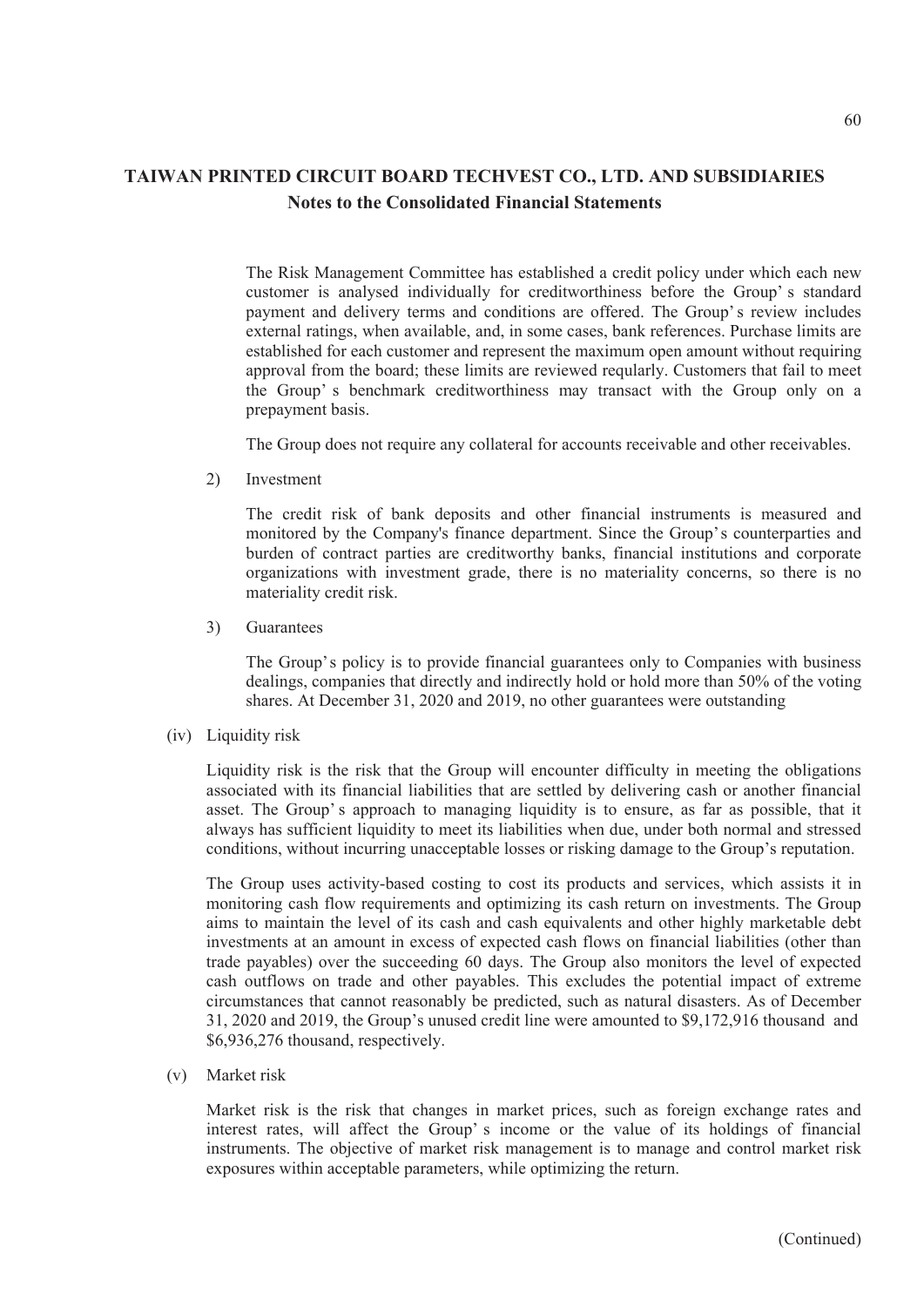The Risk Management Committee has established a credit policy under which each new customer is analysed individually for creditworthiness before the Group' s standard payment and delivery terms and conditions are offered. The Group's review includes external ratings, when available, and, in some cases, bank references. Purchase limits are established for each customer and represent the maximum open amount without requiring approval from the board; these limits are reviewed reqularly. Customers that fail to meet the Group' s benchmark creditworthiness may transact with the Group only on a prepayment basis.

The Group does not require any collateral for accounts receivable and other receivables.

2) Investment

The credit risk of bank deposits and other financial instruments is measured and monitored by the Company's finance department. Since the Group's counterparties and burden of contract parties are creditworthy banks, financial institutions and corporate organizations with investment grade, there is no materiality concerns, so there is no materiality credit risk.

3) Guarantees

The Group's policy is to provide financial guarantees only to Companies with business dealings, companies that directly and indirectly hold or hold more than 50% of the voting shares. At December 31, 2020 and 2019, no other guarantees were outstanding

(iv) Liquidity risk

Liquidity risk is the risk that the Group will encounter difficulty in meeting the obligations associated with its financial liabilities that are settled by delivering cash or another financial asset. The Group's approach to managing liquidity is to ensure, as far as possible, that it always has sufficient liquidity to meet its liabilities when due, under both normal and stressed conditions, without incurring unacceptable losses or risking damage to the Group's reputation.

The Group uses activity-based costing to cost its products and services, which assists it in monitoring cash flow requirements and optimizing its cash return on investments. The Group aims to maintain the level of its cash and cash equivalents and other highly marketable debt investments at an amount in excess of expected cash flows on financial liabilities (other than trade payables) over the succeeding 60 days. The Group also monitors the level of expected cash outflows on trade and other payables. This excludes the potential impact of extreme circumstances that cannot reasonably be predicted, such as natural disasters. As of December 31, 2020 and 2019, the Group's unused credit line were amounted to $9,172,916 thousand and $6,936,276 thousand, respectively.

(v) Market risk

Market risk is the risk that changes in market prices, such as foreign exchange rates and interest rates, will affect the Group' s income or the value of its holdings of financial instruments. The objective of market risk management is to manage and control market risk exposures within acceptable parameters, while optimizing the return.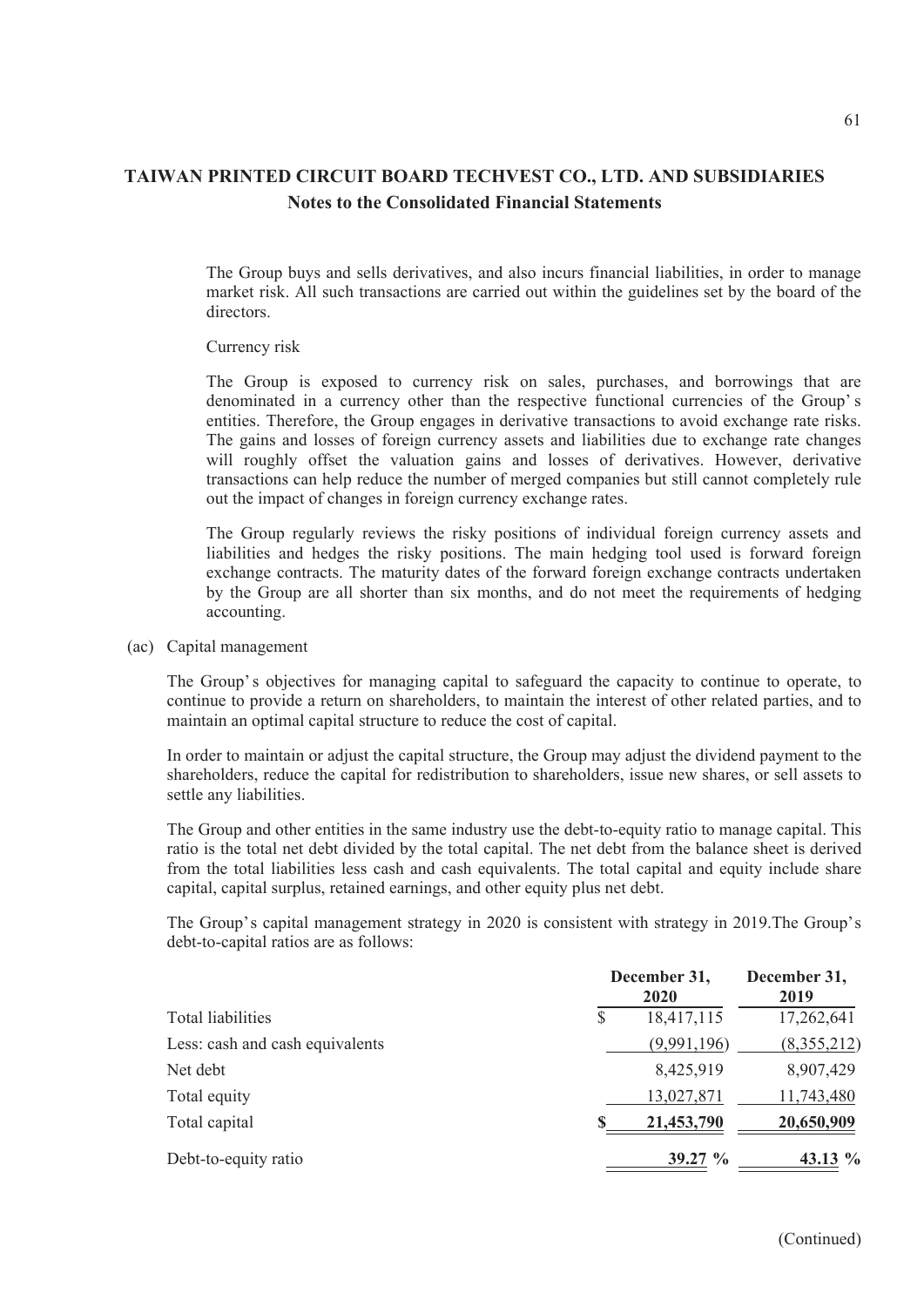The Group buys and sells derivatives, and also incurs financial liabilities, in order to manage market risk. All such transactions are carried out within the guidelines set by the board of the directors.

Currency risk

The Group is exposed to currency risk on sales, purchases, and borrowings that are denominated in a currency other than the respective functional currencies of the Group's entities. Therefore, the Group engages in derivative transactions to avoid exchange rate risks. The gains and losses of foreign currency assets and liabilities due to exchange rate changes will roughly offset the valuation gains and losses of derivatives. However, derivative transactions can help reduce the number of merged companies but still cannot completely rule out the impact of changes in foreign currency exchange rates.

The Group regularly reviews the risky positions of individual foreign currency assets and liabilities and hedges the risky positions. The main hedging tool used is forward foreign exchange contracts. The maturity dates of the forward foreign exchange contracts undertaken by the Group are all shorter than six months, and do not meet the requirements of hedging accounting.

(ac) Capital management

The Group's objectives for managing capital to safeguard the capacity to continue to operate, to continue to provide a return on shareholders, to maintain the interest of other related parties, and to maintain an optimal capital structure to reduce the cost of capital.

In order to maintain or adjust the capital structure, the Group may adjust the dividend payment to the shareholders, reduce the capital for redistribution to shareholders, issue new shares, or sell assets to settle any liabilities.

The Group and other entities in the same industry use the debt-to-equity ratio to manage capital. This ratio is the total net debt divided by the total capital. The net debt from the balance sheet is derived from the total liabilities less cash and cash equivalents. The total capital and equity include share capital, capital surplus, retained earnings, and other equity plus net debt.

The Group's capital management strategy in 2020 is consistent with strategy in 2019.The Group's debt-to-capital ratios are as follows:

| | December 31, 2020 | December 31, 2019 |
|---|---|---|
| Total liabilities | $ 18,417,115 | 17,262,641 |
| Less: cash and cash equivalents | (9,991,196) | (8,355,212) |
| Net debt | 8,425,919 | 8,907,429 |
| Total equity | 13,027,871 | 11,743,480 |
| Total capital | **$ 21,453,790** | **20,650,909** |
| Debt-to-equity ratio | **39.27 %** | **43.13 %** |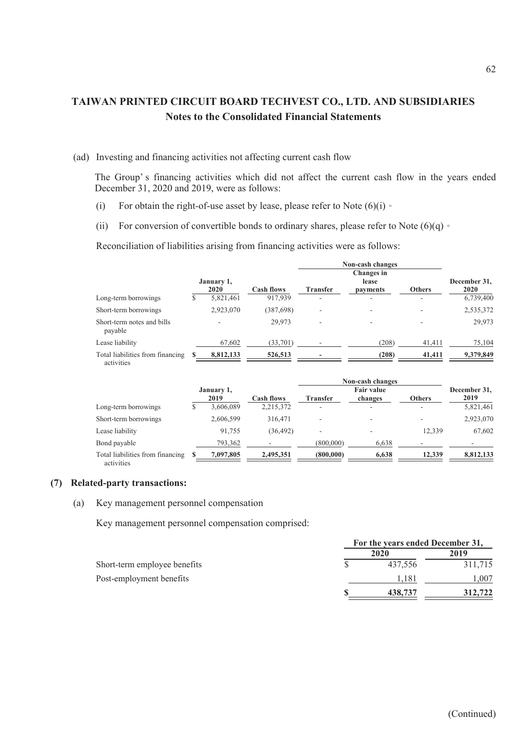# TAIWAN PRINTED CIRCUIT BOARD TECHVEST CO., LTD. AND SUBSIDIARIES
## Notes to the Consolidated Financial Statements

(ad) Investing and financing activities not affecting current cash flow

The Group's financing activities which did not affect the current cash flow in the years ended December 31, 2020 and 2019, were as follows:

(i) For obtain the right-of-use asset by lease, please refer to Note (6)(i) ◦

(ii) For conversion of convertible bonds to ordinary shares, please refer to Note (6)(q) ◦

Reconciliation of liabilities arising from financing activities were as follows:

| | January 1, 2020 | Cash flows | Non-cash changes | | | December 31, 2020 |
|---|---|---|---|---|---|---|
| | | | Transfer | Changes in lease payments | Others | |
| Long-term borrowings | $ 5,821,461 | 917,939 | - | - | - | 6,739,400 |
| Short-term borrowings | 2,923,070 | (387,698) | - | - | - | 2,535,372 |
| Short-term notes and bills payable | - | 29,973 | - | - | - | 29,973 |
| Lease liability | 67,602 | (33,701) | - | (208) | 41,411 | 75,104 |
| Total liabilities from financing activities | **$ 8,812,133** | **526,513** | **-** | **(208)** | **41,411** | **9,379,849** |

| | January 1, 2019 | Cash flows | Non-cash changes | | | December 31, 2019 |
|---|---|---|---|---|---|---|
| | | | Transfer | Fair value changes | Others | |
| Long-term borrowings | $ 3,606,089 | 2,215,372 | - | - | - | 5,821,461 |
| Short-term borrowings | 2,606,599 | 316,471 | - | - | - | 2,923,070 |
| Lease liability | 91,755 | (36,492) | - | - | 12,339 | 67,602 |
| Bond payable | 793,362 | - | (800,000) | 6,638 | - | - |
| Total liabilities from financing activities | **$ 7,097,805** | **2,495,351** | **(800,000)** | **6,638** | **12,339** | **8,812,133** |

## (7) Related-party transactions:

(a) Key management personnel compensation

Key management personnel compensation comprised:

| | For the years ended December 31, | |
|---|---|---|
| | 2020 | 2019 |
| Short-term employee benefits | $ 437,556 | 311,715 |
| Post-employment benefits | 1,181 | 1,007 |
| | **$ 438,737** | **312,722** |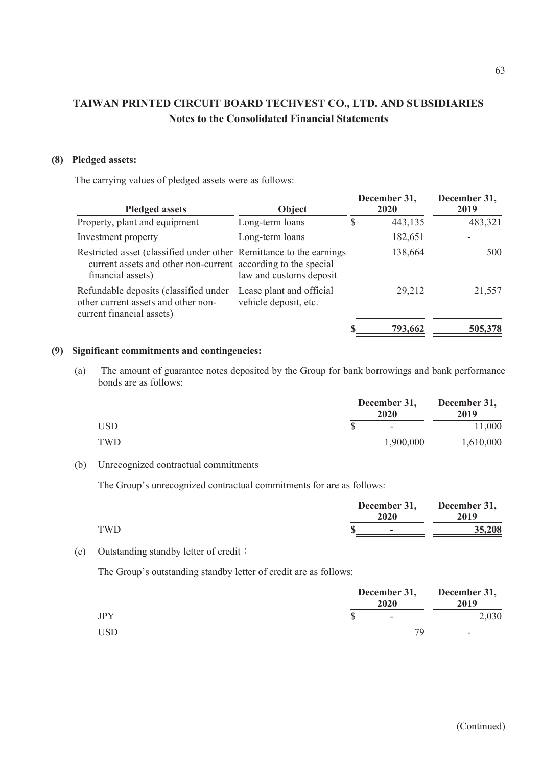# TAIWAN PRINTED CIRCUIT BOARD TECHVEST CO., LTD. AND SUBSIDIARIES
## Notes to the Consolidated Financial Statements

### (8) Pledged assets:

The carrying values of pledged assets were as follows:

| Pledged assets | Object | December 31, 2020 | December 31, 2019 |
|---|---|---|---|
| Property, plant and equipment | Long-term loans | $ 443,135 | 483,321 |
| Investment property | Long-term loans | 182,651 | - |
| Restricted asset (classified under other current assets and other non-current financial assets) | Remittance to the earnings according to the special law and customs deposit | 138,664 | 500 |
| Refundable deposits (classified under other current assets and other non-current financial assets) | Lease plant and official vehicle deposit, etc. | 29,212 | 21,557 |
| | | $ 793,662 | 505,378 |

### (9) Significant commitments and contingencies:

(a) The amount of guarantee notes deposited by the Group for bank borrowings and bank performance bonds are as follows:

| | December 31, 2020 | December 31, 2019 |
|---|---|---|
| USD | $ - | 11,000 |
| TWD | 1,900,000 | 1,610,000 |

(b) Unrecognized contractual commitments

The Group's unrecognized contractual commitments for are as follows:

| | December 31, 2020 | December 31, 2019 |
|---|---|---|
| TWD | $ - | 35,208 |

(c) Outstanding standby letter of credit：

The Group's outstanding standby letter of credit are as follows:

| | December 31, 2020 | December 31, 2019 |
|---|---|---|
| JPY | $ - | 2,030 |
| USD | 79 | - |

(Continued)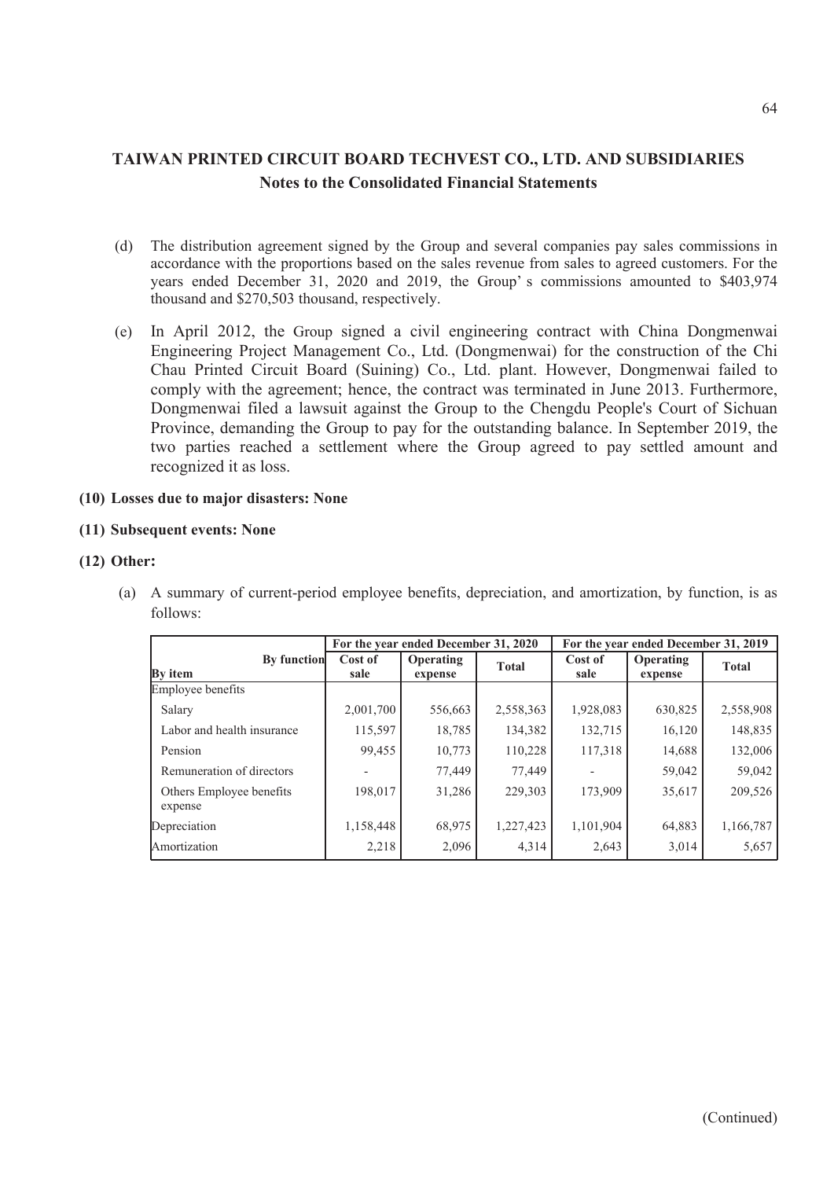# TAIWAN PRINTED CIRCUIT BOARD TECHVEST CO., LTD. AND SUBSIDIARIES

## Notes to the Consolidated Financial Statements

(d) The distribution agreement signed by the Group and several companies pay sales commissions in accordance with the proportions based on the sales revenue from sales to agreed customers. For the years ended December 31, 2020 and 2019, the Group' s commissions amounted to $403,974 thousand and $270,503 thousand, respectively.

(e) In April 2012, the Group signed a civil engineering contract with China Dongmenwai Engineering Project Management Co., Ltd. (Dongmenwai) for the construction of the Chi Chau Printed Circuit Board (Suining) Co., Ltd. plant. However, Dongmenwai failed to comply with the agreement; hence, the contract was terminated in June 2013. Furthermore, Dongmenwai filed a lawsuit against the Group to the Chengdu People's Court of Sichuan Province, demanding the Group to pay for the outstanding balance. In September 2019, the two parties reached a settlement where the Group agreed to pay settled amount and recognized it as loss.

**(10) Losses due to major disasters: None**

**(11) Subsequent events: None**

**(12) Other:**

(a) A summary of current-period employee benefits, depreciation, and amortization, by function, is as follows:

| By function / By item | For the year ended December 31, 2020 | | | For the year ended December 31, 2019 | | |
|---|---|---|---|---|---|---|
| | Cost of sale | Operating expense | Total | Cost of sale | Operating expense | Total |
| Employee benefits | | | | | | |
| Salary | 2,001,700 | 556,663 | 2,558,363 | 1,928,083 | 630,825 | 2,558,908 |
| Labor and health insurance | 115,597 | 18,785 | 134,382 | 132,715 | 16,120 | 148,835 |
| Pension | 99,455 | 10,773 | 110,228 | 117,318 | 14,688 | 132,006 |
| Remuneration of directors | - | 77,449 | 77,449 | - | 59,042 | 59,042 |
| Others Employee benefits expense | 198,017 | 31,286 | 229,303 | 173,909 | 35,617 | 209,526 |
| Depreciation | 1,158,448 | 68,975 | 1,227,423 | 1,101,904 | 64,883 | 1,166,787 |
| Amortization | 2,218 | 2,096 | 4,314 | 2,643 | 3,014 | 5,657 |

(Continued)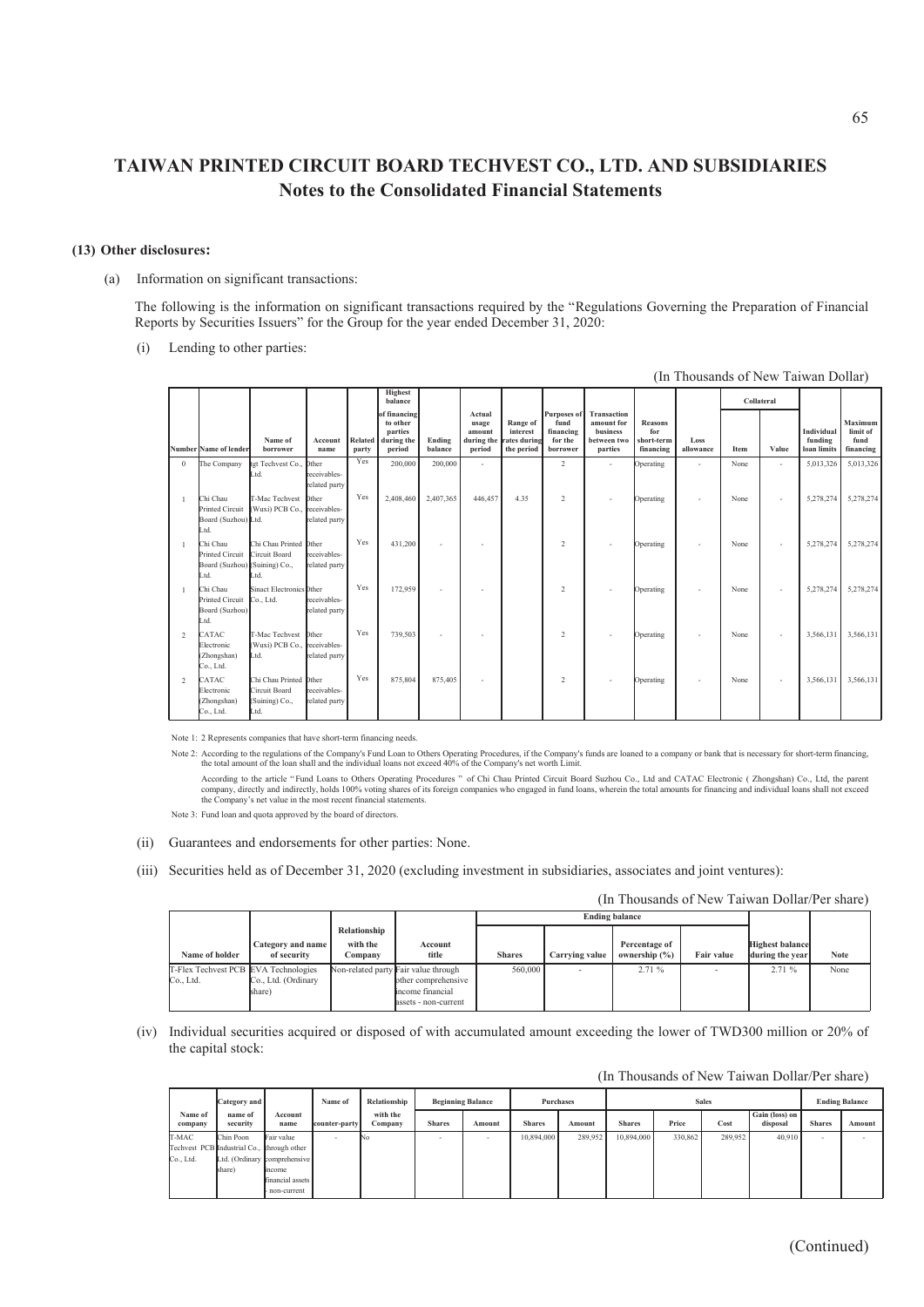# TAIWAN PRINTED CIRCUIT BOARD TECHVEST CO., LTD. AND SUBSIDIARIES
## Notes to the Consolidated Financial Statements

**(13) Other disclosures:**

(a) Information on significant transactions:

The following is the information on significant transactions required by the "Regulations Governing the Preparation of Financial Reports by Securities Issuers" for the Group for the year ended December 31, 2020:

(i) Lending to other parties:

(In Thousands of New Taiwan Dollar)

| Number | Name of lender | Name of borrower | Account name | Related party | Highest balance of financing to other parties during the period | Ending balance | Actual usage amount during the period | Range of interest rates during the period | Purposes of fund financing for the borrower | Transaction amount for business between two parties | Reasons for short-term financing | Loss allowance | Collateral | | Individual funding loan limits | Maximum limit of fund financing |
|---|---|---|---|---|---|---|---|---|---|---|---|---|---|---|---|---|
| | | | | | | | | | | | | | Item | Value | | |
| 0 | The Company | tgt Techvest Co., Ltd. | Other receivables-related party | Yes | 200,000 | 200,000 | - | | 2 | - | Operating | - | None | - | 5,013,326 | 5,013,326 |
| 1 | Chi Chau Printed Circuit Board (Suzhou) Ltd. | T-Mac Techvest (Wuxi) PCB Co., Ltd. | Other receivables-related party | Yes | 2,408,460 | 2,407,365 | 446,457 | 4.35 | 2 | - | Operating | - | None | - | 5,278,274 | 5,278,274 |
| 1 | Chi Chau Printed Circuit Board (Suzhou) Ltd. | Chi Chau Printed Circuit Board (Suining) Co., Ltd. | Other receivables-related party | Yes | 431,200 | - | - | | 2 | - | Operating | - | None | - | 5,278,274 | 5,278,274 |
| 1 | Chi Chau Printed Circuit Board (Suzhou) Ltd. | Sinact Electronics Co., Ltd. | Other receivables-related party | Yes | 172,959 | - | - | | 2 | - | Operating | - | None | - | 5,278,274 | 5,278,274 |
| 2 | CATAC Electronic (Zhongshan) Co., Ltd. | T-Mac Techvest (Wuxi) PCB Co., Ltd. | Other receivables-related party | Yes | 739,503 | - | - | | 2 | - | Operating | - | None | - | 3,566,131 | 3,566,131 |
| 2 | CATAC Electronic (Zhongshan) Co., Ltd. | Chi Chau Printed Circuit Board (Suining) Co., Ltd. | Other receivables-related party | Yes | 875,804 | 875,405 | - | | 2 | - | Operating | - | None | - | 3,566,131 | 3,566,131 |

Note 1: 2 Represents companies that have short-term financing needs.

Note 2: According to the regulations of the Company's Fund Loan to Others Operating Procedures, if the Company's funds are loaned to a company or bank that is necessary for short-term financing, the total amount of the loan shall and the individual loans not exceed 40% of the Company's net worth Limit.

According to the article "Fund Loans to Others Operating Procedures " of Chi Chau Printed Circuit Board Suzhou Co., Ltd and CATAC Electronic ( Zhongshan) Co., Ltd, the parent company, directly and indirectly, holds 100% voting shares of its foreign companies who engaged in fund loans, wherein the total amounts for financing and individual loans shall not exceed the Company's net value in the most recent financial statements.

Note 3: Fund loan and quota approved by the board of directors.

(ii) Guarantees and endorsements for other parties: None.

(iii) Securities held as of December 31, 2020 (excluding investment in subsidiaries, associates and joint ventures):

(In Thousands of New Taiwan Dollar/Per share)

| Name of holder | Category and name of security | Relationship with the Company | Account title | Ending balance | | | | Highest balance during the year | Note |
|---|---|---|---|---|---|---|---|---|---|
| | | | | Shares | Carrying value | Percentage of ownership (%) | Fair value | | |
| T-Flex Techvest PCB Co., Ltd. | EVA Technologies Co., Ltd. (Ordinary share) | Non-related party | Fair value through other comprehensive income financial assets - non-current | 560,000 | - | 2.71 % | - | 2.71 % | None |

(iv) Individual securities acquired or disposed of with accumulated amount exceeding the lower of TWD300 million or 20% of the capital stock:

(In Thousands of New Taiwan Dollar/Per share)

| Name of company | Category and name of security | Account name | Name of counter-party | Relationship with the Company | Beginning Balance | | Purchases | | Sales | | | | Ending Balance | |
|---|---|---|---|---|---|---|---|---|---|---|---|---|---|---|
| | | | | | Shares | Amount | Shares | Amount | Shares | Price | Cost | Gain (loss) on disposal | Shares | Amount |
| T-MAC Techvest PCB Co., Ltd. | Chin Poon Industrial Co., Ltd. (Ordinary share) | Fair value through other comprehensive income financial assets - non-current | - | No | - | - | 10,894,000 | 289,952 | 10,894,000 | 330,862 | 289,952 | 40,910 | - | - |

(Continued)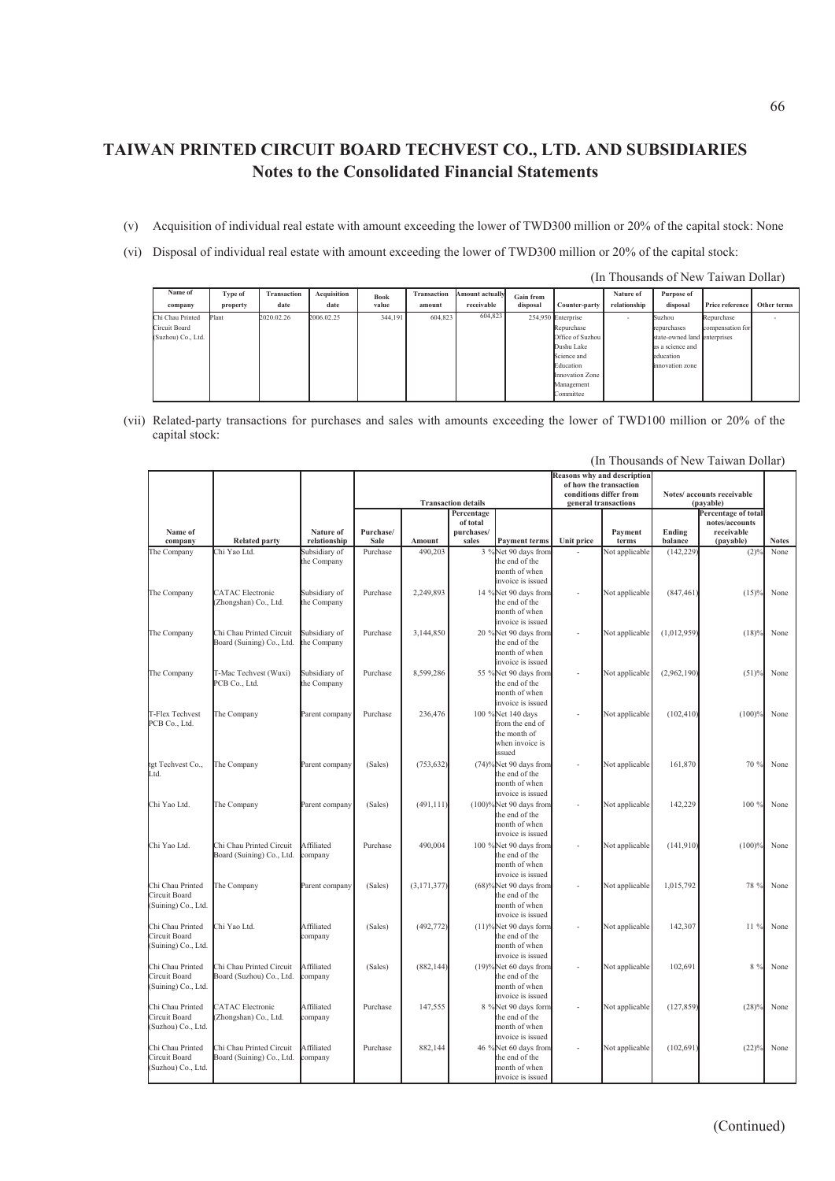# TAIWAN PRINTED CIRCUIT BOARD TECHVEST CO., LTD. AND SUBSIDIARIES
## Notes to the Consolidated Financial Statements

(v) Acquisition of individual real estate with amount exceeding the lower of TWD300 million or 20% of the capital stock: None

(vi) Disposal of individual real estate with amount exceeding the lower of TWD300 million or 20% of the capital stock:

(In Thousands of New Taiwan Dollar)

| Name of company | Type of property | Transaction date | Acquisition date | Book value | Transaction amount | Amount actually receivable | Gain from disposal | Counter-party | Nature of relationship | Purpose of disposal | Price reference | Other terms |
|---|---|---|---|---|---|---|---|---|---|---|---|---|
| Chi Chau Printed Circuit Board (Suzhou) Co., Ltd. | Plant | 2020.02.26 | 2006.02.25 | 344,191 | 604,823 | 604,823 | 254,950 | Enterprise Repurchase Office of Suzhou Dushu Lake Science and Education Innovation Zone Management Committee | - | Suzhou repurchases state-owned land as a science and education innovation zone | Repurchase compensation for enterprises | - |

(vii) Related-party transactions for purchases and sales with amounts exceeding the lower of TWD100 million or 20% of the capital stock:

(In Thousands of New Taiwan Dollar)

| | | | Transaction details | | | | Reasons why and description of how the transaction conditions differ from general transactions | | Notes/ accounts receivable (payable) | | |
|---|---|---|---|---|---|---|---|---|---|---|---|
| Name of company | Related party | Nature of relationship | Purchase/ Sale | Amount | Percentage of total purchases/ sales | Payment terms | Unit price | Payment terms | Ending balance | Percentage of total notes/accounts receivable (payable) | Notes |
| The Company | Chi Yao Ltd. | Subsidiary of the Company | Purchase | 490,203 | 3 % | Net 90 days from the end of the month of when invoice is issued | - | Not applicable | (142,229) | (2)% | None |
| The Company | CATAC Electronic (Zhongshan) Co., Ltd. | Subsidiary of the Company | Purchase | 2,249,893 | 14 % | Net 90 days from the end of the month of when invoice is issued | - | Not applicable | (847,461) | (15)% | None |
| The Company | Chi Chau Printed Circuit Board (Suining) Co., Ltd. | Subsidiary of the Company | Purchase | 3,144,850 | 20 % | Net 90 days from the end of the month of when invoice is issued | - | Not applicable | (1,012,959) | (18)% | None |
| The Company | T-Mac Techvest (Wuxi) PCB Co., Ltd. | Subsidiary of the Company | Purchase | 8,599,286 | 55 % | Net 90 days from the end of the month of when invoice is issued | - | Not applicable | (2,962,190) | (51)% | None |
| T-Flex Techvest PCB Co., Ltd. | The Company | Parent company | Purchase | 236,476 | 100 % | Net 140 days from the end of the month of when invoice is issued | - | Not applicable | (102,410) | (100)% | None |
| tgt Techvest Co., Ltd. | The Company | Parent company | (Sales) | (753,632) | (74)% | Net 90 days from the end of the month of when invoice is issued | - | Not applicable | 161,870 | 70 % | None |
| Chi Yao Ltd. | The Company | Parent company | (Sales) | (491,111) | (100)% | Net 90 days from the end of the month of when invoice is issued | - | Not applicable | 142,229 | 100 % | None |
| Chi Yao Ltd. | Chi Chau Printed Circuit Board (Suining) Co., Ltd. | Affiliated company | Purchase | 490,004 | 100 % | Net 90 days from the end of the month of when invoice is issued | - | Not applicable | (141,910) | (100)% | None |
| Chi Chau Printed Circuit Board (Suining) Co., Ltd. | The Company | Parent company | (Sales) | (3,171,377) | (68)% | Net 90 days from the end of the month of when invoice is issued | - | Not applicable | 1,015,792 | 78 % | None |
| Chi Chau Printed Circuit Board (Suining) Co., Ltd. | Chi Yao Ltd. | Affiliated company | (Sales) | (492,772) | (11)% | Net 90 days form the end of the month of when invoice is issued | - | Not applicable | 142,307 | 11 % | None |
| Chi Chau Printed Circuit Board (Suining) Co., Ltd. | Chi Chau Printed Circuit Board (Suzhou) Co., Ltd. | Affiliated company | (Sales) | (882,144) | (19)% | Net 60 days from the end of the month of when invoice is issued | - | Not applicable | 102,691 | 8 % | None |
| Chi Chau Printed Circuit Board (Suzhou) Co., Ltd. | CATAC Electronic (Zhongshan) Co., Ltd. | Affiliated company | Purchase | 147,555 | 8 % | Net 90 days form the end of the month of when invoice is issued | - | Not applicable | (127,859) | (28)% | None |
| Chi Chau Printed Circuit Board (Suzhou) Co., Ltd. | Chi Chau Printed Circuit Board (Suining) Co., Ltd. | Affiliated company | Purchase | 882,144 | 46 % | Net 60 days from the end of the month of when invoice is issued | - | Not applicable | (102,691) | (22)% | None |

(Continued)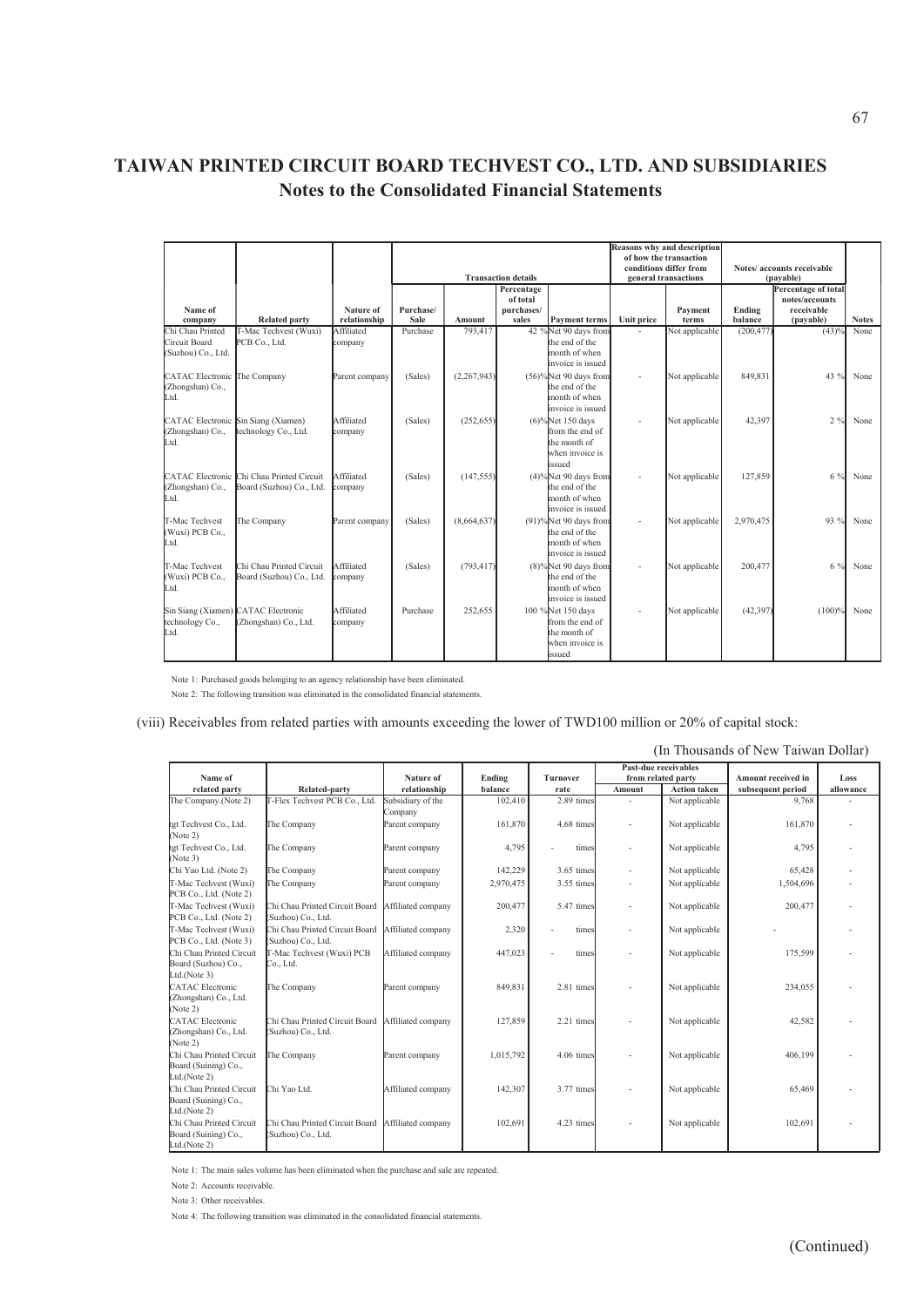# TAIWAN PRINTED CIRCUIT BOARD TECHVEST CO., LTD. AND SUBSIDIARIES

## Notes to the Consolidated Financial Statements

| Name of company | Related party | Nature of relationship | Transaction details | | | | Reasons why and description of how the transaction conditions differ from general transactions | | Notes/ accounts receivable (payable) | | Notes |
|---|---|---|---|---|---|---|---|---|---|---|---|
| | | | Purchase/ Sale | Amount | Percentage of total purchases/ sales | Payment terms | Unit price | Payment terms | Ending balance | Percentage of total notes/accounts receivable (payable) | |
| Chi Chau Printed Circuit Board (Suzhou) Co., Ltd. | T-Mac Techvest (Wuxi) PCB Co., Ltd. | Affiliated company | Purchase | 793,417 | 42 % | Net 90 days from the end of the month of when invoice is issued | - | Not applicable | (200,477) | (43)% | None |
| CATAC Electronic (Zhongshan) Co., Ltd. | The Company | Parent company | (Sales) | (2,267,943) | (56)% | Net 90 days from the end of the month of when invoice is issued | - | Not applicable | 849,831 | 43 % | None |
| CATAC Electronic (Zhongshan) Co., Ltd. | Sin Siang (Xiamen) technology Co., Ltd. | Affiliated company | (Sales) | (252,655) | (6)% | Net 150 days from the end of the month of when invoice is issued | - | Not applicable | 42,397 | 2 % | None |
| CATAC Electronic (Zhongshan) Co., Ltd. | Chi Chau Printed Circuit Board (Suzhou) Co., Ltd. | Affiliated company | (Sales) | (147,555) | (4)% | Net 90 days from the end of the month of when invoice is issued | - | Not applicable | 127,859 | 6 % | None |
| T-Mac Techvest (Wuxi) PCB Co., Ltd. | The Company | Parent company | (Sales) | (8,664,637) | (91)% | Net 90 days from the end of the month of when invoice is issued | - | Not applicable | 2,970,475 | 93 % | None |
| T-Mac Techvest (Wuxi) PCB Co., Ltd. | Chi Chau Printed Circuit Board (Suzhou) Co., Ltd. | Affiliated company | (Sales) | (793,417) | (8)% | Net 90 days from the end of the month of when invoice is issued | - | Not applicable | 200,477 | 6 % | None |
| Sin Siang (Xiamen) technology Co., Ltd. | CATAC Electronic (Zhongshan) Co., Ltd. | Affiliated company | Purchase | 252,655 | 100 % | Net 150 days from the end of the month of when invoice is issued | - | Not applicable | (42,397) | (100)% | None |

Note 1: Purchased goods belonging to an agency relationship have been eliminated.

Note 2: The following transition was eliminated in the consolidated financial statements.

(viii) Receivables from related parties with amounts exceeding the lower of TWD100 million or 20% of capital stock:

(In Thousands of New Taiwan Dollar)

| Name of related party | Related-party | Nature of relationship | Ending balance | Turnover rate | Past-due receivables from related party | | Amount received in subsequent period | Loss allowance |
|---|---|---|---|---|---|---|---|---|
| | | | | | Amount | Action taken | | |
| The Company.(Note 2) | T-Flex Techvest PCB Co., Ltd. | Subsidiary of the Company | 102,410 | 2.89 times | - | Not applicable | 9,768 | - |
| tgt Techvest Co., Ltd. (Note 2) | The Company | Parent company | 161,870 | 4.68 times | - | Not applicable | 161,870 | - |
| tgt Techvest Co., Ltd. (Note 3) | The Company | Parent company | 4,795 | - times | - | Not applicable | 4,795 | - |
| Chi Yao Ltd. (Note 2) | The Company | Parent company | 142,229 | 3.65 times | - | Not applicable | 65,428 | - |
| T-Mac Techvest (Wuxi) PCB Co., Ltd. (Note 2) | The Company | Parent company | 2,970,475 | 3.55 times | - | Not applicable | 1,504,696 | - |
| T-Mac Techvest (Wuxi) PCB Co., Ltd. (Note 2) | Chi Chau Printed Circuit Board (Suzhou) Co., Ltd. | Affiliated company | 200,477 | 5.47 times | - | Not applicable | 200,477 | - |
| T-Mac Techvest (Wuxi) PCB Co., Ltd. (Note 3) | Chi Chau Printed Circuit Board (Suzhou) Co., Ltd. | Affiliated company | 2,320 | - times | - | Not applicable | - | - |
| Chi Chau Printed Circuit Board (Suzhou) Co., Ltd.(Note 3) | T-Mac Techvest (Wuxi) PCB Co., Ltd. | Affiliated company | 447,023 | - times | - | Not applicable | 175,599 | - |
| CATAC Electronic (Zhongshan) Co., Ltd. (Note 2) | The Company | Parent company | 849,831 | 2.81 times | - | Not applicable | 234,055 | - |
| CATAC Electronic (Zhongshan) Co., Ltd. (Note 2) | Chi Chau Printed Circuit Board (Suzhou) Co., Ltd. | Affiliated company | 127,859 | 2.21 times | - | Not applicable | 42,582 | - |
| Chi Chau Printed Circuit Board (Suining) Co., Ltd.(Note 2) | The Company | Parent company | 1,015,792 | 4.06 times | - | Not applicable | 406,199 | - |
| Chi Chau Printed Circuit Board (Suining) Co., Ltd.(Note 2) | Chi Yao Ltd. | Affiliated company | 142,307 | 3.77 times | - | Not applicable | 65,469 | - |
| Chi Chau Printed Circuit Board (Suining) Co., Ltd.(Note 2) | Chi Chau Printed Circuit Board (Suzhou) Co., Ltd. | Affiliated company | 102,691 | 4.23 times | - | Not applicable | 102,691 | - |

Note 1: The main sales volume has been eliminated when the purchase and sale are repeated.

Note 2: Accounts receivable.

Note 3: Other receivables.

Note 4: The following transition was eliminated in the consolidated financial statements.

(Continued)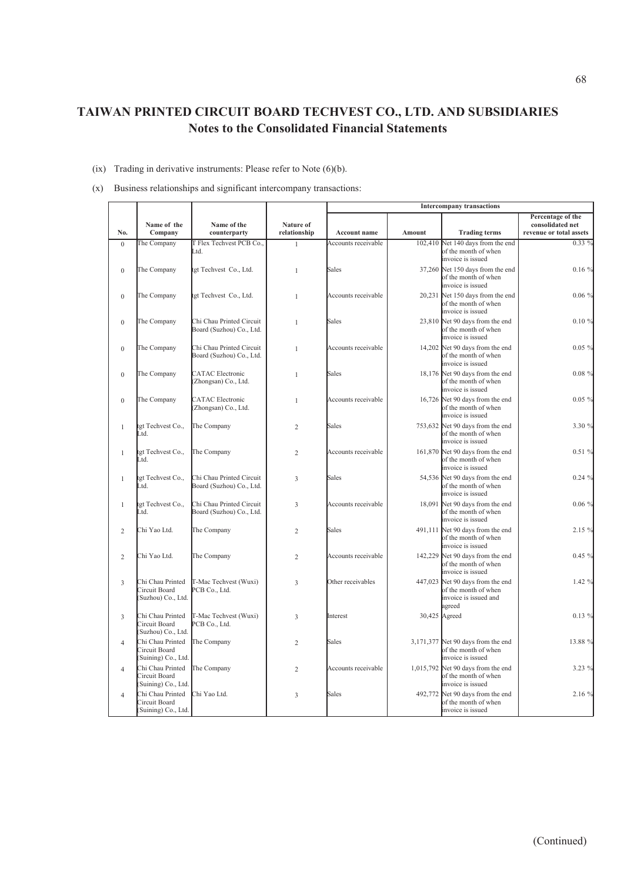# TAIWAN PRINTED CIRCUIT BOARD TECHVEST CO., LTD. AND SUBSIDIARIES
## Notes to the Consolidated Financial Statements

(ix) Trading in derivative instruments: Please refer to Note (6)(b).

(x) Business relationships and significant intercompany transactions:

| | | | | Intercompany transactions | | | |
|---|---|---|---|---|---|---|---|
| No. | Name of the Company | Name of the counterparty | Nature of relationship | Account name | Amount | Trading terms | Percentage of the consolidated net revenue or total assets |
| 0 | The Company | T Flex Techvest PCB Co., Ltd. | 1 | Accounts receivable | 102,410 | Net 140 days from the end of the month of when invoice is issued | 0.33 % |
| 0 | The Company | tgt Techvest Co., Ltd. | 1 | Sales | 37,260 | Net 150 days from the end of the month of when invoice is issued | 0.16 % |
| 0 | The Company | tgt Techvest Co., Ltd. | 1 | Accounts receivable | 20,231 | Net 150 days from the end of the month of when invoice is issued | 0.06 % |
| 0 | The Company | Chi Chau Printed Circuit Board (Suzhou) Co., Ltd. | 1 | Sales | 23,810 | Net 90 days from the end of the month of when invoice is issued | 0.10 % |
| 0 | The Company | Chi Chau Printed Circuit Board (Suzhou) Co., Ltd. | 1 | Accounts receivable | 14,202 | Net 90 days from the end of the month of when invoice is issued | 0.05 % |
| 0 | The Company | CATAC Electronic (Zhongsan) Co., Ltd. | 1 | Sales | 18,176 | Net 90 days from the end of the month of when invoice is issued | 0.08 % |
| 0 | The Company | CATAC Electronic (Zhongsan) Co., Ltd. | 1 | Accounts receivable | 16,726 | Net 90 days from the end of the month of when invoice is issued | 0.05 % |
| 1 | tgt Techvest Co., Ltd. | The Company | 2 | Sales | 753,632 | Net 90 days from the end of the month of when invoice is issued | 3.30 % |
| 1 | tgt Techvest Co., Ltd. | The Company | 2 | Accounts receivable | 161,870 | Net 90 days from the end of the month of when invoice is issued | 0.51 % |
| 1 | tgt Techvest Co., Ltd. | Chi Chau Printed Circuit Board (Suzhou) Co., Ltd. | 3 | Sales | 54,536 | Net 90 days from the end of the month of when invoice is issued | 0.24 % |
| 1 | tgt Techvest Co., Ltd. | Chi Chau Printed Circuit Board (Suzhou) Co., Ltd. | 3 | Accounts receivable | 18,091 | Net 90 days from the end of the month of when invoice is issued | 0.06 % |
| 2 | Chi Yao Ltd. | The Company | 2 | Sales | 491,111 | Net 90 days from the end of the month of when invoice is issued | 2.15 % |
| 2 | Chi Yao Ltd. | The Company | 2 | Accounts receivable | 142,229 | Net 90 days from the end of the month of when invoice is issued | 0.45 % |
| 3 | Chi Chau Printed Circuit Board (Suzhou) Co., Ltd. | T-Mac Techvest (Wuxi) PCB Co., Ltd. | 3 | Other receivables | 447,023 | Net 90 days from the end of the month of when invoice is issued and agreed | 1.42 % |
| 3 | Chi Chau Printed Circuit Board (Suzhou) Co., Ltd. | T-Mac Techvest (Wuxi) PCB Co., Ltd. | 3 | Interest | 30,425 | Agreed | 0.13 % |
| 4 | Chi Chau Printed Circuit Board (Suining) Co., Ltd. | The Company | 2 | Sales | 3,171,377 | Net 90 days from the end of the month of when invoice is issued | 13.88 % |
| 4 | Chi Chau Printed Circuit Board (Suining) Co., Ltd. | The Company | 2 | Accounts receivable | 1,015,792 | Net 90 days from the end of the month of when invoice is issued | 3.23 % |
| 4 | Chi Chau Printed Circuit Board (Suining) Co., Ltd. | Chi Yao Ltd. | 3 | Sales | 492,772 | Net 90 days from the end of the month of when invoice is issued | 2.16 % |

(Continued)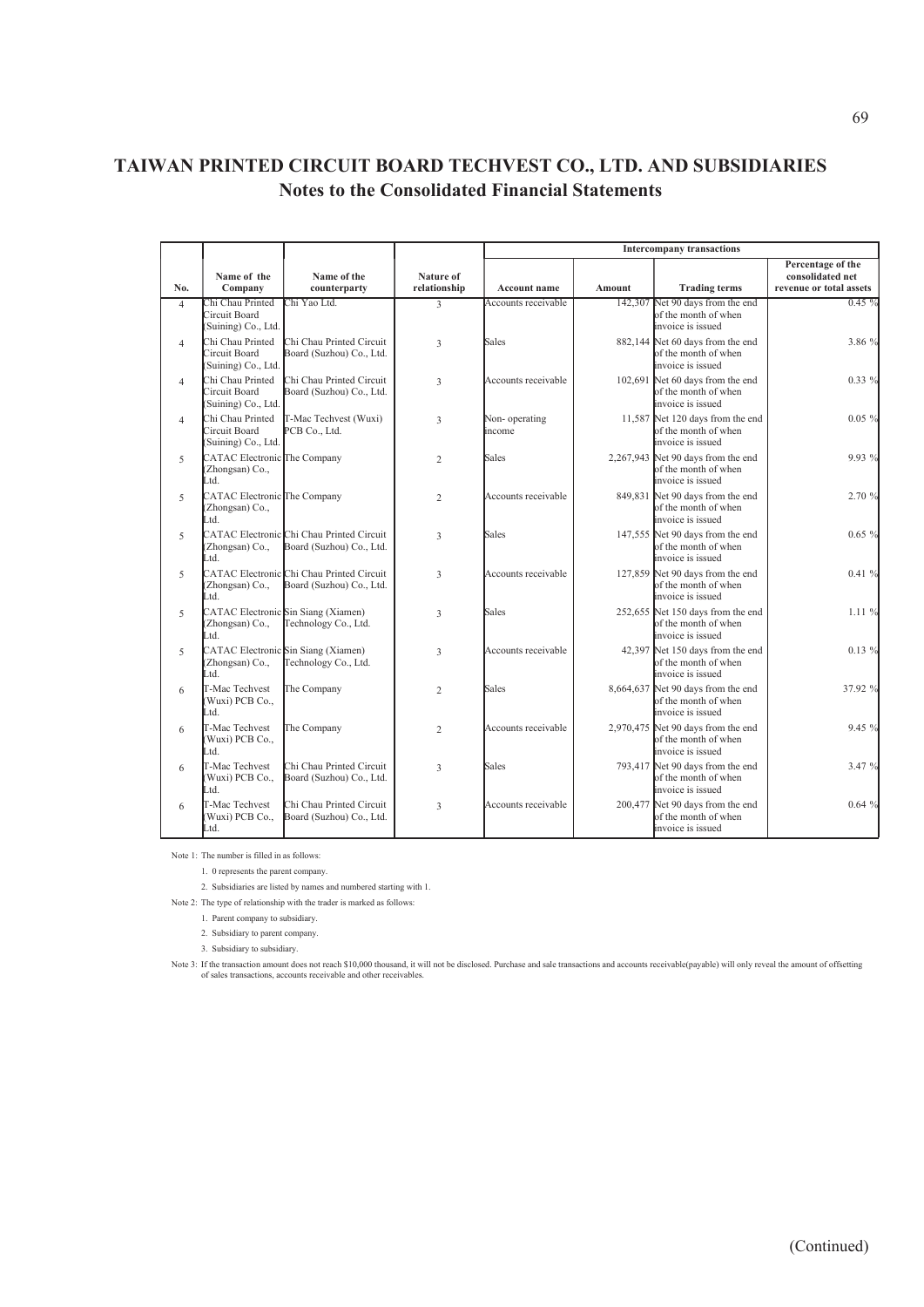# TAIWAN PRINTED CIRCUIT BOARD TECHVEST CO., LTD. AND SUBSIDIARIES
## Notes to the Consolidated Financial Statements

| No. | Name of the Company | Name of the counterparty | Nature of relationship | Intercompany transactions | | | |
|---|---|---|---|---|---|---|---|
| | | | | Account name | Amount | Trading terms | Percentage of the consolidated net revenue or total assets |
| 4 | Chi Chau Printed Circuit Board (Suining) Co., Ltd. | Chi Yao Ltd. | 3 | Accounts receivable | 142,307 | Net 90 days from the end of the month of when invoice is issued | 0.45 % |
| 4 | Chi Chau Printed Circuit Board (Suining) Co., Ltd. | Chi Chau Printed Circuit Board (Suzhou) Co., Ltd. | 3 | Sales | 882,144 | Net 60 days from the end of the month of when invoice is issued | 3.86 % |
| 4 | Chi Chau Printed Circuit Board (Suining) Co., Ltd. | Chi Chau Printed Circuit Board (Suzhou) Co., Ltd. | 3 | Accounts receivable | 102,691 | Net 60 days from the end of the month of when invoice is issued | 0.33 % |
| 4 | Chi Chau Printed Circuit Board (Suining) Co., Ltd. | T-Mac Techvest (Wuxi) PCB Co., Ltd. | 3 | Non- operating income | 11,587 | Net 120 days from the end of the month of when invoice is issued | 0.05 % |
| 5 | CATAC Electronic (Zhongsan) Co., Ltd. | The Company | 2 | Sales | 2,267,943 | Net 90 days from the end of the month of when invoice is issued | 9.93 % |
| 5 | CATAC Electronic (Zhongsan) Co., Ltd. | The Company | 2 | Accounts receivable | 849,831 | Net 90 days from the end of the month of when invoice is issued | 2.70 % |
| 5 | CATAC Electronic (Zhongsan) Co., Ltd. | Chi Chau Printed Circuit Board (Suzhou) Co., Ltd. | 3 | Sales | 147,555 | Net 90 days from the end of the month of when invoice is issued | 0.65 % |
| 5 | CATAC Electronic (Zhongsan) Co., Ltd. | Chi Chau Printed Circuit Board (Suzhou) Co., Ltd. | 3 | Accounts receivable | 127,859 | Net 90 days from the end of the month of when invoice is issued | 0.41 % |
| 5 | CATAC Electronic (Zhongsan) Co., Ltd. | Sin Siang (Xiamen) Technology Co., Ltd. | 3 | Sales | 252,655 | Net 150 days from the end of the month of when invoice is issued | 1.11 % |
| 5 | CATAC Electronic (Zhongsan) Co., Ltd. | Sin Siang (Xiamen) Technology Co., Ltd. | 3 | Accounts receivable | 42,397 | Net 150 days from the end of the month of when invoice is issued | 0.13 % |
| 6 | T-Mac Techvest (Wuxi) PCB Co., Ltd. | The Company | 2 | Sales | 8,664,637 | Net 90 days from the end of the month of when invoice is issued | 37.92 % |
| 6 | T-Mac Techvest (Wuxi) PCB Co., Ltd. | The Company | 2 | Accounts receivable | 2,970,475 | Net 90 days from the end of the month of when invoice is issued | 9.45 % |
| 6 | T-Mac Techvest (Wuxi) PCB Co., Ltd. | Chi Chau Printed Circuit Board (Suzhou) Co., Ltd. | 3 | Sales | 793,417 | Net 90 days from the end of the month of when invoice is issued | 3.47 % |
| 6 | T-Mac Techvest (Wuxi) PCB Co., Ltd. | Chi Chau Printed Circuit Board (Suzhou) Co., Ltd. | 3 | Accounts receivable | 200,477 | Net 90 days from the end of the month of when invoice is issued | 0.64 % |

Note 1: The number is filled in as follows:

1. 0 represents the parent company.
2. Subsidiaries are listed by names and numbered starting with 1.

Note 2: The type of relationship with the trader is marked as follows:

1. Parent company to subsidiary.
2. Subsidiary to parent company.
3. Subsidiary to subsidiary.

Note 3: If the transaction amount does not reach $10,000 thousand, it will not be disclosed. Purchase and sale transactions and accounts receivable(payable) will only reveal the amount of offsetting of sales transactions, accounts receivable and other receivables.

(Continued)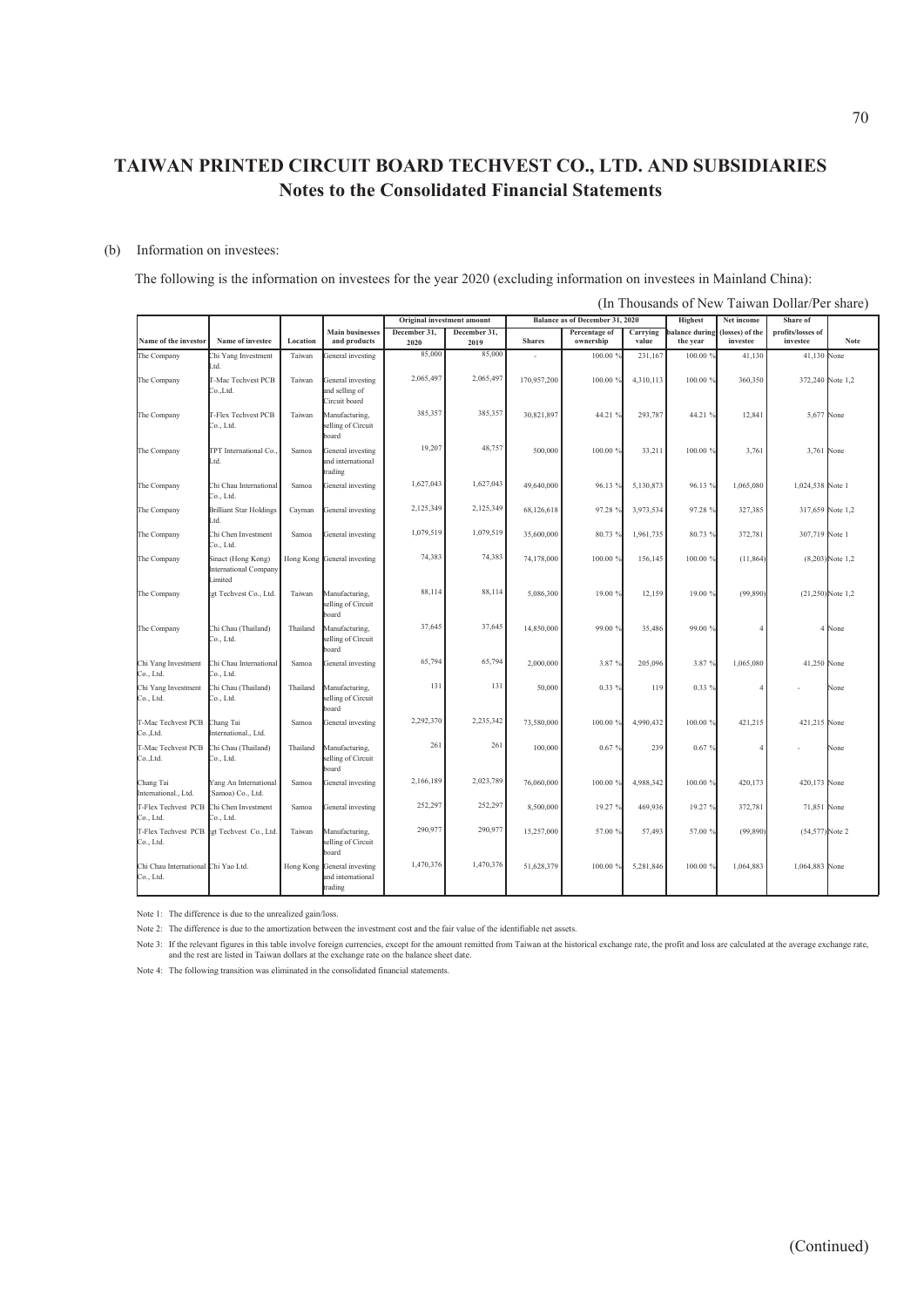# TAIWAN PRINTED CIRCUIT BOARD TECHVEST CO., LTD. AND SUBSIDIARIES
## Notes to the Consolidated Financial Statements

(b) Information on investees:

The following is the information on investees for the year 2020 (excluding information on investees in Mainland China):

(In Thousands of New Taiwan Dollar/Per share)

| Name of the investor | Name of investee | Location | Main businesses and products | Original investment amount | | Balance as of December 31, 2020 | | | Highest balance during the year | Net income (losses) of the investee | Share of profits/losses of investee | Note |
|---|---|---|---|---|---|---|---|---|---|---|---|---|
| | | | | December 31, 2020 | December 31, 2019 | Shares | Percentage of ownership | Carrying value | | | | |
| The Company | Chi Yang Investment Ltd. | Taiwan | General investing | 85,000 | 85,000 | - | 100.00 % | 231,167 | 100.00 % | 41,130 | 41,130 | None |
| The Company | T-Mac Techvest PCB Co.,Ltd. | Taiwan | General investing and selling of Circuit board | 2,065,497 | 2,065,497 | 170,957,200 | 100.00 % | 4,310,113 | 100.00 % | 360,350 | 372,240 | Note 1,2 |
| The Company | T-Flex Techvest PCB Co., Ltd. | Taiwan | Manufacturing, selling of Circuit board | 385,357 | 385,357 | 30,821,897 | 44.21 % | 293,787 | 44.21 % | 12,841 | 5,677 | None |
| The Company | TPT International Co., Ltd. | Samoa | General investing and international trading | 19,207 | 48,757 | 500,000 | 100.00 % | 33,211 | 100.00 % | 3,761 | 3,761 | None |
| The Company | Chi Chau International Co., Ltd. | Samoa | General investing | 1,627,043 | 1,627,043 | 49,640,000 | 96.13 % | 5,130,873 | 96.13 % | 1,065,080 | 1,024,538 | Note 1 |
| The Company | Brilliant Star Holdings Ltd. | Cayman | General investing | 2,125,349 | 2,125,349 | 68,126,618 | 97.28 % | 3,973,534 | 97.28 % | 327,385 | 317,659 | Note 1,2 |
| The Company | Chi Chen Investment Co., Ltd. | Samoa | General investing | 1,079,519 | 1,079,519 | 35,600,000 | 80.73 % | 1,961,735 | 80.73 % | 372,781 | 307,719 | Note 1 |
| The Company | Sinact (Hong Kong) International Company Limited | Hong Kong | General investing | 74,383 | 74,383 | 74,178,000 | 100.00 % | 156,145 | 100.00 % | (11,864) | (8,203) | Note 1,2 |
| The Company | gt Techvest Co., Ltd. | Taiwan | Manufacturing, selling of Circuit board | 88,114 | 88,114 | 5,086,300 | 19.00 % | 12,159 | 19.00 % | (99,890) | (21,250) | Note 1,2 |
| The Company | Chi Chau (Thailand) Co., Ltd. | Thailand | Manufacturing, selling of Circuit board | 37,645 | 37,645 | 14,850,000 | 99.00 % | 35,486 | 99.00 % | 4 | 4 | None |
| Chi Yang Investment Co., Ltd. | Chi Chau International Co., Ltd. | Samoa | General investing | 65,794 | 65,794 | 2,000,000 | 3.87 % | 205,096 | 3.87 % | 1,065,080 | 41,250 | None |
| Chi Yang Investment Co., Ltd. | Chi Chau (Thailand) Co., Ltd. | Thailand | Manufacturing, selling of Circuit board | 131 | 131 | 50,000 | 0.33 % | 119 | 0.33 % | 4 | - | None |
| T-Mac Techvest PCB Co.,Ltd. | Chang Tai International., Ltd. | Samoa | General investing | 2,292,370 | 2,235,342 | 73,580,000 | 100.00 % | 4,990,432 | 100.00 % | 421,215 | 421,215 | None |
| T-Mac Techvest PCB Co.,Ltd. | Chi Chau (Thailand) Co., Ltd. | Thailand | Manufacturing, selling of Circuit board | 261 | 261 | 100,000 | 0.67 % | 239 | 0.67 % | 4 | - | None |
| Chang Tai International., Ltd. | Yang An International (Samoa) Co., Ltd. | Samoa | General investing | 2,166,189 | 2,023,789 | 76,060,000 | 100.00 % | 4,988,342 | 100.00 % | 420,173 | 420,173 | None |
| T-Flex Techvest PCB Co., Ltd. | Chi Chen Investment Co., Ltd. | Samoa | General investing | 252,297 | 252,297 | 8,500,000 | 19.27 % | 469,936 | 19.27 % | 372,781 | 71,851 | None |
| T-Flex Techvest PCB Co., Ltd. | gt Techvest Co., Ltd. | Taiwan | Manufacturing, selling of Circuit board | 290,977 | 290,977 | 15,257,000 | 57.00 % | 57,493 | 57.00 % | (99,890) | (54,577) | Note 2 |
| Chi Chau International Co., Ltd. | Chi Yao Ltd. | Hong Kong | General investing and international trading | 1,470,376 | 1,470,376 | 51,628,379 | 100.00 % | 5,281,846 | 100.00 % | 1,064,883 | 1,064,883 | None |

Note 1: The difference is due to the unrealized gain/loss.

Note 2: The difference is due to the amortization between the investment cost and the fair value of the identifiable net assets.

Note 3: If the relevant figures in this table involve foreign currencies, except for the amount remitted from Taiwan at the historical exchange rate, the profit and loss are calculated at the average exchange rate, and the rest are listed in Taiwan dollars at the exchange rate on the balance sheet date.

Note 4: The following transition was eliminated in the consolidated financial statements.

(Continued)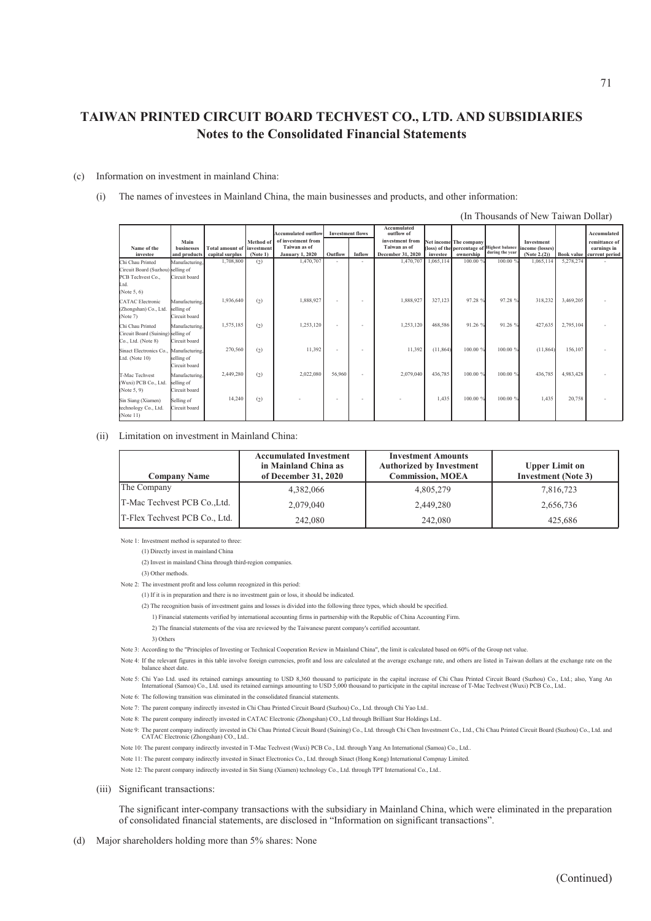# TAIWAN PRINTED CIRCUIT BOARD TECHVEST CO., LTD. AND SUBSIDIARIES
## Notes to the Consolidated Financial Statements

(c) Information on investment in mainland China:

(i) The names of investees in Mainland China, the main businesses and products, and other information:

(In Thousands of New Taiwan Dollar)

| Name of the investee | Main businesses and products | Total amount of capital surplus | Method of investment (Note 1) | Accumulated outflow of investment from Taiwan as of January 1, 2020 | Investment flows | | Accumulated outflow of investment from Taiwan as of December 31, 2020 | Net income (loss) of the investee | The company percentage of ownership | Highest balance during the year | Investment income (losses) (Note 2.(2)) | Book value | Accumulated remittance of earnings in current period |
|---|---|---|---|---|---|---|---|---|---|---|---|---|---|
| | | | | | Outflow | Inflow | | | | | | | |
| Chi Chau Printed Circuit Board (Suzhou) PCB Techvest Co., Ltd. (Note 5, 6) | Manufacturing, selling of Circuit board | 1,708,800 | (2) | 1,470,707 | - | - | 1,470,707 | 1,065,114 | 100.00 % | 100.00 % | 1,065,114 | 5,278,274 | - |
| CATAC Electronic (Zhongshan) Co., Ltd. (Note 7) | Manufacturing, selling of Circuit board | 1,936,640 | (2) | 1,888,927 | - | - | 1,888,927 | 327,123 | 97.28 % | 97.28 % | 318,232 | 3,469,205 | - |
| Chi Chau Printed Circuit Board (Suining) Co., Ltd. (Note 8) | Manufacturing, selling of Circuit board | 1,575,185 | (2) | 1,253,120 | - | - | 1,253,120 | 468,586 | 91.26 % | 91.26 % | 427,635 | 2,795,104 | - |
| Sinact Electronics Co., Ltd. (Note 10) | Manufacturing, selling of Circuit board | 270,560 | (2) | 11,392 | - | - | 11,392 | (11,864) | 100.00 % | 100.00 % | (11,864) | 156,107 | - |
| T-Mac Techvest (Wuxi) PCB Co., Ltd. (Note 5, 9) | Manufacturing, selling of Circuit board | 2,449,280 | (2) | 2,022,080 | 56,960 | - | 2,079,040 | 436,785 | 100.00 % | 100.00 % | 436,785 | 4,983,428 | - |
| Sin Siang (Xiamen) technology Co., Ltd. (Note 11) | Selling of Circuit board | 14,240 | (2) | - | - | - | - | 1,435 | 100.00 % | 100.00 % | 1,435 | 20,758 | - |

(ii) Limitation on investment in Mainland China:

| Company Name | Accumulated Investment in Mainland China as of December 31, 2020 | Investment Amounts Authorized by Investment Commission, MOEA | Upper Limit on Investment (Note 3) |
|---|---|---|---|
| The Company | 4,382,066 | 4,805,279 | 7,816,723 |
| T-Mac Techvest PCB Co.,Ltd. | 2,079,040 | 2,449,280 | 2,656,736 |
| T-Flex Techvest PCB Co., Ltd. | 242,080 | 242,080 | 425,686 |

Note 1: Investment method is separated to three:

(1) Directly invest in mainland China

(2) Invest in mainland China through third-region companies.

(3) Other methods.

Note 2: The investment profit and loss column recognized in this period:

(1) If it is in preparation and there is no investment gain or loss, it should be indicated.

(2) The recognition basis of investment gains and losses is divided into the following three types, which should be specified.

1) Financial statements verified by international accounting firms in partnership with the Republic of China Accounting Firm.

2) The financial statements of the visa are reviewed by the Taiwanese parent company's certified accountant.

3) Others

Note 3: According to the "Principles of Investing or Technical Cooperation Review in Mainland China", the limit is calculated based on 60% of the Group net value.

Note 4: If the relevant figures in this table involve foreign currencies, profit and loss are calculated at the average exchange rate, and others are listed in Taiwan dollars at the exchange rate on the balance sheet date.

Note 5: Chi Yao Ltd. used its retained earnings amounting to USD 8,360 thousand to participate in the capital increase of Chi Chau Printed Circuit Board (Suzhou) Co., Ltd.; also, Yang An International (Samoa) Co., Ltd. used its retained earnings amounting to USD 5,000 thousand to participate in the capital increase of T-Mac Techvest (Wuxi) PCB Co., Ltd..

Note 6: The following transition was eliminated in the consolidated financial statements.

Note 7: The parent company indirectly invested in Chi Chau Printed Circuit Board (Suzhou) Co., Ltd. through Chi Yao Ltd..

Note 8: The parent company indirectly invested in CATAC Electronic (Zhongshan) CO., Ltd through Brilliant Star Holdings Ltd..

Note 9: The parent company indirectly invested in Chi Chau Printed Circuit Board (Suining) Co., Ltd. through Chi Chen Investment Co., Ltd., Chi Chau Printed Circuit Board (Suzhou) Co., Ltd. and CATAC Electronic (Zhongshan) CO., Ltd..

Note 10: The parent company indirectly invested in T-Mac Techvest (Wuxi) PCB Co., Ltd. through Yang An International (Samoa) Co., Ltd..

Note 11: The parent company indirectly invested in Sinact Electronics Co., Ltd. through Sinact (Hong Kong) International Compnay Limited.

Note 12: The parent company indirectly invested in Sin Siang (Xiamen) technology Co., Ltd. through TPT International Co., Ltd..

(iii) Significant transactions:

The significant inter-company transactions with the subsidiary in Mainland China, which were eliminated in the preparation of consolidated financial statements, are disclosed in "Information on significant transactions".

(d) Major shareholders holding more than 5% shares: None

(Continued)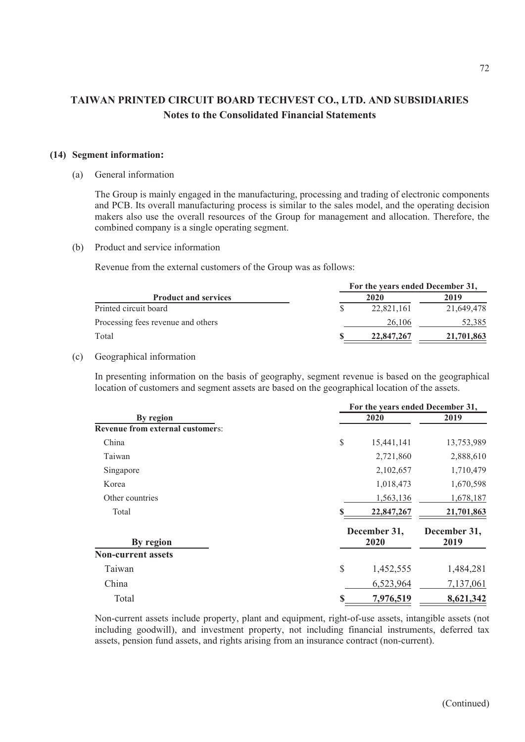# TAIWAN PRINTED CIRCUIT BOARD TECHVEST CO., LTD. AND SUBSIDIARIES

## Notes to the Consolidated Financial Statements

**(14) Segment information:**

(a) General information

The Group is mainly engaged in the manufacturing, processing and trading of electronic components and PCB. Its overall manufacturing process is similar to the sales model, and the operating decision makers also use the overall resources of the Group for management and allocation. Therefore, the combined company is a single operating segment.

(b) Product and service information

Revenue from the external customers of the Group was as follows:

| Product and services | For the years ended December 31, 2020 | 2019 |
|---|---|---|
| Printed circuit board | $ 22,821,161 | 21,649,478 |
| Processing fees revenue and others | 26,106 | 52,385 |
| Total | **$ 22,847,267** | **21,701,863** |

(c) Geographical information

In presenting information on the basis of geography, segment revenue is based on the geographical location of customers and segment assets are based on the geographical location of the assets.

| By region | For the years ended December 31, 2020 | 2019 |
|---|---|---|
| **Revenue from external customers:** | | |
| China | $ 15,441,141 | 13,753,989 |
| Taiwan | 2,721,860 | 2,888,610 |
| Singapore | 2,102,657 | 1,710,479 |
| Korea | 1,018,473 | 1,670,598 |
| Other countries | 1,563,136 | 1,678,187 |
| Total | **$ 22,847,267** | **21,701,863** |

| By region | December 31, 2020 | December 31, 2019 |
|---|---|---|
| **Non-current assets** | | |
| Taiwan | $ 1,452,555 | 1,484,281 |
| China | 6,523,964 | 7,137,061 |
| Total | **$ 7,976,519** | **8,621,342** |

Non-current assets include property, plant and equipment, right-of-use assets, intangible assets (not including goodwill), and investment property, not including financial instruments, deferred tax assets, pension fund assets, and rights arising from an insurance contract (non-current).

(Continued)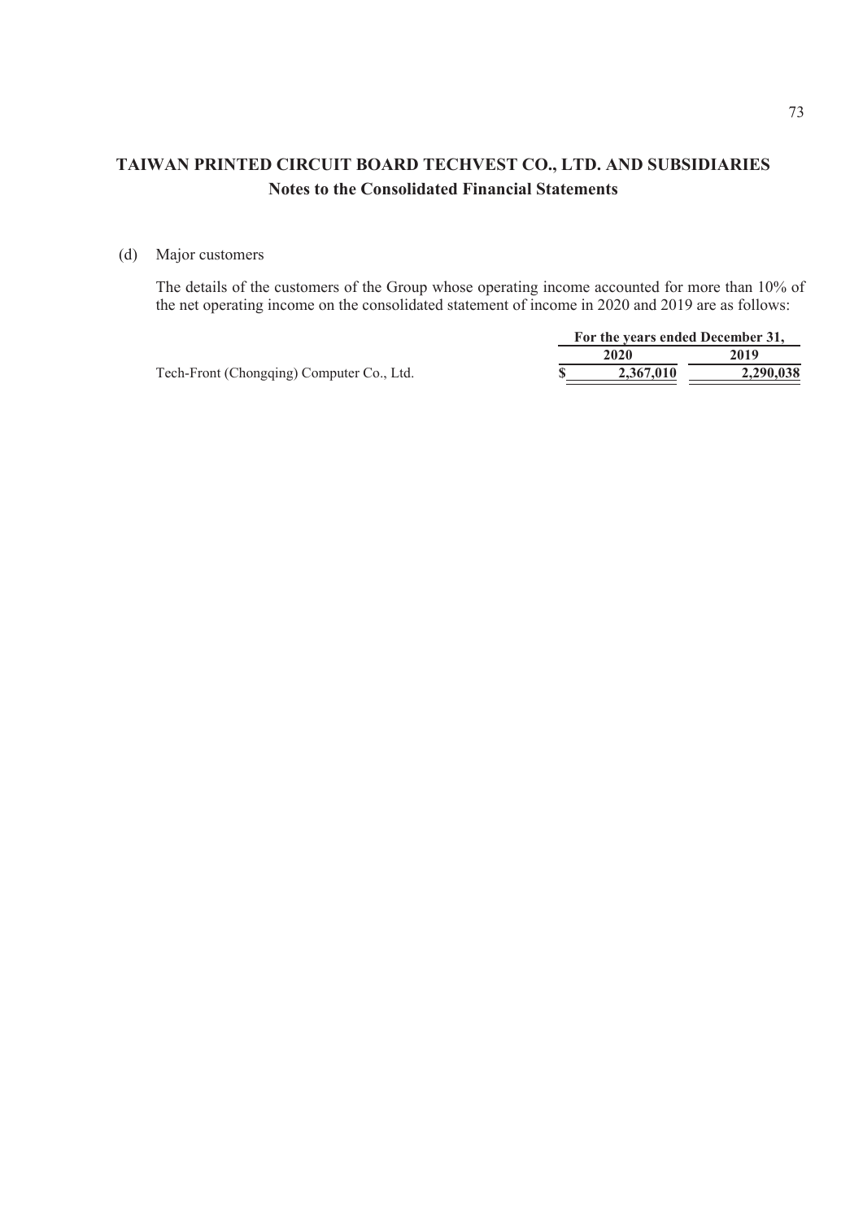# TAIWAN PRINTED CIRCUIT BOARD TECHVEST CO., LTD. AND SUBSIDIARIES

## Notes to the Consolidated Financial Statements

(d) Major customers

The details of the customers of the Group whose operating income accounted for more than 10% of the net operating income on the consolidated statement of income in 2020 and 2019 are as follows:

| | For the years ended December 31, | |
|---|---|---|
| | **2020** | **2019** |
| Tech-Front (Chongqing) Computer Co., Ltd. | $ 2,367,010 | 2,290,038 |